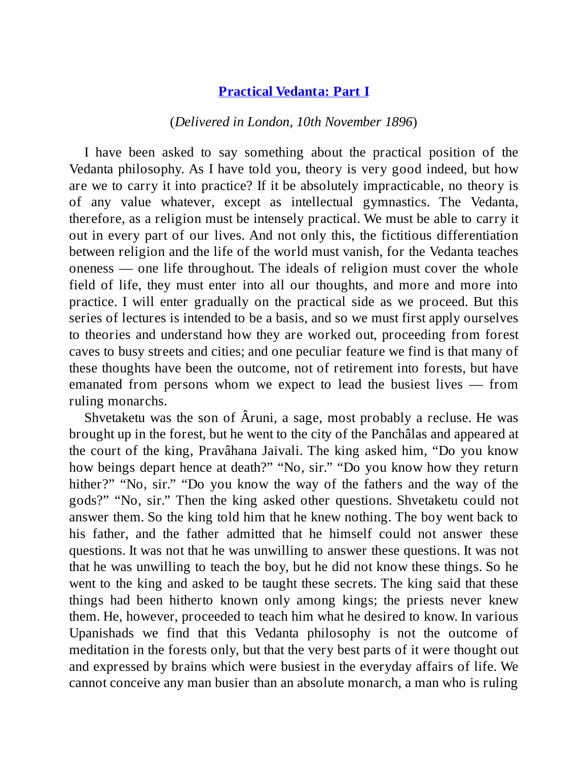## [Practical Vedanta: Part I]

(*Delivered in London, 10th November 1896*)

I have been asked to say something about the practical position of the Vedanta philosophy. As I have told you, theory is very good indeed, but how are we to carry it into practice? If it be absolutely impracticable, no theory is of any value whatever, except as intellectual gymnastics. The Vedanta, therefore, as a religion must be intensely practical. We must be able to carry it out in every part of our lives. And not only this, the fictitious differentiation between religion and the life of the world must vanish, for the Vedanta teaches oneness — one life throughout. The ideals of religion must cover the whole field of life, they must enter into all our thoughts, and more and more into practice. I will enter gradually on the practical side as we proceed. But this series of lectures is intended to be a basis, and so we must first apply ourselves to theories and understand how they are worked out, proceeding from forest caves to busy streets and cities; and one peculiar feature we find is that many of these thoughts have been the outcome, not of retirement into forests, but have emanated from persons whom we expect to lead the busiest lives — from ruling monarchs.

Shvetaketu was the son of Âruni, a sage, most probably a recluse. He was brought up in the forest, but he went to the city of the Panchâlas and appeared at the court of the king, Pravâhana Jaivali. The king asked him, "Do you know how beings depart hence at death?" "No, sir." "Do you know how they return hither?" "No, sir." "Do you know the way of the fathers and the way of the gods?" "No, sir." Then the king asked other questions. Shvetaketu could not answer them. So the king told him that he knew nothing. The boy went back to his father, and the father admitted that he himself could not answer these questions. It was not that he was unwilling to answer these questions. It was not that he was unwilling to teach the boy, but he did not know these things. So he went to the king and asked to be taught these secrets. The king said that these things had been hitherto known only among kings; the priests never knew them. He, however, proceeded to teach him what he desired to know. In various Upanishads we find that this Vedanta philosophy is not the outcome of meditation in the forests only, but that the very best parts of it were thought out and expressed by brains which were busiest in the everyday affairs of life. We cannot conceive any man busier than an absolute monarch, a man who is ruling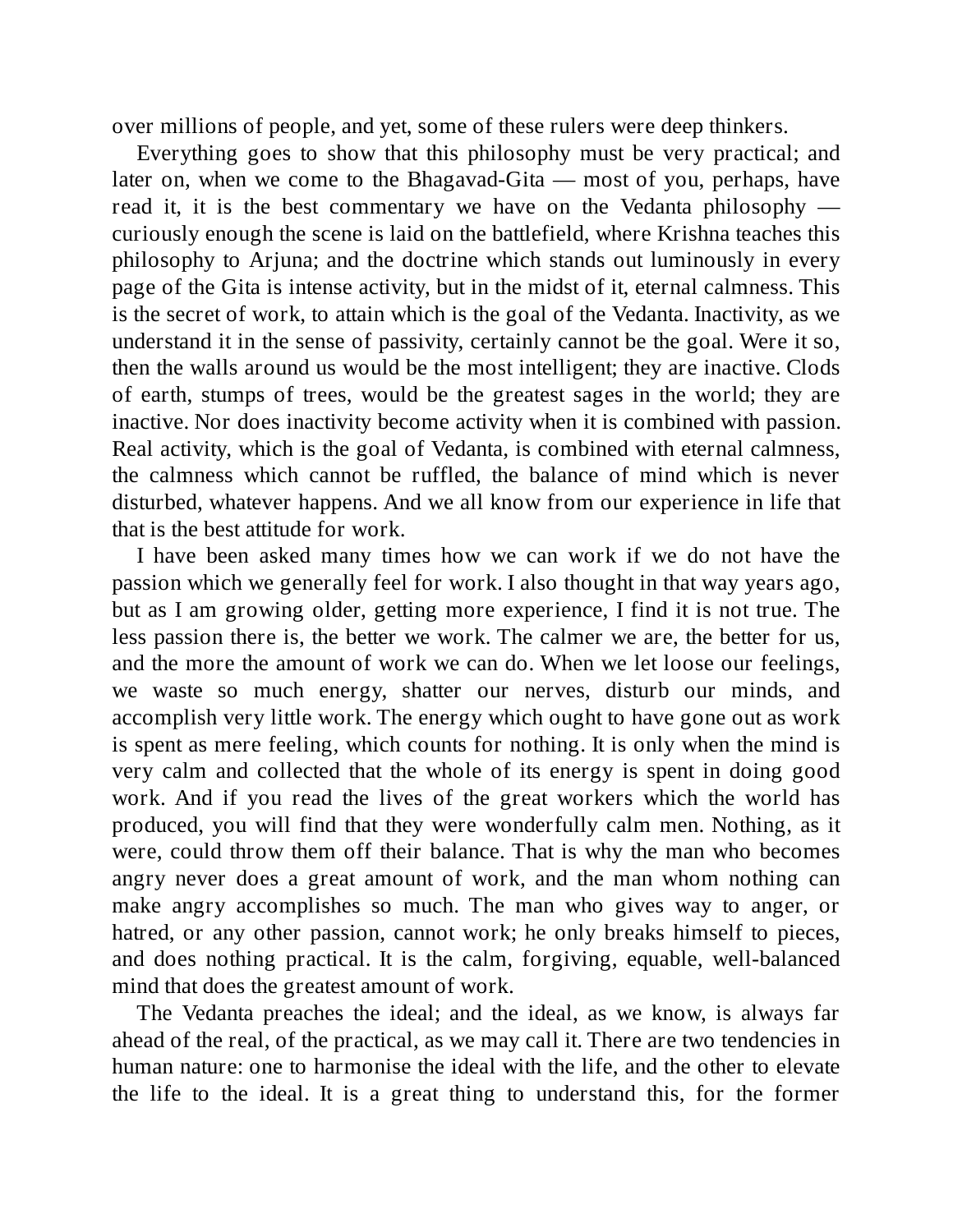over millions of people, and yet, some of these rulers were deep thinkers.

Everything goes to show that this philosophy must be very practical; and later on, when we come to the Bhagavad-Gita — most of you, perhaps, have read it, it is the best commentary we have on the Vedanta philosophy — curiously enough the scene is laid on the battlefield, where Krishna teaches this philosophy to Arjuna; and the doctrine which stands out luminously in every page of the Gita is intense activity, but in the midst of it, eternal calmness. This is the secret of work, to attain which is the goal of the Vedanta. Inactivity, as we understand it in the sense of passivity, certainly cannot be the goal. Were it so, then the walls around us would be the most intelligent; they are inactive. Clods of earth, stumps of trees, would be the greatest sages in the world; they are inactive. Nor does inactivity become activity when it is combined with passion. Real activity, which is the goal of Vedanta, is combined with eternal calmness, the calmness which cannot be ruffled, the balance of mind which is never disturbed, whatever happens. And we all know from our experience in life that that is the best attitude for work.

I have been asked many times how we can work if we do not have the passion which we generally feel for work. I also thought in that way years ago, but as I am growing older, getting more experience, I find it is not true. The less passion there is, the better we work. The calmer we are, the better for us, and the more the amount of work we can do. When we let loose our feelings, we waste so much energy, shatter our nerves, disturb our minds, and accomplish very little work. The energy which ought to have gone out as work is spent as mere feeling, which counts for nothing. It is only when the mind is very calm and collected that the whole of its energy is spent in doing good work. And if you read the lives of the great workers which the world has produced, you will find that they were wonderfully calm men. Nothing, as it were, could throw them off their balance. That is why the man who becomes angry never does a great amount of work, and the man whom nothing can make angry accomplishes so much. The man who gives way to anger, or hatred, or any other passion, cannot work; he only breaks himself to pieces, and does nothing practical. It is the calm, forgiving, equable, well-balanced mind that does the greatest amount of work.

The Vedanta preaches the ideal; and the ideal, as we know, is always far ahead of the real, of the practical, as we may call it. There are two tendencies in human nature: one to harmonise the ideal with the life, and the other to elevate the life to the ideal. It is a great thing to understand this, for the former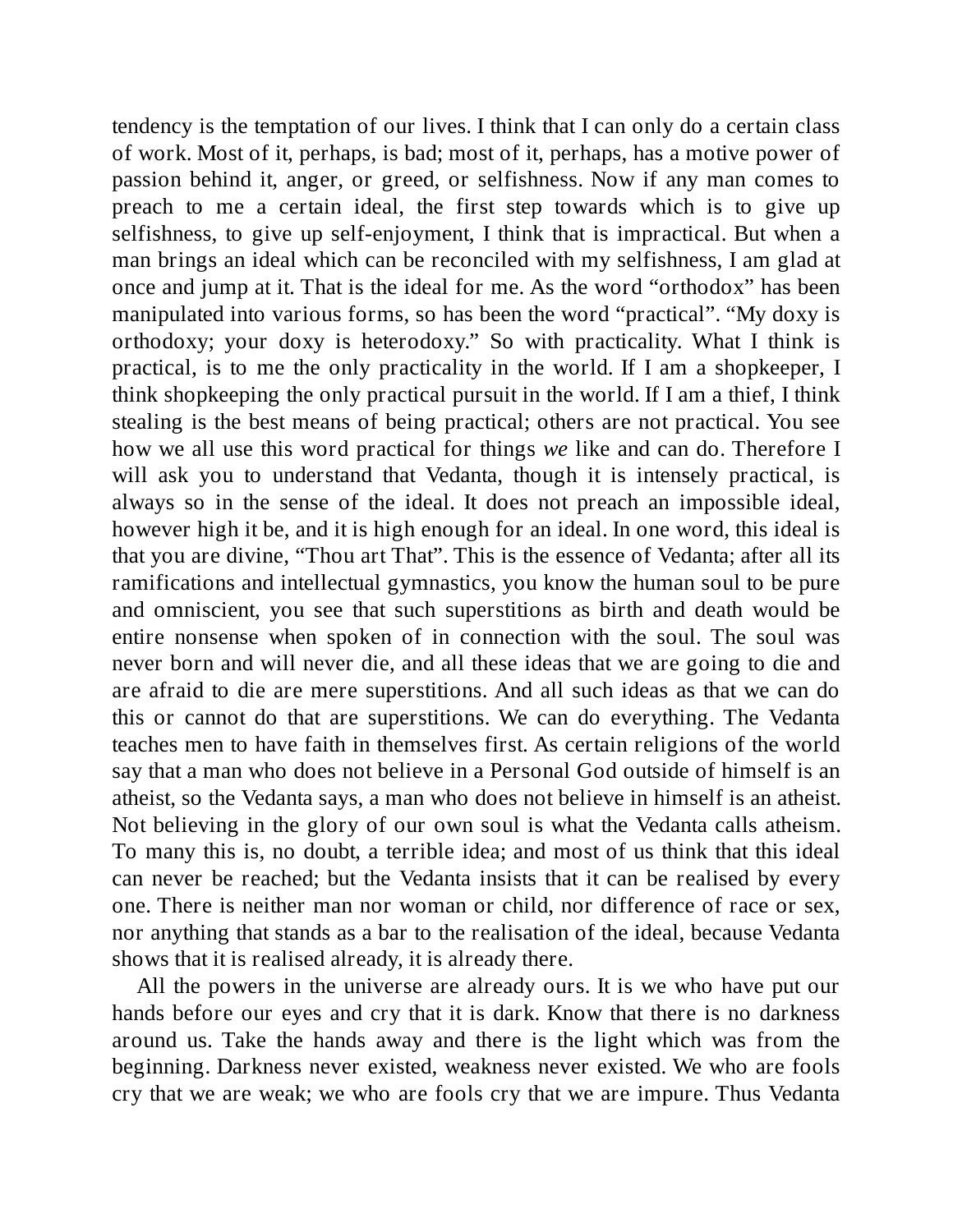tendency is the temptation of our lives. I think that I can only do a certain class of work. Most of it, perhaps, is bad; most of it, perhaps, has a motive power of passion behind it, anger, or greed, or selfishness. Now if any man comes to preach to me a certain ideal, the first step towards which is to give up selfishness, to give up self-enjoyment, I think that is impractical. But when a man brings an ideal which can be reconciled with my selfishness, I am glad at once and jump at it. That is the ideal for me. As the word "orthodox" has been manipulated into various forms, so has been the word "practical". "My doxy is orthodoxy; your doxy is heterodoxy." So with practicality. What I think is practical, is to me the only practicality in the world. If I am a shopkeeper, I think shopkeeping the only practical pursuit in the world. If I am a thief, I think stealing is the best means of being practical; others are not practical. You see how we all use this word practical for things *we* like and can do. Therefore I will ask you to understand that Vedanta, though it is intensely practical, is always so in the sense of the ideal. It does not preach an impossible ideal, however high it be, and it is high enough for an ideal. In one word, this ideal is that you are divine, "Thou art That". This is the essence of Vedanta; after all its ramifications and intellectual gymnastics, you know the human soul to be pure and omniscient, you see that such superstitions as birth and death would be entire nonsense when spoken of in connection with the soul. The soul was never born and will never die, and all these ideas that we are going to die and are afraid to die are mere superstitions. And all such ideas as that we can do this or cannot do that are superstitions. We can do everything. The Vedanta teaches men to have faith in themselves first. As certain religions of the world say that a man who does not believe in a Personal God outside of himself is an atheist, so the Vedanta says, a man who does not believe in himself is an atheist. Not believing in the glory of our own soul is what the Vedanta calls atheism. To many this is, no doubt, a terrible idea; and most of us think that this ideal can never be reached; but the Vedanta insists that it can be realised by every one. There is neither man nor woman or child, nor difference of race or sex, nor anything that stands as a bar to the realisation of the ideal, because Vedanta shows that it is realised already, it is already there.

All the powers in the universe are already ours. It is we who have put our hands before our eyes and cry that it is dark. Know that there is no darkness around us. Take the hands away and there is the light which was from the beginning. Darkness never existed, weakness never existed. We who are fools cry that we are weak; we who are fools cry that we are impure. Thus Vedanta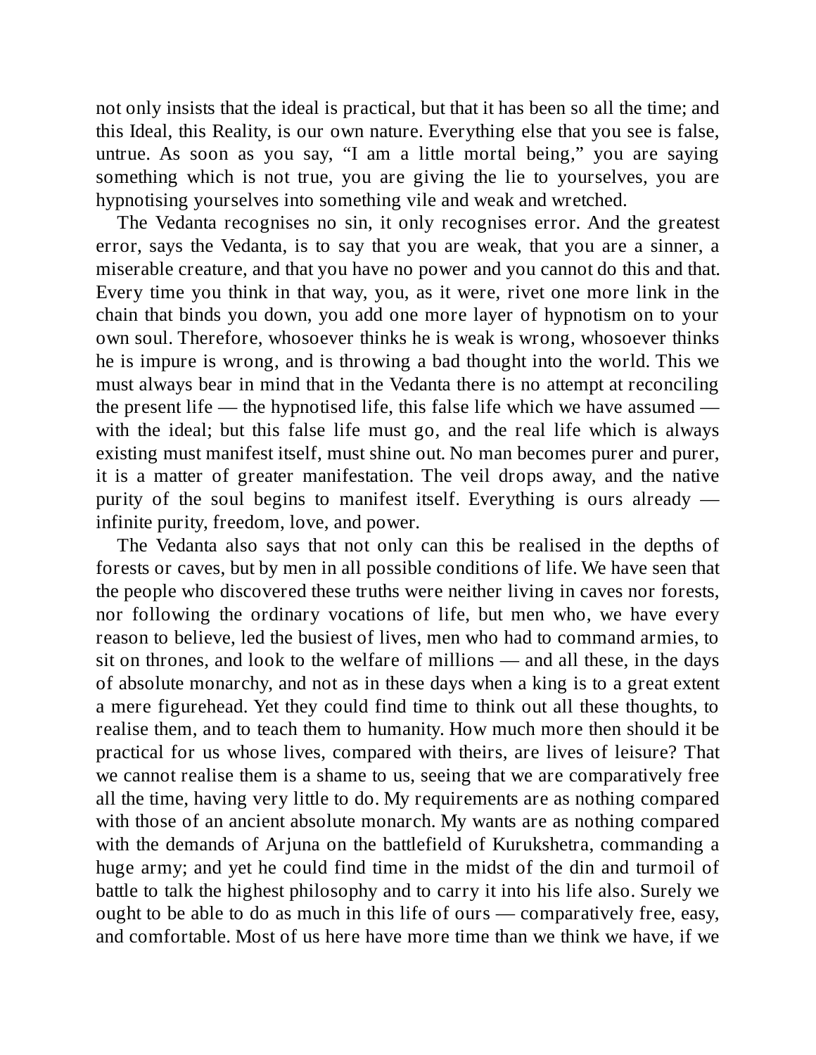not only insists that the ideal is practical, but that it has been so all the time; and this Ideal, this Reality, is our own nature. Everything else that you see is false, untrue. As soon as you say, "I am a little mortal being," you are saying something which is not true, you are giving the lie to yourselves, you are hypnotising yourselves into something vile and weak and wretched.

The Vedanta recognises no sin, it only recognises error. And the greatest error, says the Vedanta, is to say that you are weak, that you are a sinner, a miserable creature, and that you have no power and you cannot do this and that. Every time you think in that way, you, as it were, rivet one more link in the chain that binds you down, you add one more layer of hypnotism on to your own soul. Therefore, whosoever thinks he is weak is wrong, whosoever thinks he is impure is wrong, and is throwing a bad thought into the world. This we must always bear in mind that in the Vedanta there is no attempt at reconciling the present life — the hypnotised life, this false life which we have assumed — with the ideal; but this false life must go, and the real life which is always existing must manifest itself, must shine out. No man becomes purer and purer, it is a matter of greater manifestation. The veil drops away, and the native purity of the soul begins to manifest itself. Everything is ours already — infinite purity, freedom, love, and power.

The Vedanta also says that not only can this be realised in the depths of forests or caves, but by men in all possible conditions of life. We have seen that the people who discovered these truths were neither living in caves nor forests, nor following the ordinary vocations of life, but men who, we have every reason to believe, led the busiest of lives, men who had to command armies, to sit on thrones, and look to the welfare of millions — and all these, in the days of absolute monarchy, and not as in these days when a king is to a great extent a mere figurehead. Yet they could find time to think out all these thoughts, to realise them, and to teach them to humanity. How much more then should it be practical for us whose lives, compared with theirs, are lives of leisure? That we cannot realise them is a shame to us, seeing that we are comparatively free all the time, having very little to do. My requirements are as nothing compared with those of an ancient absolute monarch. My wants are as nothing compared with the demands of Arjuna on the battlefield of Kurukshetra, commanding a huge army; and yet he could find time in the midst of the din and turmoil of battle to talk the highest philosophy and to carry it into his life also. Surely we ought to be able to do as much in this life of ours — comparatively free, easy, and comfortable. Most of us here have more time than we think we have, if we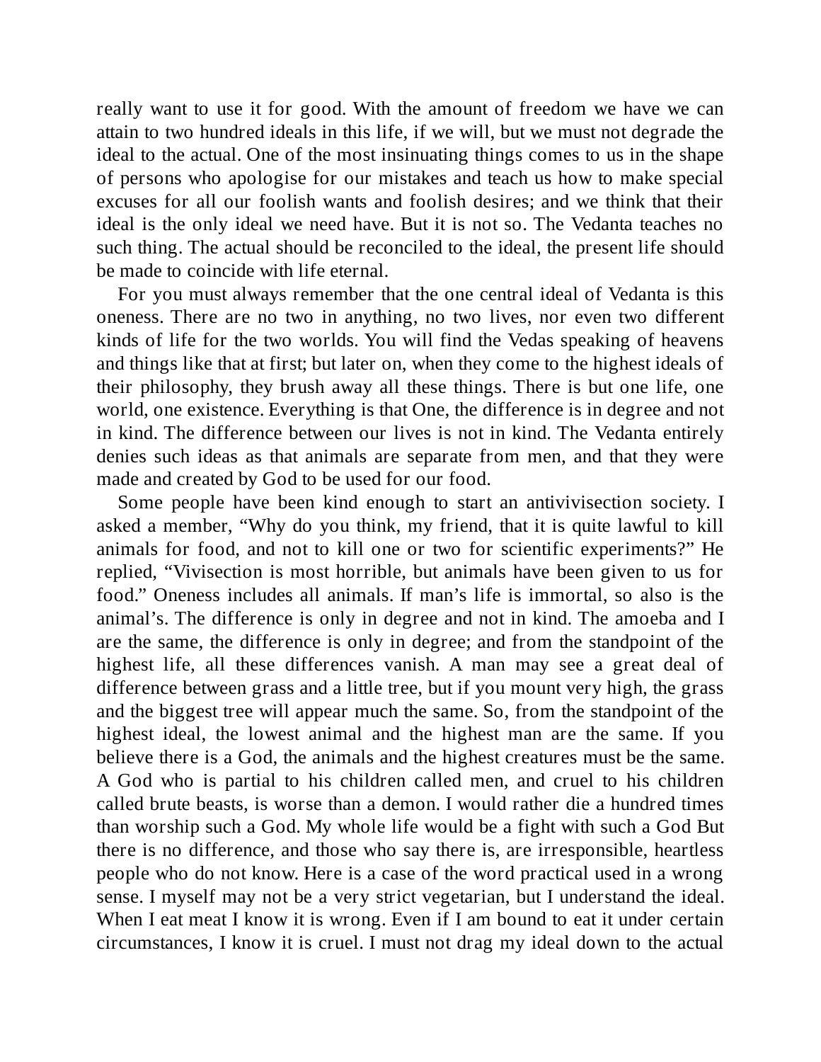really want to use it for good. With the amount of freedom we have we can attain to two hundred ideals in this life, if we will, but we must not degrade the ideal to the actual. One of the most insinuating things comes to us in the shape of persons who apologise for our mistakes and teach us how to make special excuses for all our foolish wants and foolish desires; and we think that their ideal is the only ideal we need have. But it is not so. The Vedanta teaches no such thing. The actual should be reconciled to the ideal, the present life should be made to coincide with life eternal.

For you must always remember that the one central ideal of Vedanta is this oneness. There are no two in anything, no two lives, nor even two different kinds of life for the two worlds. You will find the Vedas speaking of heavens and things like that at first; but later on, when they come to the highest ideals of their philosophy, they brush away all these things. There is but one life, one world, one existence. Everything is that One, the difference is in degree and not in kind. The difference between our lives is not in kind. The Vedanta entirely denies such ideas as that animals are separate from men, and that they were made and created by God to be used for our food.

Some people have been kind enough to start an antivivisection society. I asked a member, “Why do you think, my friend, that it is quite lawful to kill animals for food, and not to kill one or two for scientific experiments?” He replied, “Vivisection is most horrible, but animals have been given to us for food.” Oneness includes all animals. If man’s life is immortal, so also is the animal’s. The difference is only in degree and not in kind. The amoeba and I are the same, the difference is only in degree; and from the standpoint of the highest life, all these differences vanish. A man may see a great deal of difference between grass and a little tree, but if you mount very high, the grass and the biggest tree will appear much the same. So, from the standpoint of the highest ideal, the lowest animal and the highest man are the same. If you believe there is a God, the animals and the highest creatures must be the same. A God who is partial to his children called men, and cruel to his children called brute beasts, is worse than a demon. I would rather die a hundred times than worship such a God. My whole life would be a fight with such a God But there is no difference, and those who say there is, are irresponsible, heartless people who do not know. Here is a case of the word practical used in a wrong sense. I myself may not be a very strict vegetarian, but I understand the ideal. When I eat meat I know it is wrong. Even if I am bound to eat it under certain circumstances, I know it is cruel. I must not drag my ideal down to the actual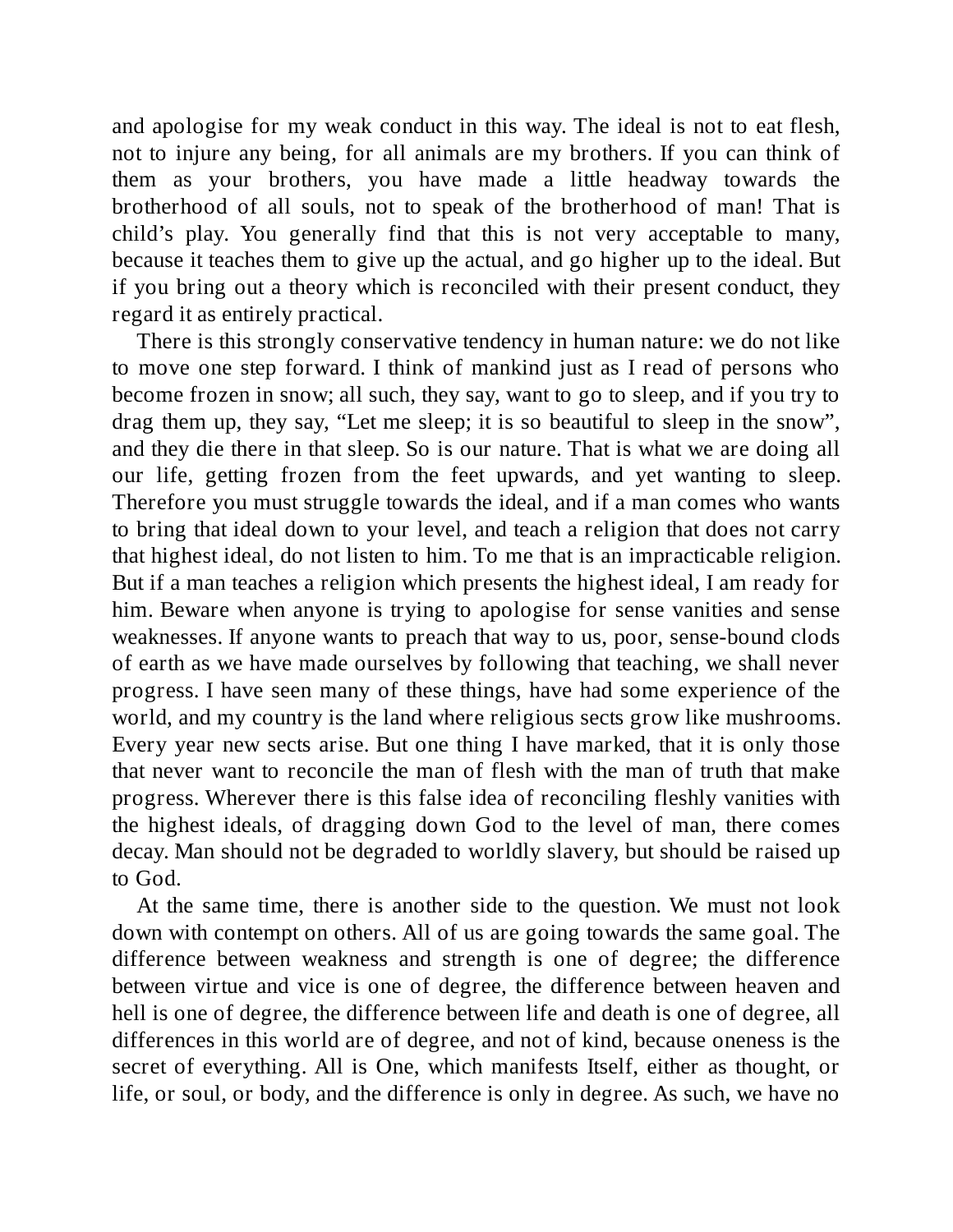and apologise for my weak conduct in this way. The ideal is not to eat flesh, not to injure any being, for all animals are my brothers. If you can think of them as your brothers, you have made a little headway towards the brotherhood of all souls, not to speak of the brotherhood of man! That is child's play. You generally find that this is not very acceptable to many, because it teaches them to give up the actual, and go higher up to the ideal. But if you bring out a theory which is reconciled with their present conduct, they regard it as entirely practical.

There is this strongly conservative tendency in human nature: we do not like to move one step forward. I think of mankind just as I read of persons who become frozen in snow; all such, they say, want to go to sleep, and if you try to drag them up, they say, "Let me sleep; it is so beautiful to sleep in the snow", and they die there in that sleep. So is our nature. That is what we are doing all our life, getting frozen from the feet upwards, and yet wanting to sleep. Therefore you must struggle towards the ideal, and if a man comes who wants to bring that ideal down to your level, and teach a religion that does not carry that highest ideal, do not listen to him. To me that is an impracticable religion. But if a man teaches a religion which presents the highest ideal, I am ready for him. Beware when anyone is trying to apologise for sense vanities and sense weaknesses. If anyone wants to preach that way to us, poor, sense-bound clods of earth as we have made ourselves by following that teaching, we shall never progress. I have seen many of these things, have had some experience of the world, and my country is the land where religious sects grow like mushrooms. Every year new sects arise. But one thing I have marked, that it is only those that never want to reconcile the man of flesh with the man of truth that make progress. Wherever there is this false idea of reconciling fleshly vanities with the highest ideals, of dragging down God to the level of man, there comes decay. Man should not be degraded to worldly slavery, but should be raised up to God.

At the same time, there is another side to the question. We must not look down with contempt on others. All of us are going towards the same goal. The difference between weakness and strength is one of degree; the difference between virtue and vice is one of degree, the difference between heaven and hell is one of degree, the difference between life and death is one of degree, all differences in this world are of degree, and not of kind, because oneness is the secret of everything. All is One, which manifests Itself, either as thought, or life, or soul, or body, and the difference is only in degree. As such, we have no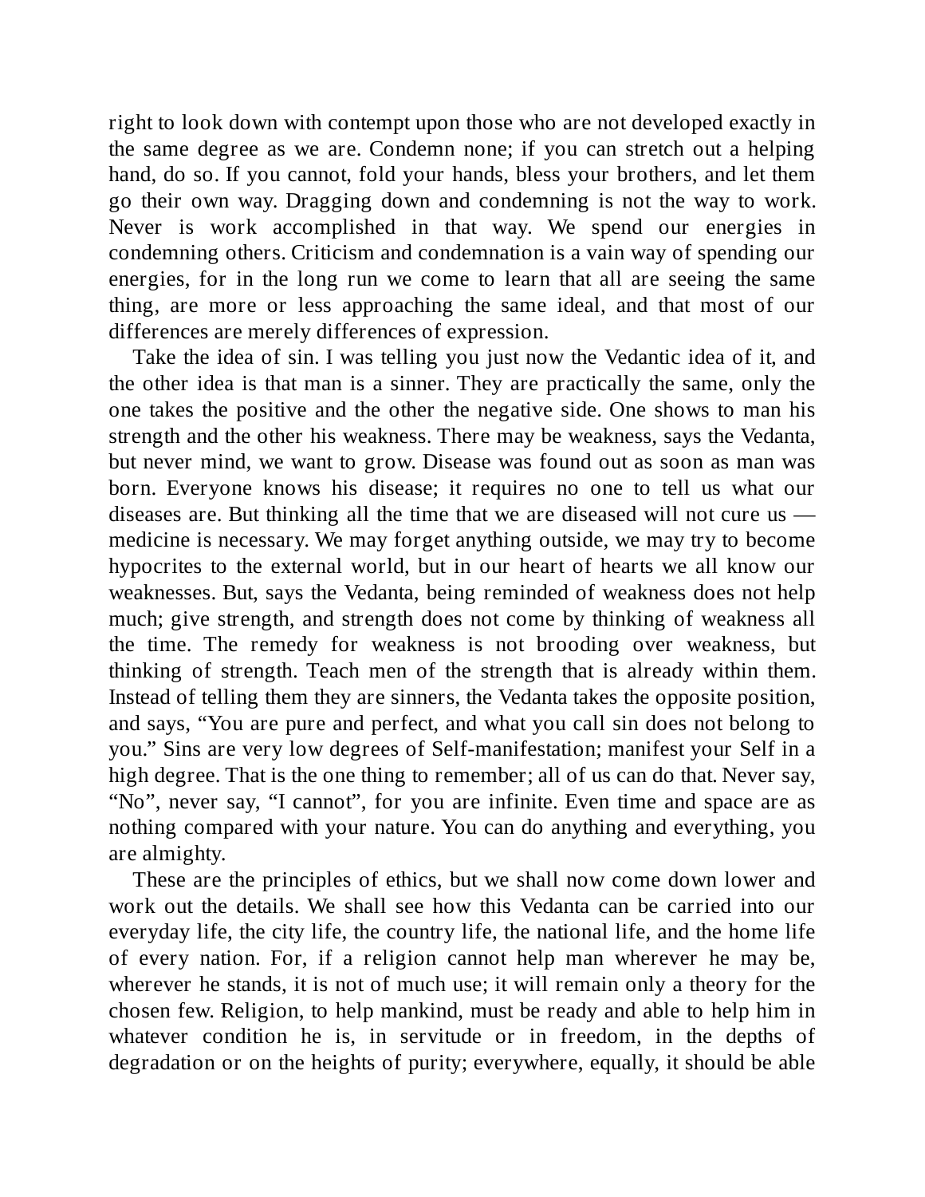right to look down with contempt upon those who are not developed exactly in the same degree as we are. Condemn none; if you can stretch out a helping hand, do so. If you cannot, fold your hands, bless your brothers, and let them go their own way. Dragging down and condemning is not the way to work. Never is work accomplished in that way. We spend our energies in condemning others. Criticism and condemnation is a vain way of spending our energies, for in the long run we come to learn that all are seeing the same thing, are more or less approaching the same ideal, and that most of our differences are merely differences of expression.

Take the idea of sin. I was telling you just now the Vedantic idea of it, and the other idea is that man is a sinner. They are practically the same, only the one takes the positive and the other the negative side. One shows to man his strength and the other his weakness. There may be weakness, says the Vedanta, but never mind, we want to grow. Disease was found out as soon as man was born. Everyone knows his disease; it requires no one to tell us what our diseases are. But thinking all the time that we are diseased will not cure us — medicine is necessary. We may forget anything outside, we may try to become hypocrites to the external world, but in our heart of hearts we all know our weaknesses. But, says the Vedanta, being reminded of weakness does not help much; give strength, and strength does not come by thinking of weakness all the time. The remedy for weakness is not brooding over weakness, but thinking of strength. Teach men of the strength that is already within them. Instead of telling them they are sinners, the Vedanta takes the opposite position, and says, "You are pure and perfect, and what you call sin does not belong to you." Sins are very low degrees of Self-manifestation; manifest your Self in a high degree. That is the one thing to remember; all of us can do that. Never say, "No", never say, "I cannot", for you are infinite. Even time and space are as nothing compared with your nature. You can do anything and everything, you are almighty.

These are the principles of ethics, but we shall now come down lower and work out the details. We shall see how this Vedanta can be carried into our everyday life, the city life, the country life, the national life, and the home life of every nation. For, if a religion cannot help man wherever he may be, wherever he stands, it is not of much use; it will remain only a theory for the chosen few. Religion, to help mankind, must be ready and able to help him in whatever condition he is, in servitude or in freedom, in the depths of degradation or on the heights of purity; everywhere, equally, it should be able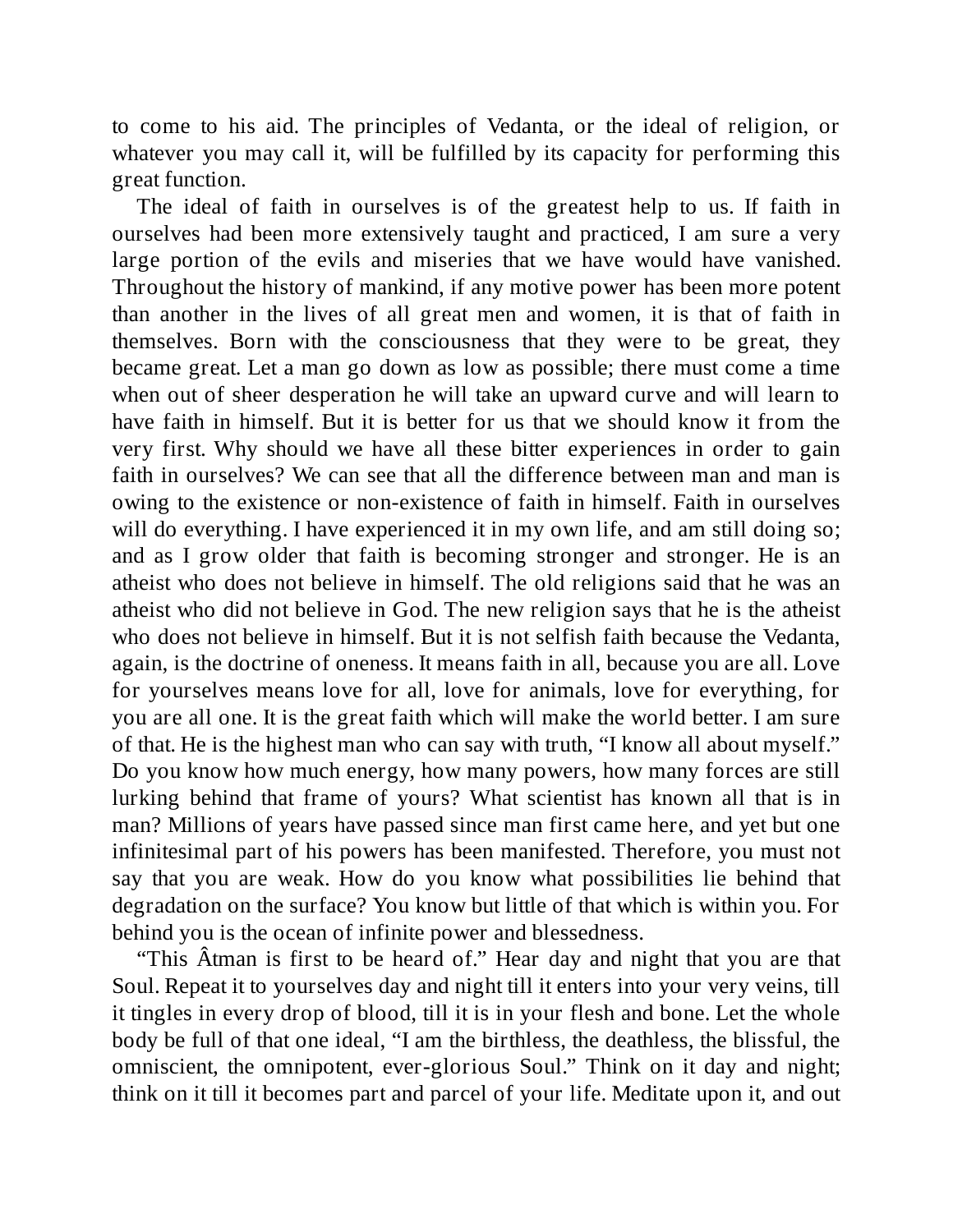to come to his aid. The principles of Vedanta, or the ideal of religion, or whatever you may call it, will be fulfilled by its capacity for performing this great function.

The ideal of faith in ourselves is of the greatest help to us. If faith in ourselves had been more extensively taught and practiced, I am sure a very large portion of the evils and miseries that we have would have vanished. Throughout the history of mankind, if any motive power has been more potent than another in the lives of all great men and women, it is that of faith in themselves. Born with the consciousness that they were to be great, they became great. Let a man go down as low as possible; there must come a time when out of sheer desperation he will take an upward curve and will learn to have faith in himself. But it is better for us that we should know it from the very first. Why should we have all these bitter experiences in order to gain faith in ourselves? We can see that all the difference between man and man is owing to the existence or non-existence of faith in himself. Faith in ourselves will do everything. I have experienced it in my own life, and am still doing so; and as I grow older that faith is becoming stronger and stronger. He is an atheist who does not believe in himself. The old religions said that he was an atheist who did not believe in God. The new religion says that he is the atheist who does not believe in himself. But it is not selfish faith because the Vedanta, again, is the doctrine of oneness. It means faith in all, because you are all. Love for yourselves means love for all, love for animals, love for everything, for you are all one. It is the great faith which will make the world better. I am sure of that. He is the highest man who can say with truth, "I know all about myself." Do you know how much energy, how many powers, how many forces are still lurking behind that frame of yours? What scientist has known all that is in man? Millions of years have passed since man first came here, and yet but one infinitesimal part of his powers has been manifested. Therefore, you must not say that you are weak. How do you know what possibilities lie behind that degradation on the surface? You know but little of that which is within you. For behind you is the ocean of infinite power and blessedness.

"This Âtman is first to be heard of." Hear day and night that you are that Soul. Repeat it to yourselves day and night till it enters into your very veins, till it tingles in every drop of blood, till it is in your flesh and bone. Let the whole body be full of that one ideal, "I am the birthless, the deathless, the blissful, the omniscient, the omnipotent, ever-glorious Soul." Think on it day and night; think on it till it becomes part and parcel of your life. Meditate upon it, and out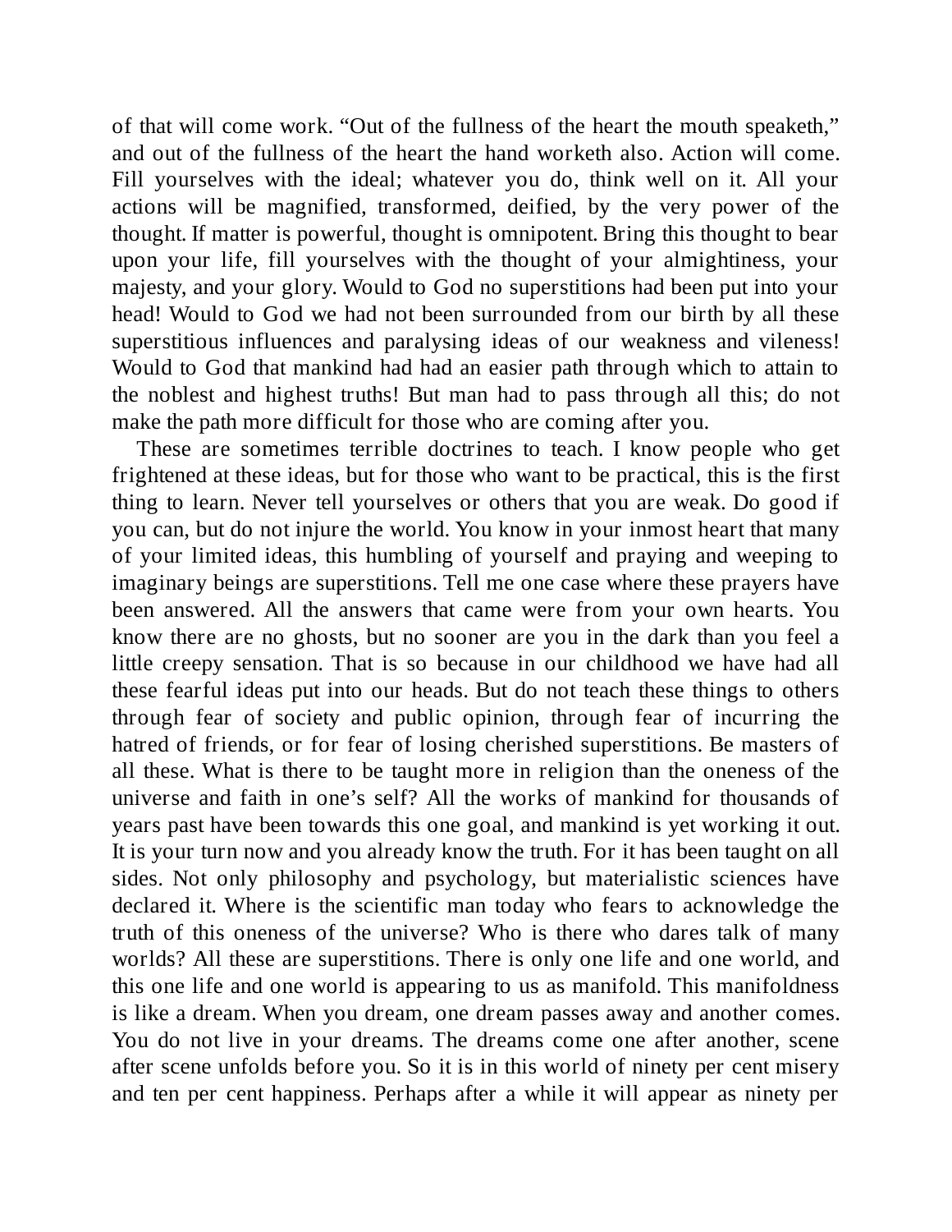of that will come work. "Out of the fullness of the heart the mouth speaketh," and out of the fullness of the heart the hand worketh also. Action will come. Fill yourselves with the ideal; whatever you do, think well on it. All your actions will be magnified, transformed, deified, by the very power of the thought. If matter is powerful, thought is omnipotent. Bring this thought to bear upon your life, fill yourselves with the thought of your almightiness, your majesty, and your glory. Would to God no superstitions had been put into your head! Would to God we had not been surrounded from our birth by all these superstitious influences and paralysing ideas of our weakness and vileness! Would to God that mankind had had an easier path through which to attain to the noblest and highest truths! But man had to pass through all this; do not make the path more difficult for those who are coming after you.

These are sometimes terrible doctrines to teach. I know people who get frightened at these ideas, but for those who want to be practical, this is the first thing to learn. Never tell yourselves or others that you are weak. Do good if you can, but do not injure the world. You know in your inmost heart that many of your limited ideas, this humbling of yourself and praying and weeping to imaginary beings are superstitions. Tell me one case where these prayers have been answered. All the answers that came were from your own hearts. You know there are no ghosts, but no sooner are you in the dark than you feel a little creepy sensation. That is so because in our childhood we have had all these fearful ideas put into our heads. But do not teach these things to others through fear of society and public opinion, through fear of incurring the hatred of friends, or for fear of losing cherished superstitions. Be masters of all these. What is there to be taught more in religion than the oneness of the universe and faith in one's self? All the works of mankind for thousands of years past have been towards this one goal, and mankind is yet working it out. It is your turn now and you already know the truth. For it has been taught on all sides. Not only philosophy and psychology, but materialistic sciences have declared it. Where is the scientific man today who fears to acknowledge the truth of this oneness of the universe? Who is there who dares talk of many worlds? All these are superstitions. There is only one life and one world, and this one life and one world is appearing to us as manifold. This manifoldness is like a dream. When you dream, one dream passes away and another comes. You do not live in your dreams. The dreams come one after another, scene after scene unfolds before you. So it is in this world of ninety per cent misery and ten per cent happiness. Perhaps after a while it will appear as ninety per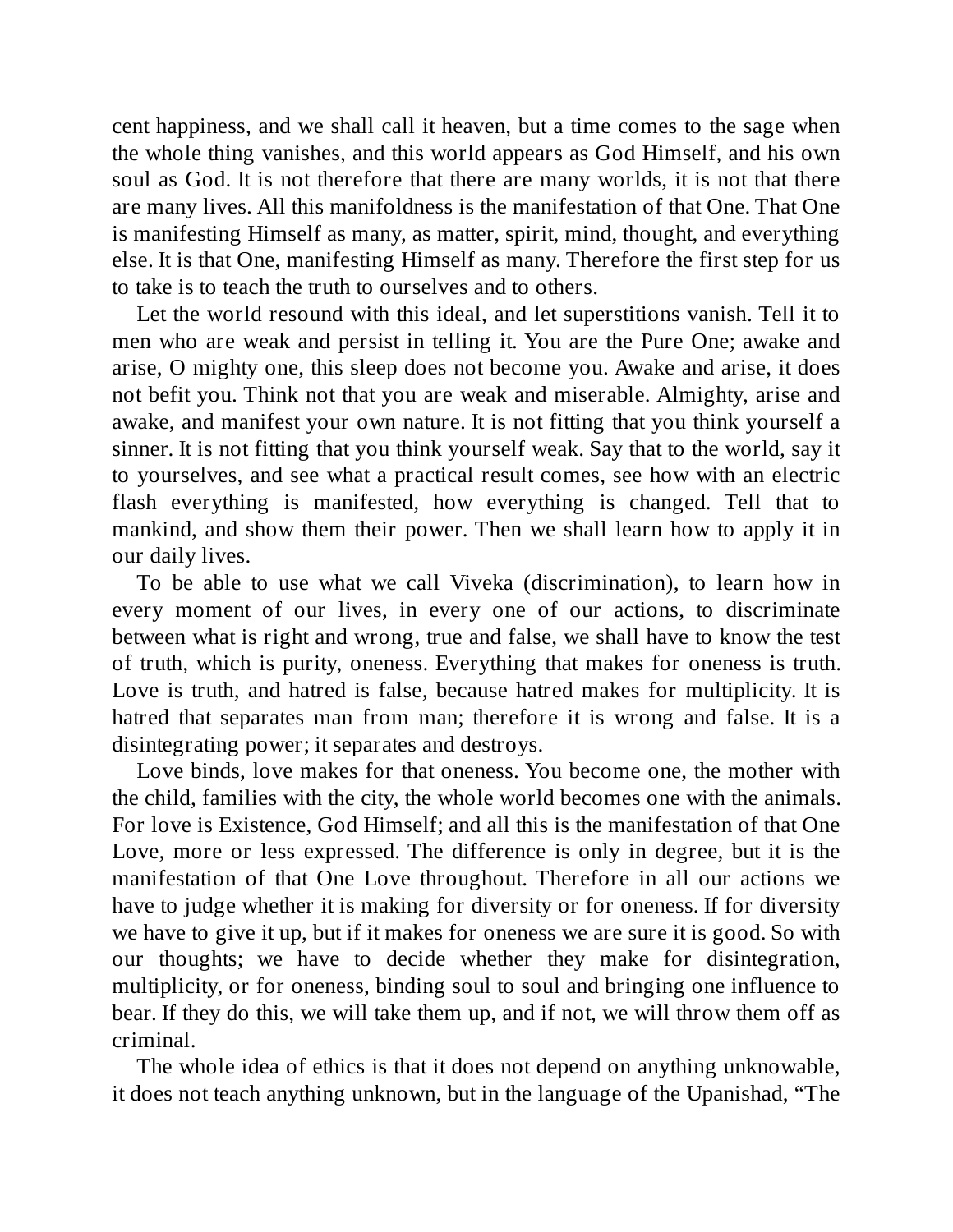cent happiness, and we shall call it heaven, but a time comes to the sage when the whole thing vanishes, and this world appears as God Himself, and his own soul as God. It is not therefore that there are many worlds, it is not that there are many lives. All this manifoldness is the manifestation of that One. That One is manifesting Himself as many, as matter, spirit, mind, thought, and everything else. It is that One, manifesting Himself as many. Therefore the first step for us to take is to teach the truth to ourselves and to others.

Let the world resound with this ideal, and let superstitions vanish. Tell it to men who are weak and persist in telling it. You are the Pure One; awake and arise, O mighty one, this sleep does not become you. Awake and arise, it does not befit you. Think not that you are weak and miserable. Almighty, arise and awake, and manifest your own nature. It is not fitting that you think yourself a sinner. It is not fitting that you think yourself weak. Say that to the world, say it to yourselves, and see what a practical result comes, see how with an electric flash everything is manifested, how everything is changed. Tell that to mankind, and show them their power. Then we shall learn how to apply it in our daily lives.

To be able to use what we call Viveka (discrimination), to learn how in every moment of our lives, in every one of our actions, to discriminate between what is right and wrong, true and false, we shall have to know the test of truth, which is purity, oneness. Everything that makes for oneness is truth. Love is truth, and hatred is false, because hatred makes for multiplicity. It is hatred that separates man from man; therefore it is wrong and false. It is a disintegrating power; it separates and destroys.

Love binds, love makes for that oneness. You become one, the mother with the child, families with the city, the whole world becomes one with the animals. For love is Existence, God Himself; and all this is the manifestation of that One Love, more or less expressed. The difference is only in degree, but it is the manifestation of that One Love throughout. Therefore in all our actions we have to judge whether it is making for diversity or for oneness. If for diversity we have to give it up, but if it makes for oneness we are sure it is good. So with our thoughts; we have to decide whether they make for disintegration, multiplicity, or for oneness, binding soul to soul and bringing one influence to bear. If they do this, we will take them up, and if not, we will throw them off as criminal.

The whole idea of ethics is that it does not depend on anything unknowable, it does not teach anything unknown, but in the language of the Upanishad, "The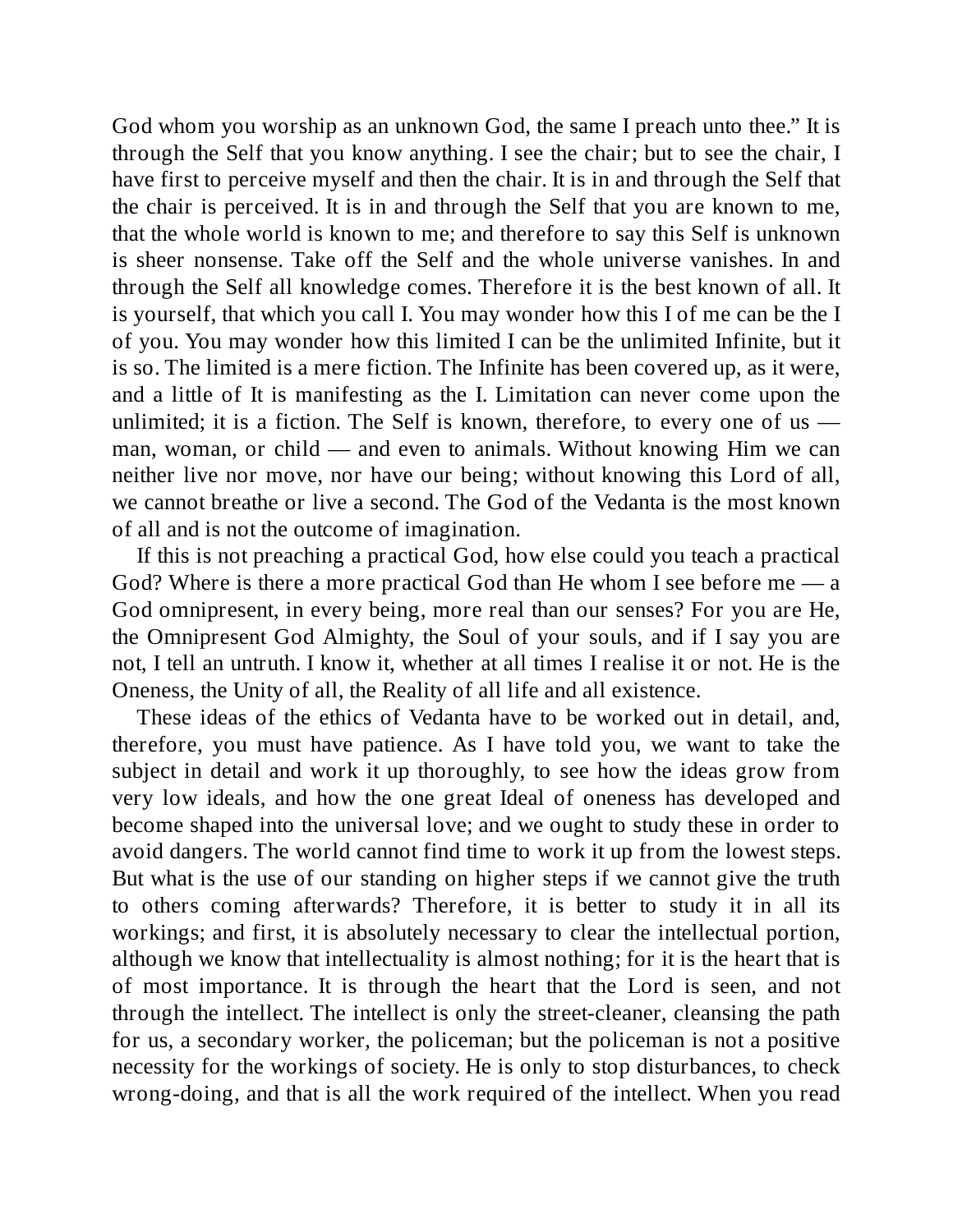God whom you worship as an unknown God, the same I preach unto thee." It is through the Self that you know anything. I see the chair; but to see the chair, I have first to perceive myself and then the chair. It is in and through the Self that the chair is perceived. It is in and through the Self that you are known to me, that the whole world is known to me; and therefore to say this Self is unknown is sheer nonsense. Take off the Self and the whole universe vanishes. In and through the Self all knowledge comes. Therefore it is the best known of all. It is yourself, that which you call I. You may wonder how this I of me can be the I of you. You may wonder how this limited I can be the unlimited Infinite, but it is so. The limited is a mere fiction. The Infinite has been covered up, as it were, and a little of It is manifesting as the I. Limitation can never come upon the unlimited; it is a fiction. The Self is known, therefore, to every one of us — man, woman, or child — and even to animals. Without knowing Him we can neither live nor move, nor have our being; without knowing this Lord of all, we cannot breathe or live a second. The God of the Vedanta is the most known of all and is not the outcome of imagination.

If this is not preaching a practical God, how else could you teach a practical God? Where is there a more practical God than He whom I see before me — a God omnipresent, in every being, more real than our senses? For you are He, the Omnipresent God Almighty, the Soul of your souls, and if I say you are not, I tell an untruth. I know it, whether at all times I realise it or not. He is the Oneness, the Unity of all, the Reality of all life and all existence.

These ideas of the ethics of Vedanta have to be worked out in detail, and, therefore, you must have patience. As I have told you, we want to take the subject in detail and work it up thoroughly, to see how the ideas grow from very low ideals, and how the one great Ideal of oneness has developed and become shaped into the universal love; and we ought to study these in order to avoid dangers. The world cannot find time to work it up from the lowest steps. But what is the use of our standing on higher steps if we cannot give the truth to others coming afterwards? Therefore, it is better to study it in all its workings; and first, it is absolutely necessary to clear the intellectual portion, although we know that intellectuality is almost nothing; for it is the heart that is of most importance. It is through the heart that the Lord is seen, and not through the intellect. The intellect is only the street-cleaner, cleansing the path for us, a secondary worker, the policeman; but the policeman is not a positive necessity for the workings of society. He is only to stop disturbances, to check wrong-doing, and that is all the work required of the intellect. When you read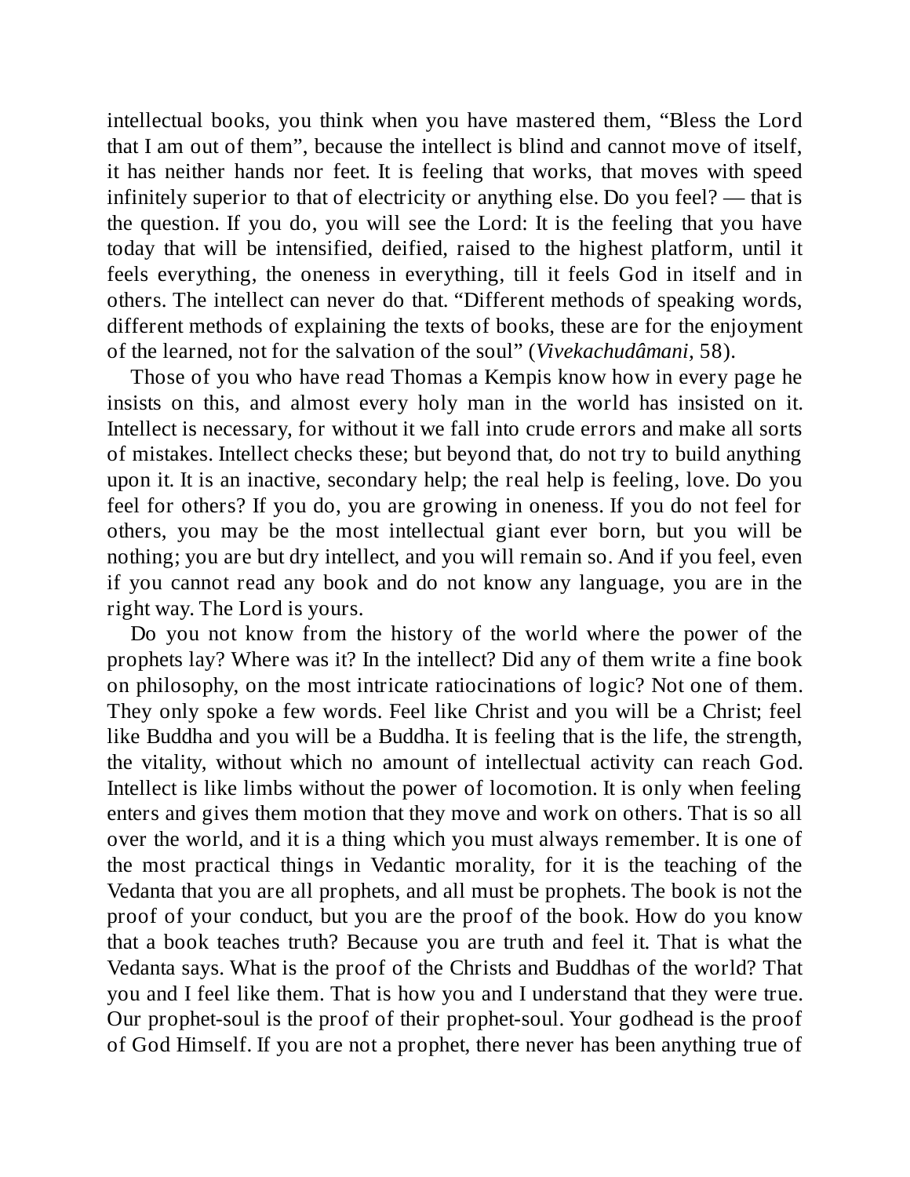intellectual books, you think when you have mastered them, “Bless the Lord that I am out of them”, because the intellect is blind and cannot move of itself, it has neither hands nor feet. It is feeling that works, that moves with speed infinitely superior to that of electricity or anything else. Do you feel? — that is the question. If you do, you will see the Lord: It is the feeling that you have today that will be intensified, deified, raised to the highest platform, until it feels everything, the oneness in everything, till it feels God in itself and in others. The intellect can never do that. “Different methods of speaking words, different methods of explaining the texts of books, these are for the enjoyment of the learned, not for the salvation of the soul” (*Vivekachudâmani,* 58).

Those of you who have read Thomas a Kempis know how in every page he insists on this, and almost every holy man in the world has insisted on it. Intellect is necessary, for without it we fall into crude errors and make all sorts of mistakes. Intellect checks these; but beyond that, do not try to build anything upon it. It is an inactive, secondary help; the real help is feeling, love. Do you feel for others? If you do, you are growing in oneness. If you do not feel for others, you may be the most intellectual giant ever born, but you will be nothing; you are but dry intellect, and you will remain so. And if you feel, even if you cannot read any book and do not know any language, you are in the right way. The Lord is yours.

Do you not know from the history of the world where the power of the prophets lay? Where was it? In the intellect? Did any of them write a fine book on philosophy, on the most intricate ratiocinations of logic? Not one of them. They only spoke a few words. Feel like Christ and you will be a Christ; feel like Buddha and you will be a Buddha. It is feeling that is the life, the strength, the vitality, without which no amount of intellectual activity can reach God. Intellect is like limbs without the power of locomotion. It is only when feeling enters and gives them motion that they move and work on others. That is so all over the world, and it is a thing which you must always remember. It is one of the most practical things in Vedantic morality, for it is the teaching of the Vedanta that you are all prophets, and all must be prophets. The book is not the proof of your conduct, but you are the proof of the book. How do you know that a book teaches truth? Because you are truth and feel it. That is what the Vedanta says. What is the proof of the Christs and Buddhas of the world? That you and I feel like them. That is how you and I understand that they were true. Our prophet-soul is the proof of their prophet-soul. Your godhead is the proof of God Himself. If you are not a prophet, there never has been anything true of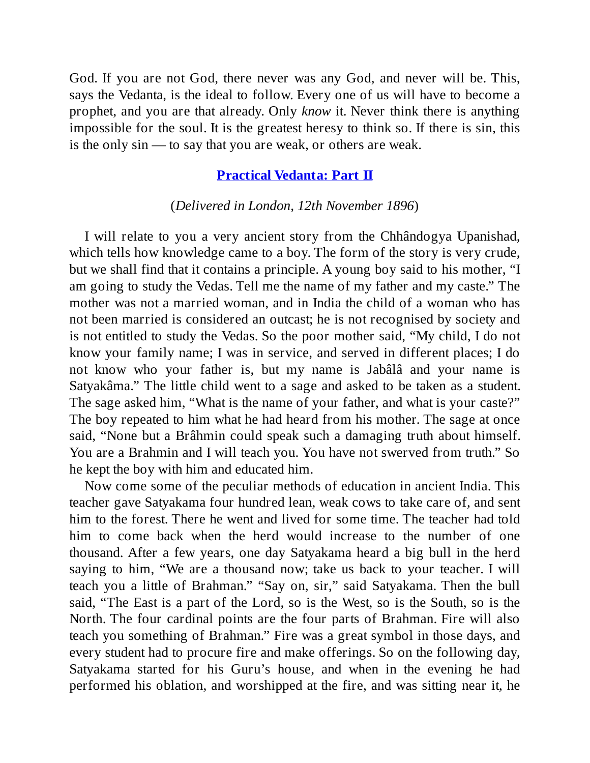God. If you are not God, there never was any God, and never will be. This, says the Vedanta, is the ideal to follow. Every one of us will have to become a prophet, and you are that already. Only *know* it. Never think there is anything impossible for the soul. It is the greatest heresy to think so. If there is sin, this is the only sin — to say that you are weak, or others are weak.

## Practical Vedanta: Part II

(*Delivered in London, 12th November 1896*)

I will relate to you a very ancient story from the Chhândogya Upanishad, which tells how knowledge came to a boy. The form of the story is very crude, but we shall find that it contains a principle. A young boy said to his mother, "I am going to study the Vedas. Tell me the name of my father and my caste." The mother was not a married woman, and in India the child of a woman who has not been married is considered an outcast; he is not recognised by society and is not entitled to study the Vedas. So the poor mother said, "My child, I do not know your family name; I was in service, and served in different places; I do not know who your father is, but my name is Jabâlâ and your name is Satyakâma." The little child went to a sage and asked to be taken as a student. The sage asked him, "What is the name of your father, and what is your caste?" The boy repeated to him what he had heard from his mother. The sage at once said, "None but a Brâhmin could speak such a damaging truth about himself. You are a Brahmin and I will teach you. You have not swerved from truth." So he kept the boy with him and educated him.

Now come some of the peculiar methods of education in ancient India. This teacher gave Satyakama four hundred lean, weak cows to take care of, and sent him to the forest. There he went and lived for some time. The teacher had told him to come back when the herd would increase to the number of one thousand. After a few years, one day Satyakama heard a big bull in the herd saying to him, "We are a thousand now; take us back to your teacher. I will teach you a little of Brahman." "Say on, sir," said Satyakama. Then the bull said, "The East is a part of the Lord, so is the West, so is the South, so is the North. The four cardinal points are the four parts of Brahman. Fire will also teach you something of Brahman." Fire was a great symbol in those days, and every student had to procure fire and make offerings. So on the following day, Satyakama started for his Guru's house, and when in the evening he had performed his oblation, and worshipped at the fire, and was sitting near it, he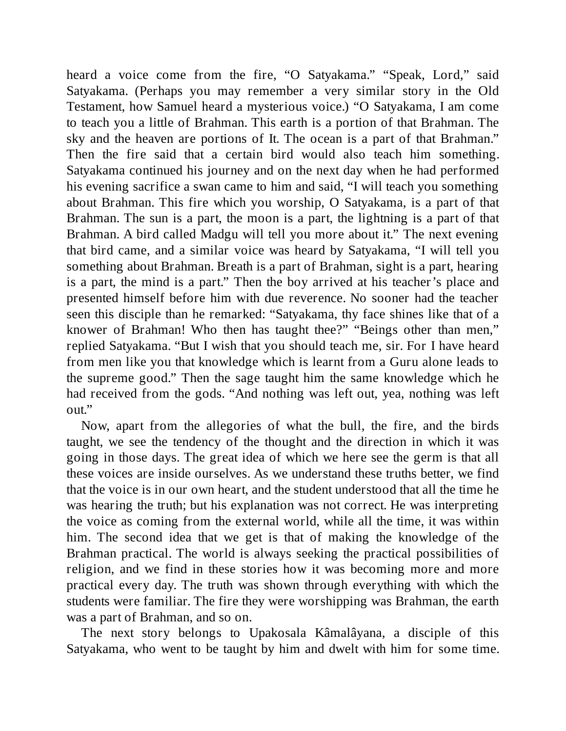heard a voice come from the fire, "O Satyakama." "Speak, Lord," said Satyakama. (Perhaps you may remember a very similar story in the Old Testament, how Samuel heard a mysterious voice.) "O Satyakama, I am come to teach you a little of Brahman. This earth is a portion of that Brahman. The sky and the heaven are portions of It. The ocean is a part of that Brahman." Then the fire said that a certain bird would also teach him something. Satyakama continued his journey and on the next day when he had performed his evening sacrifice a swan came to him and said, "I will teach you something about Brahman. This fire which you worship, O Satyakama, is a part of that Brahman. The sun is a part, the moon is a part, the lightning is a part of that Brahman. A bird called Madgu will tell you more about it." The next evening that bird came, and a similar voice was heard by Satyakama, "I will tell you something about Brahman. Breath is a part of Brahman, sight is a part, hearing is a part, the mind is a part." Then the boy arrived at his teacher's place and presented himself before him with due reverence. No sooner had the teacher seen this disciple than he remarked: "Satyakama, thy face shines like that of a knower of Brahman! Who then has taught thee?" "Beings other than men," replied Satyakama. "But I wish that you should teach me, sir. For I have heard from men like you that knowledge which is learnt from a Guru alone leads to the supreme good." Then the sage taught him the same knowledge which he had received from the gods. "And nothing was left out, yea, nothing was left out."

Now, apart from the allegories of what the bull, the fire, and the birds taught, we see the tendency of the thought and the direction in which it was going in those days. The great idea of which we here see the germ is that all these voices are inside ourselves. As we understand these truths better, we find that the voice is in our own heart, and the student understood that all the time he was hearing the truth; but his explanation was not correct. He was interpreting the voice as coming from the external world, while all the time, it was within him. The second idea that we get is that of making the knowledge of the Brahman practical. The world is always seeking the practical possibilities of religion, and we find in these stories how it was becoming more and more practical every day. The truth was shown through everything with which the students were familiar. The fire they were worshipping was Brahman, the earth was a part of Brahman, and so on.

The next story belongs to Upakosala Kâmalâyana, a disciple of this Satyakama, who went to be taught by him and dwelt with him for some time.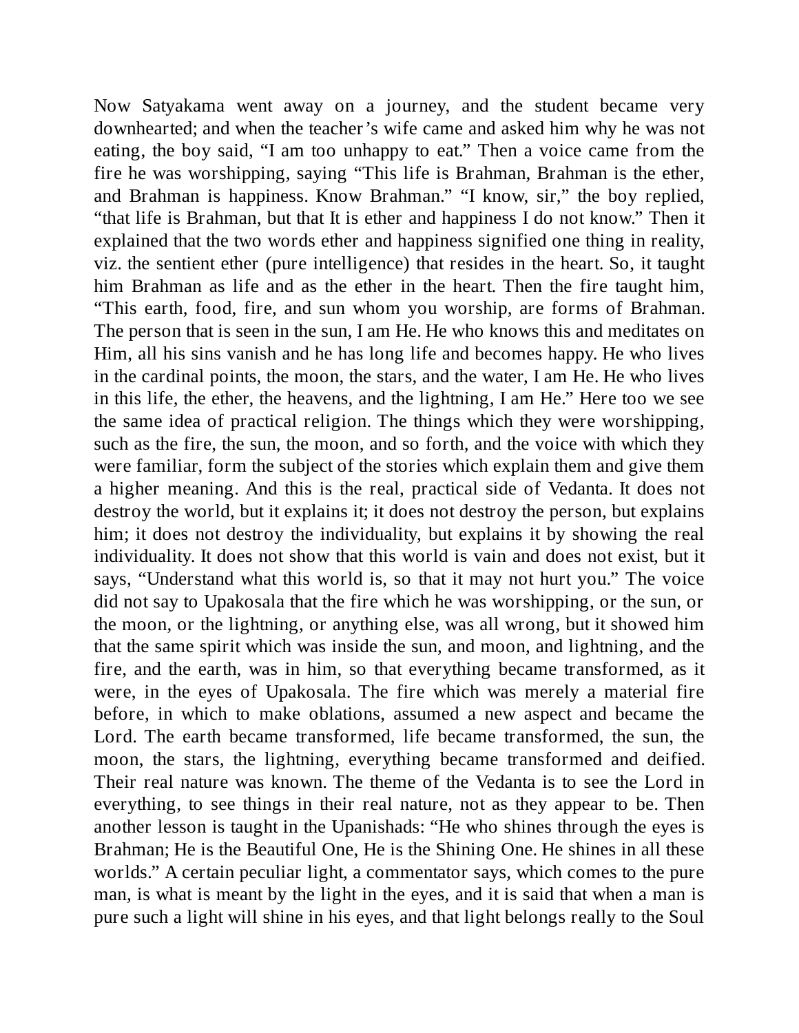Now Satyakama went away on a journey, and the student became very downhearted; and when the teacher's wife came and asked him why he was not eating, the boy said, "I am too unhappy to eat." Then a voice came from the fire he was worshipping, saying "This life is Brahman, Brahman is the ether, and Brahman is happiness. Know Brahman." "I know, sir," the boy replied, "that life is Brahman, but that It is ether and happiness I do not know." Then it explained that the two words ether and happiness signified one thing in reality, viz. the sentient ether (pure intelligence) that resides in the heart. So, it taught him Brahman as life and as the ether in the heart. Then the fire taught him, "This earth, food, fire, and sun whom you worship, are forms of Brahman. The person that is seen in the sun, I am He. He who knows this and meditates on Him, all his sins vanish and he has long life and becomes happy. He who lives in the cardinal points, the moon, the stars, and the water, I am He. He who lives in this life, the ether, the heavens, and the lightning, I am He." Here too we see the same idea of practical religion. The things which they were worshipping, such as the fire, the sun, the moon, and so forth, and the voice with which they were familiar, form the subject of the stories which explain them and give them a higher meaning. And this is the real, practical side of Vedanta. It does not destroy the world, but it explains it; it does not destroy the person, but explains him; it does not destroy the individuality, but explains it by showing the real individuality. It does not show that this world is vain and does not exist, but it says, "Understand what this world is, so that it may not hurt you." The voice did not say to Upakosala that the fire which he was worshipping, or the sun, or the moon, or the lightning, or anything else, was all wrong, but it showed him that the same spirit which was inside the sun, and moon, and lightning, and the fire, and the earth, was in him, so that everything became transformed, as it were, in the eyes of Upakosala. The fire which was merely a material fire before, in which to make oblations, assumed a new aspect and became the Lord. The earth became transformed, life became transformed, the sun, the moon, the stars, the lightning, everything became transformed and deified. Their real nature was known. The theme of the Vedanta is to see the Lord in everything, to see things in their real nature, not as they appear to be. Then another lesson is taught in the Upanishads: "He who shines through the eyes is Brahman; He is the Beautiful One, He is the Shining One. He shines in all these worlds." A certain peculiar light, a commentator says, which comes to the pure man, is what is meant by the light in the eyes, and it is said that when a man is pure such a light will shine in his eyes, and that light belongs really to the Soul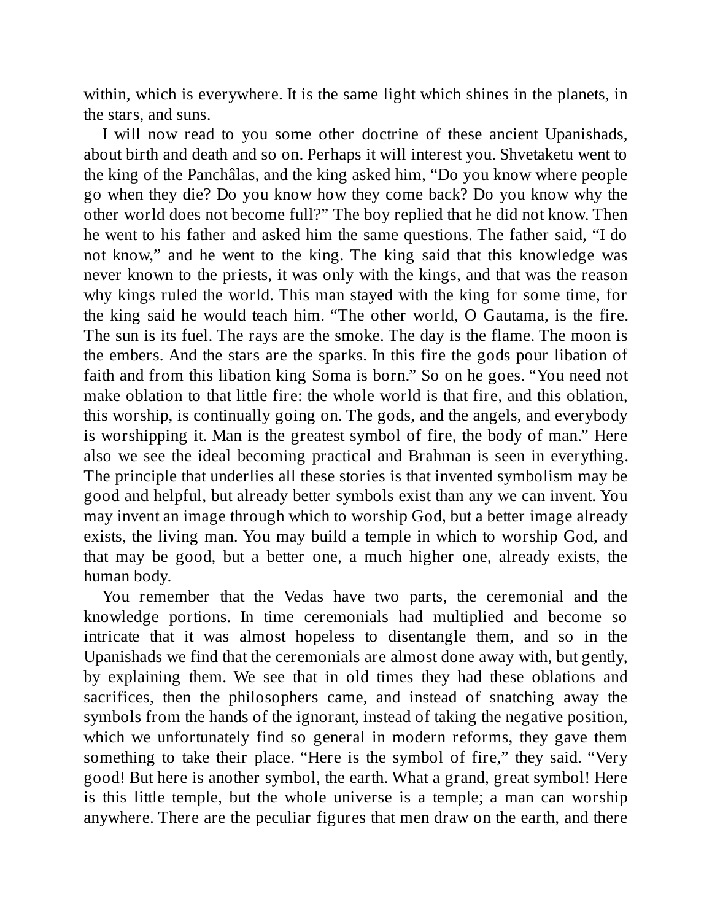within, which is everywhere. It is the same light which shines in the planets, in the stars, and suns.

I will now read to you some other doctrine of these ancient Upanishads, about birth and death and so on. Perhaps it will interest you. Shvetaketu went to the king of the Panchâlas, and the king asked him, “Do you know where people go when they die? Do you know how they come back? Do you know why the other world does not become full?” The boy replied that he did not know. Then he went to his father and asked him the same questions. The father said, “I do not know,” and he went to the king. The king said that this knowledge was never known to the priests, it was only with the kings, and that was the reason why kings ruled the world. This man stayed with the king for some time, for the king said he would teach him. “The other world, O Gautama, is the fire. The sun is its fuel. The rays are the smoke. The day is the flame. The moon is the embers. And the stars are the sparks. In this fire the gods pour libation of faith and from this libation king Soma is born.” So on he goes. “You need not make oblation to that little fire: the whole world is that fire, and this oblation, this worship, is continually going on. The gods, and the angels, and everybody is worshipping it. Man is the greatest symbol of fire, the body of man.” Here also we see the ideal becoming practical and Brahman is seen in everything. The principle that underlies all these stories is that invented symbolism may be good and helpful, but already better symbols exist than any we can invent. You may invent an image through which to worship God, but a better image already exists, the living man. You may build a temple in which to worship God, and that may be good, but a better one, a much higher one, already exists, the human body.

You remember that the Vedas have two parts, the ceremonial and the knowledge portions. In time ceremonials had multiplied and become so intricate that it was almost hopeless to disentangle them, and so in the Upanishads we find that the ceremonials are almost done away with, but gently, by explaining them. We see that in old times they had these oblations and sacrifices, then the philosophers came, and instead of snatching away the symbols from the hands of the ignorant, instead of taking the negative position, which we unfortunately find so general in modern reforms, they gave them something to take their place. “Here is the symbol of fire,” they said. “Very good! But here is another symbol, the earth. What a grand, great symbol! Here is this little temple, but the whole universe is a temple; a man can worship anywhere. There are the peculiar figures that men draw on the earth, and there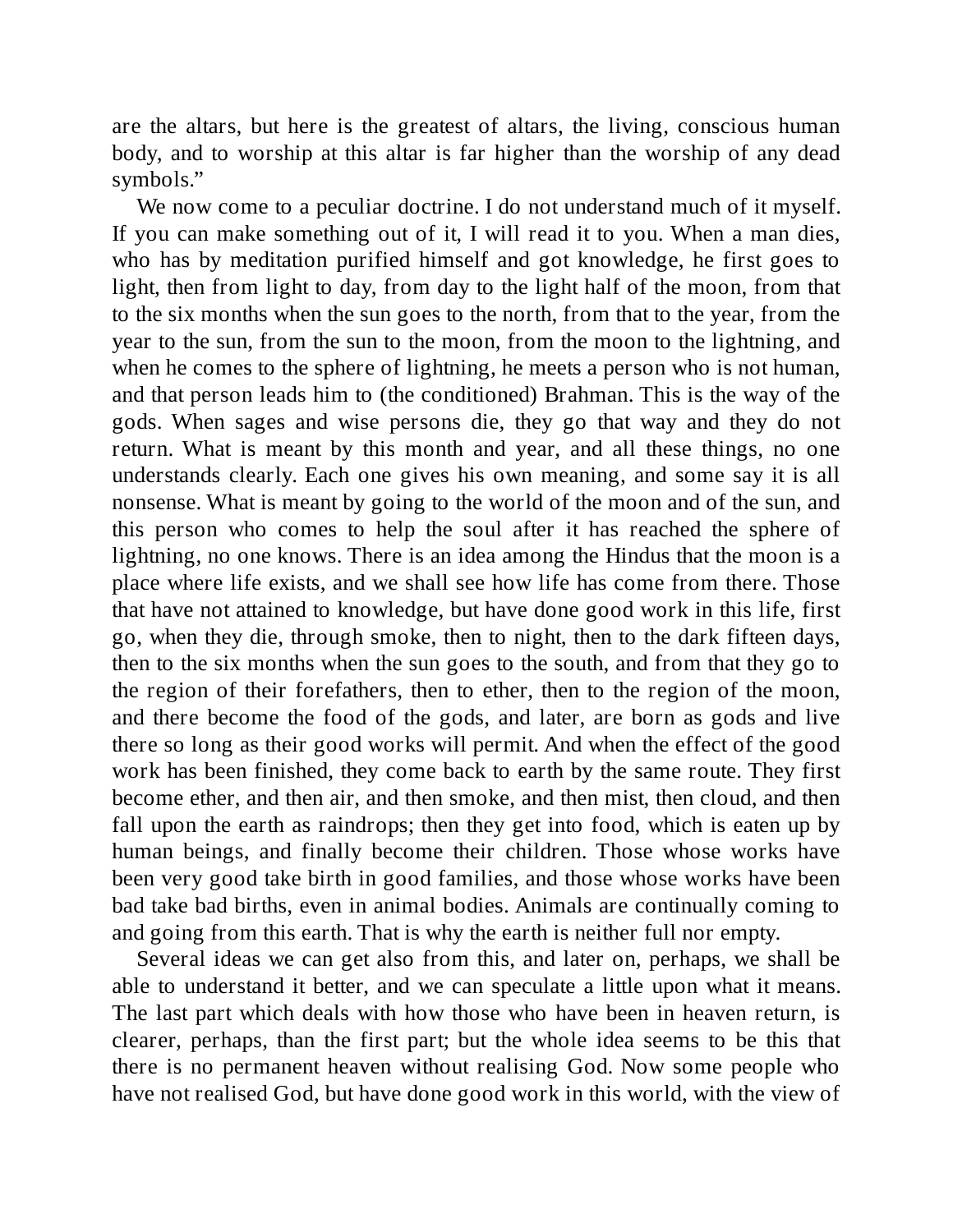are the altars, but here is the greatest of altars, the living, conscious human body, and to worship at this altar is far higher than the worship of any dead symbols."

We now come to a peculiar doctrine. I do not understand much of it myself. If you can make something out of it, I will read it to you. When a man dies, who has by meditation purified himself and got knowledge, he first goes to light, then from light to day, from day to the light half of the moon, from that to the six months when the sun goes to the north, from that to the year, from the year to the sun, from the sun to the moon, from the moon to the lightning, and when he comes to the sphere of lightning, he meets a person who is not human, and that person leads him to (the conditioned) Brahman. This is the way of the gods. When sages and wise persons die, they go that way and they do not return. What is meant by this month and year, and all these things, no one understands clearly. Each one gives his own meaning, and some say it is all nonsense. What is meant by going to the world of the moon and of the sun, and this person who comes to help the soul after it has reached the sphere of lightning, no one knows. There is an idea among the Hindus that the moon is a place where life exists, and we shall see how life has come from there. Those that have not attained to knowledge, but have done good work in this life, first go, when they die, through smoke, then to night, then to the dark fifteen days, then to the six months when the sun goes to the south, and from that they go to the region of their forefathers, then to ether, then to the region of the moon, and there become the food of the gods, and later, are born as gods and live there so long as their good works will permit. And when the effect of the good work has been finished, they come back to earth by the same route. They first become ether, and then air, and then smoke, and then mist, then cloud, and then fall upon the earth as raindrops; then they get into food, which is eaten up by human beings, and finally become their children. Those whose works have been very good take birth in good families, and those whose works have been bad take bad births, even in animal bodies. Animals are continually coming to and going from this earth. That is why the earth is neither full nor empty.

Several ideas we can get also from this, and later on, perhaps, we shall be able to understand it better, and we can speculate a little upon what it means. The last part which deals with how those who have been in heaven return, is clearer, perhaps, than the first part; but the whole idea seems to be this that there is no permanent heaven without realising God. Now some people who have not realised God, but have done good work in this world, with the view of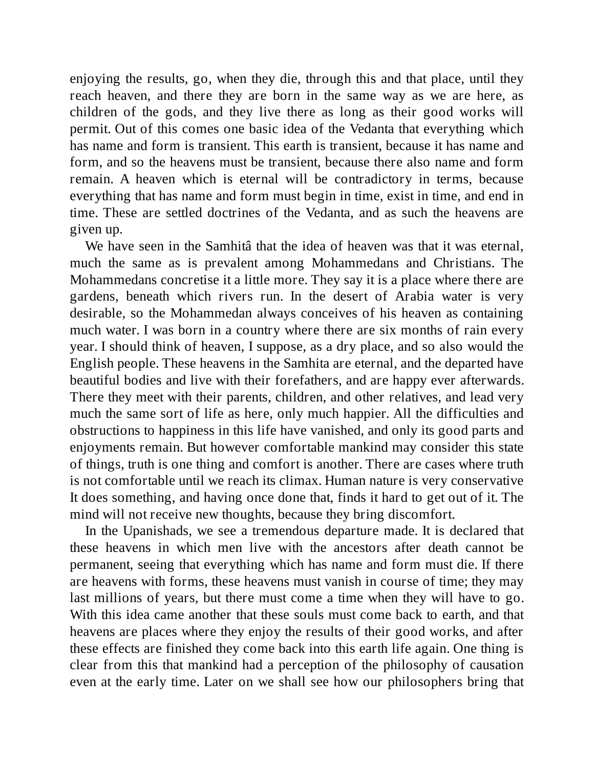enjoying the results, go, when they die, through this and that place, until they reach heaven, and there they are born in the same way as we are here, as children of the gods, and they live there as long as their good works will permit. Out of this comes one basic idea of the Vedanta that everything which has name and form is transient. This earth is transient, because it has name and form, and so the heavens must be transient, because there also name and form remain. A heaven which is eternal will be contradictory in terms, because everything that has name and form must begin in time, exist in time, and end in time. These are settled doctrines of the Vedanta, and as such the heavens are given up.

We have seen in the Samhitâ that the idea of heaven was that it was eternal, much the same as is prevalent among Mohammedans and Christians. The Mohammedans concretise it a little more. They say it is a place where there are gardens, beneath which rivers run. In the desert of Arabia water is very desirable, so the Mohammedan always conceives of his heaven as containing much water. I was born in a country where there are six months of rain every year. I should think of heaven, I suppose, as a dry place, and so also would the English people. These heavens in the Samhita are eternal, and the departed have beautiful bodies and live with their forefathers, and are happy ever afterwards. There they meet with their parents, children, and other relatives, and lead very much the same sort of life as here, only much happier. All the difficulties and obstructions to happiness in this life have vanished, and only its good parts and enjoyments remain. But however comfortable mankind may consider this state of things, truth is one thing and comfort is another. There are cases where truth is not comfortable until we reach its climax. Human nature is very conservative It does something, and having once done that, finds it hard to get out of it. The mind will not receive new thoughts, because they bring discomfort.

In the Upanishads, we see a tremendous departure made. It is declared that these heavens in which men live with the ancestors after death cannot be permanent, seeing that everything which has name and form must die. If there are heavens with forms, these heavens must vanish in course of time; they may last millions of years, but there must come a time when they will have to go. With this idea came another that these souls must come back to earth, and that heavens are places where they enjoy the results of their good works, and after these effects are finished they come back into this earth life again. One thing is clear from this that mankind had a perception of the philosophy of causation even at the early time. Later on we shall see how our philosophers bring that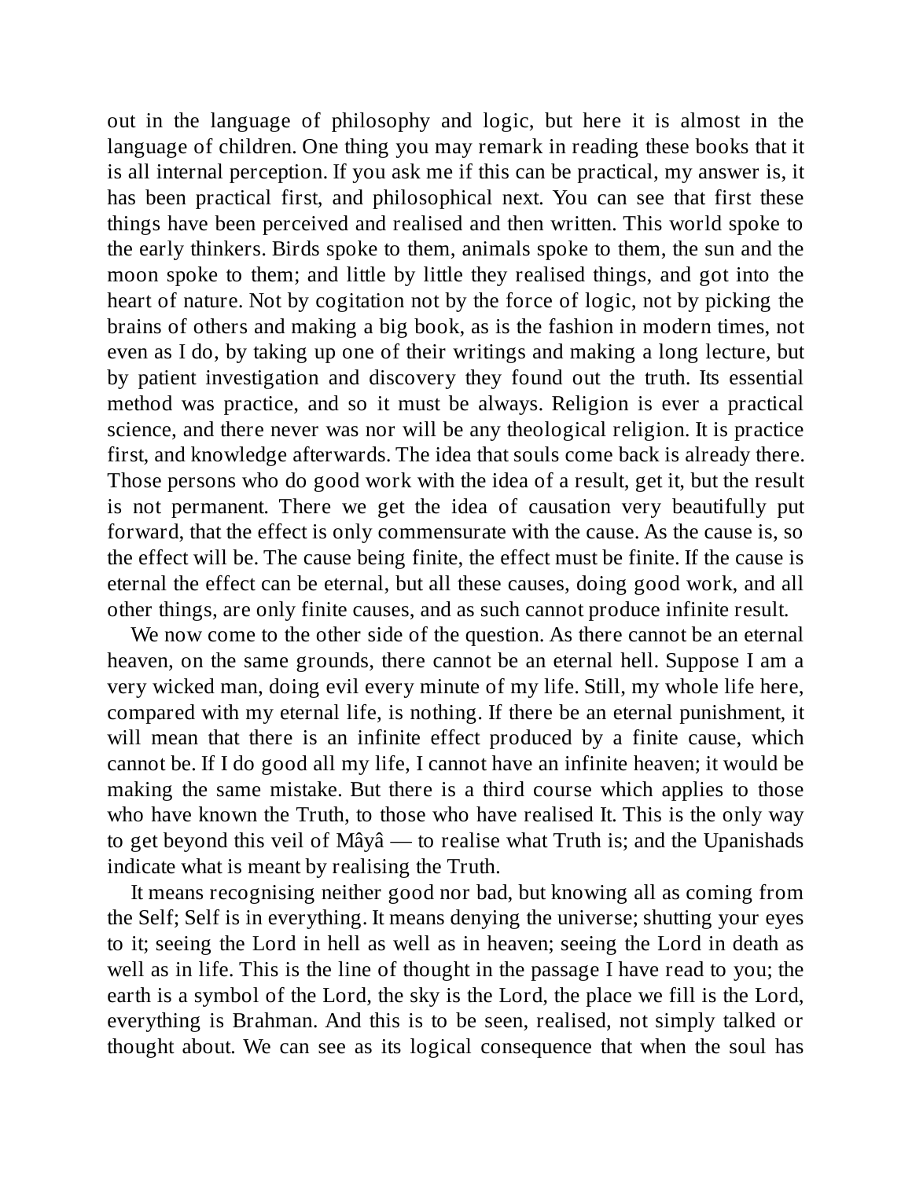out in the language of philosophy and logic, but here it is almost in the language of children. One thing you may remark in reading these books that it is all internal perception. If you ask me if this can be practical, my answer is, it has been practical first, and philosophical next. You can see that first these things have been perceived and realised and then written. This world spoke to the early thinkers. Birds spoke to them, animals spoke to them, the sun and the moon spoke to them; and little by little they realised things, and got into the heart of nature. Not by cogitation not by the force of logic, not by picking the brains of others and making a big book, as is the fashion in modern times, not even as I do, by taking up one of their writings and making a long lecture, but by patient investigation and discovery they found out the truth. Its essential method was practice, and so it must be always. Religion is ever a practical science, and there never was nor will be any theological religion. It is practice first, and knowledge afterwards. The idea that souls come back is already there. Those persons who do good work with the idea of a result, get it, but the result is not permanent. There we get the idea of causation very beautifully put forward, that the effect is only commensurate with the cause. As the cause is, so the effect will be. The cause being finite, the effect must be finite. If the cause is eternal the effect can be eternal, but all these causes, doing good work, and all other things, are only finite causes, and as such cannot produce infinite result.

We now come to the other side of the question. As there cannot be an eternal heaven, on the same grounds, there cannot be an eternal hell. Suppose I am a very wicked man, doing evil every minute of my life. Still, my whole life here, compared with my eternal life, is nothing. If there be an eternal punishment, it will mean that there is an infinite effect produced by a finite cause, which cannot be. If I do good all my life, I cannot have an infinite heaven; it would be making the same mistake. But there is a third course which applies to those who have known the Truth, to those who have realised It. This is the only way to get beyond this veil of Mâyâ — to realise what Truth is; and the Upanishads indicate what is meant by realising the Truth.

It means recognising neither good nor bad, but knowing all as coming from the Self; Self is in everything. It means denying the universe; shutting your eyes to it; seeing the Lord in hell as well as in heaven; seeing the Lord in death as well as in life. This is the line of thought in the passage I have read to you; the earth is a symbol of the Lord, the sky is the Lord, the place we fill is the Lord, everything is Brahman. And this is to be seen, realised, not simply talked or thought about. We can see as its logical consequence that when the soul has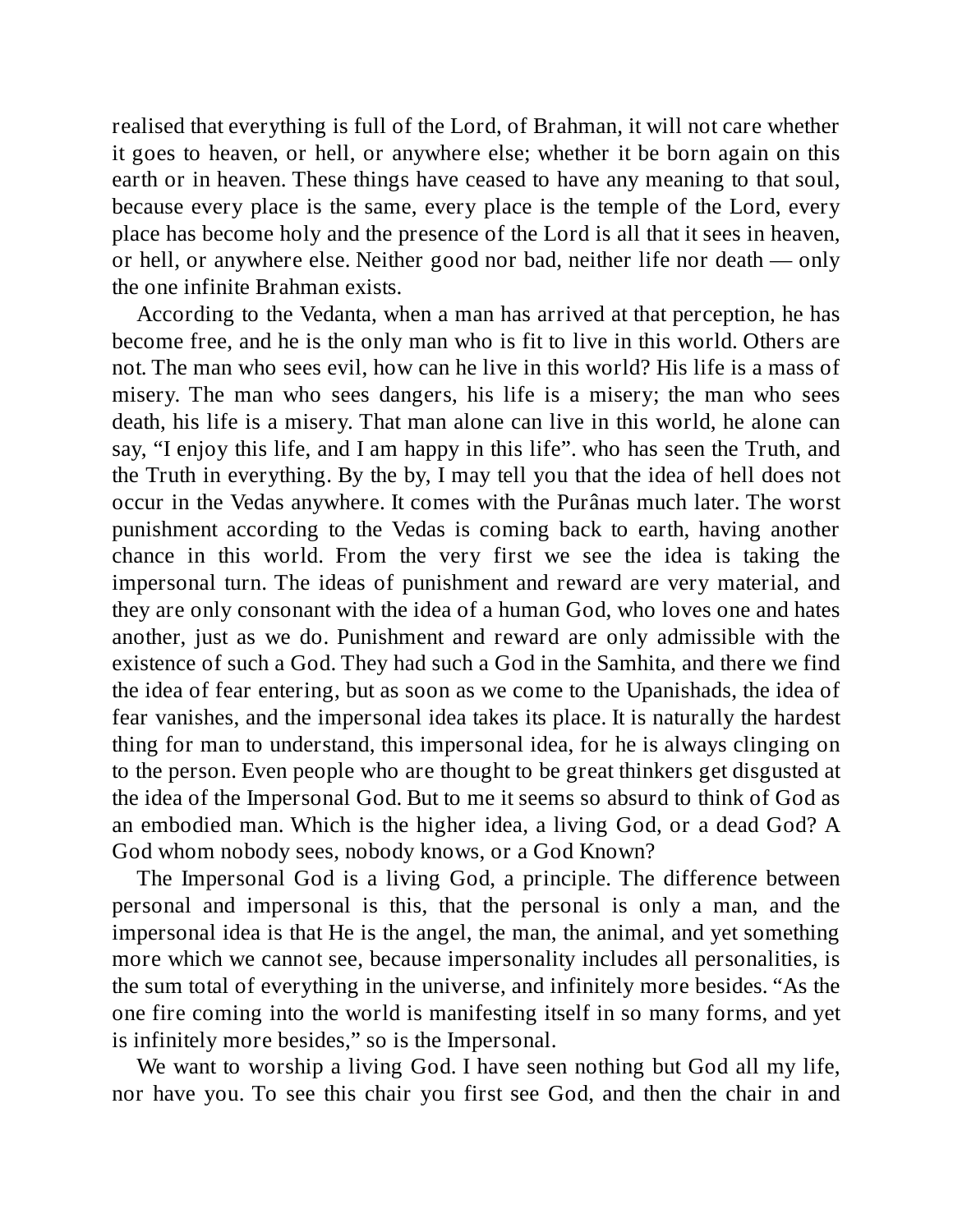realised that everything is full of the Lord, of Brahman, it will not care whether it goes to heaven, or hell, or anywhere else; whether it be born again on this earth or in heaven. These things have ceased to have any meaning to that soul, because every place is the same, every place is the temple of the Lord, every place has become holy and the presence of the Lord is all that it sees in heaven, or hell, or anywhere else. Neither good nor bad, neither life nor death — only the one infinite Brahman exists.

According to the Vedanta, when a man has arrived at that perception, he has become free, and he is the only man who is fit to live in this world. Others are not. The man who sees evil, how can he live in this world? His life is a mass of misery. The man who sees dangers, his life is a misery; the man who sees death, his life is a misery. That man alone can live in this world, he alone can say, "I enjoy this life, and I am happy in this life". who has seen the Truth, and the Truth in everything. By the by, I may tell you that the idea of hell does not occur in the Vedas anywhere. It comes with the Purânas much later. The worst punishment according to the Vedas is coming back to earth, having another chance in this world. From the very first we see the idea is taking the impersonal turn. The ideas of punishment and reward are very material, and they are only consonant with the idea of a human God, who loves one and hates another, just as we do. Punishment and reward are only admissible with the existence of such a God. They had such a God in the Samhita, and there we find the idea of fear entering, but as soon as we come to the Upanishads, the idea of fear vanishes, and the impersonal idea takes its place. It is naturally the hardest thing for man to understand, this impersonal idea, for he is always clinging on to the person. Even people who are thought to be great thinkers get disgusted at the idea of the Impersonal God. But to me it seems so absurd to think of God as an embodied man. Which is the higher idea, a living God, or a dead God? A God whom nobody sees, nobody knows, or a God Known?

The Impersonal God is a living God, a principle. The difference between personal and impersonal is this, that the personal is only a man, and the impersonal idea is that He is the angel, the man, the animal, and yet something more which we cannot see, because impersonality includes all personalities, is the sum total of everything in the universe, and infinitely more besides. "As the one fire coming into the world is manifesting itself in so many forms, and yet is infinitely more besides," so is the Impersonal.

We want to worship a living God. I have seen nothing but God all my life, nor have you. To see this chair you first see God, and then the chair in and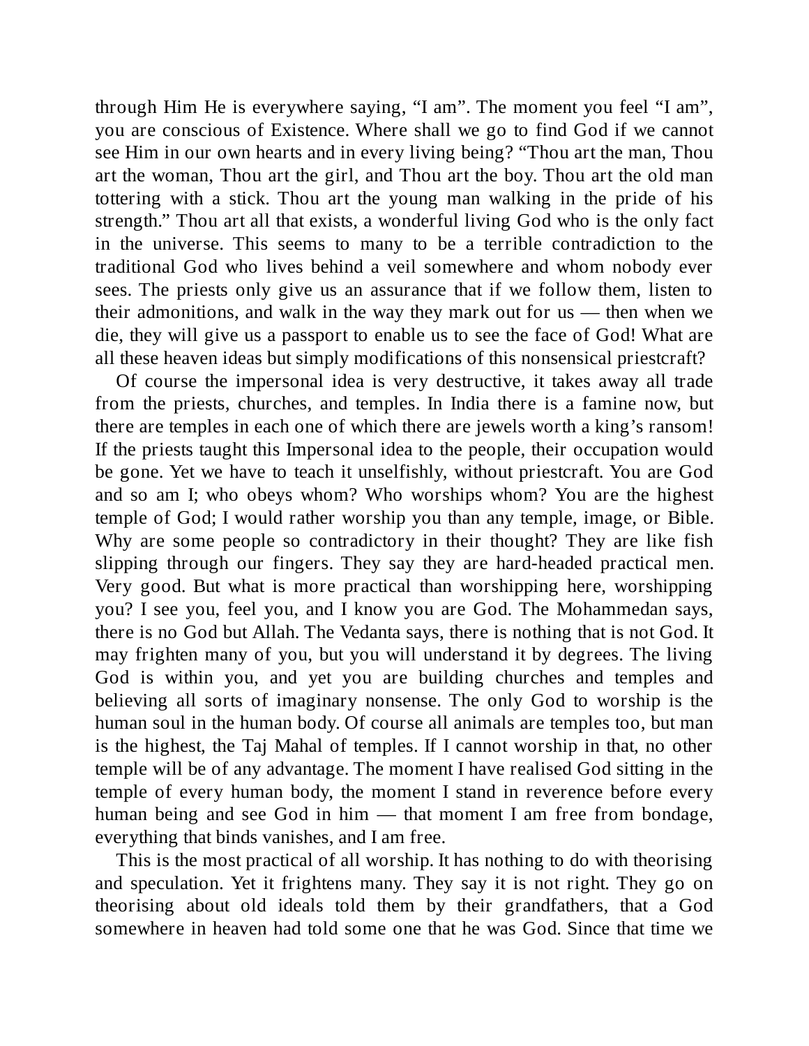through Him He is everywhere saying, “I am”. The moment you feel “I am”, you are conscious of Existence. Where shall we go to find God if we cannot see Him in our own hearts and in every living being? “Thou art the man, Thou art the woman, Thou art the girl, and Thou art the boy. Thou art the old man tottering with a stick. Thou art the young man walking in the pride of his strength.” Thou art all that exists, a wonderful living God who is the only fact in the universe. This seems to many to be a terrible contradiction to the traditional God who lives behind a veil somewhere and whom nobody ever sees. The priests only give us an assurance that if we follow them, listen to their admonitions, and walk in the way they mark out for us — then when we die, they will give us a passport to enable us to see the face of God! What are all these heaven ideas but simply modifications of this nonsensical priestcraft?

Of course the impersonal idea is very destructive, it takes away all trade from the priests, churches, and temples. In India there is a famine now, but there are temples in each one of which there are jewels worth a king’s ransom! If the priests taught this Impersonal idea to the people, their occupation would be gone. Yet we have to teach it unselfishly, without priestcraft. You are God and so am I; who obeys whom? Who worships whom? You are the highest temple of God; I would rather worship you than any temple, image, or Bible. Why are some people so contradictory in their thought? They are like fish slipping through our fingers. They say they are hard-headed practical men. Very good. But what is more practical than worshipping here, worshipping you? I see you, feel you, and I know you are God. The Mohammedan says, there is no God but Allah. The Vedanta says, there is nothing that is not God. It may frighten many of you, but you will understand it by degrees. The living God is within you, and yet you are building churches and temples and believing all sorts of imaginary nonsense. The only God to worship is the human soul in the human body. Of course all animals are temples too, but man is the highest, the Taj Mahal of temples. If I cannot worship in that, no other temple will be of any advantage. The moment I have realised God sitting in the temple of every human body, the moment I stand in reverence before every human being and see God in him — that moment I am free from bondage, everything that binds vanishes, and I am free.

This is the most practical of all worship. It has nothing to do with theorising and speculation. Yet it frightens many. They say it is not right. They go on theorising about old ideals told them by their grandfathers, that a God somewhere in heaven had told some one that he was God. Since that time we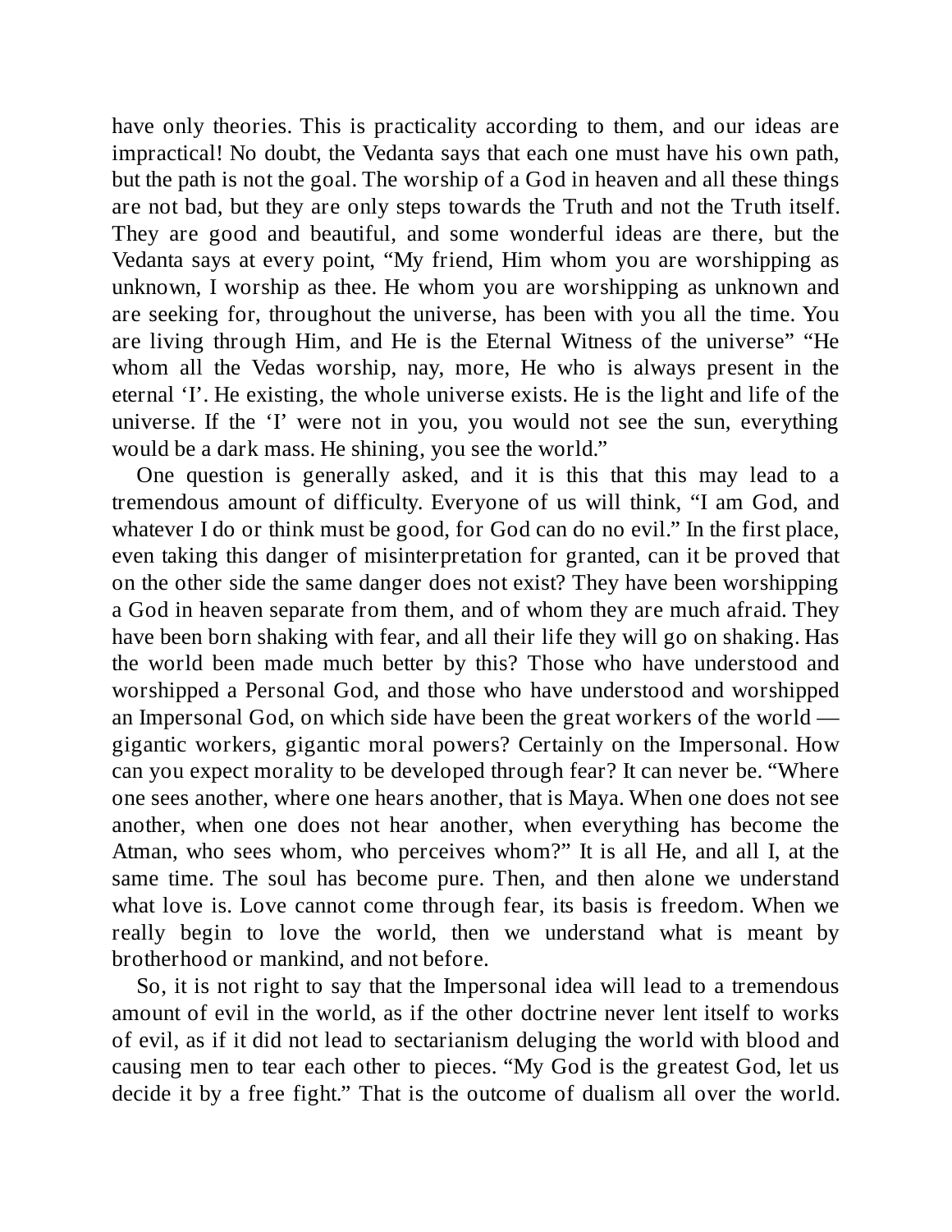have only theories. This is practicality according to them, and our ideas are impractical! No doubt, the Vedanta says that each one must have his own path, but the path is not the goal. The worship of a God in heaven and all these things are not bad, but they are only steps towards the Truth and not the Truth itself. They are good and beautiful, and some wonderful ideas are there, but the Vedanta says at every point, “My friend, Him whom you are worshipping as unknown, I worship as thee. He whom you are worshipping as unknown and are seeking for, throughout the universe, has been with you all the time. You are living through Him, and He is the Eternal Witness of the universe” “He whom all the Vedas worship, nay, more, He who is always present in the eternal ‘I’. He existing, the whole universe exists. He is the light and life of the universe. If the ‘I’ were not in you, you would not see the sun, everything would be a dark mass. He shining, you see the world.”

One question is generally asked, and it is this that this may lead to a tremendous amount of difficulty. Everyone of us will think, “I am God, and whatever I do or think must be good, for God can do no evil.” In the first place, even taking this danger of misinterpretation for granted, can it be proved that on the other side the same danger does not exist? They have been worshipping a God in heaven separate from them, and of whom they are much afraid. They have been born shaking with fear, and all their life they will go on shaking. Has the world been made much better by this? Those who have understood and worshipped a Personal God, and those who have understood and worshipped an Impersonal God, on which side have been the great workers of the world — gigantic workers, gigantic moral powers? Certainly on the Impersonal. How can you expect morality to be developed through fear? It can never be. “Where one sees another, where one hears another, that is Maya. When one does not see another, when one does not hear another, when everything has become the Atman, who sees whom, who perceives whom?” It is all He, and all I, at the same time. The soul has become pure. Then, and then alone we understand what love is. Love cannot come through fear, its basis is freedom. When we really begin to love the world, then we understand what is meant by brotherhood or mankind, and not before.

So, it is not right to say that the Impersonal idea will lead to a tremendous amount of evil in the world, as if the other doctrine never lent itself to works of evil, as if it did not lead to sectarianism deluging the world with blood and causing men to tear each other to pieces. “My God is the greatest God, let us decide it by a free fight.” That is the outcome of dualism all over the world.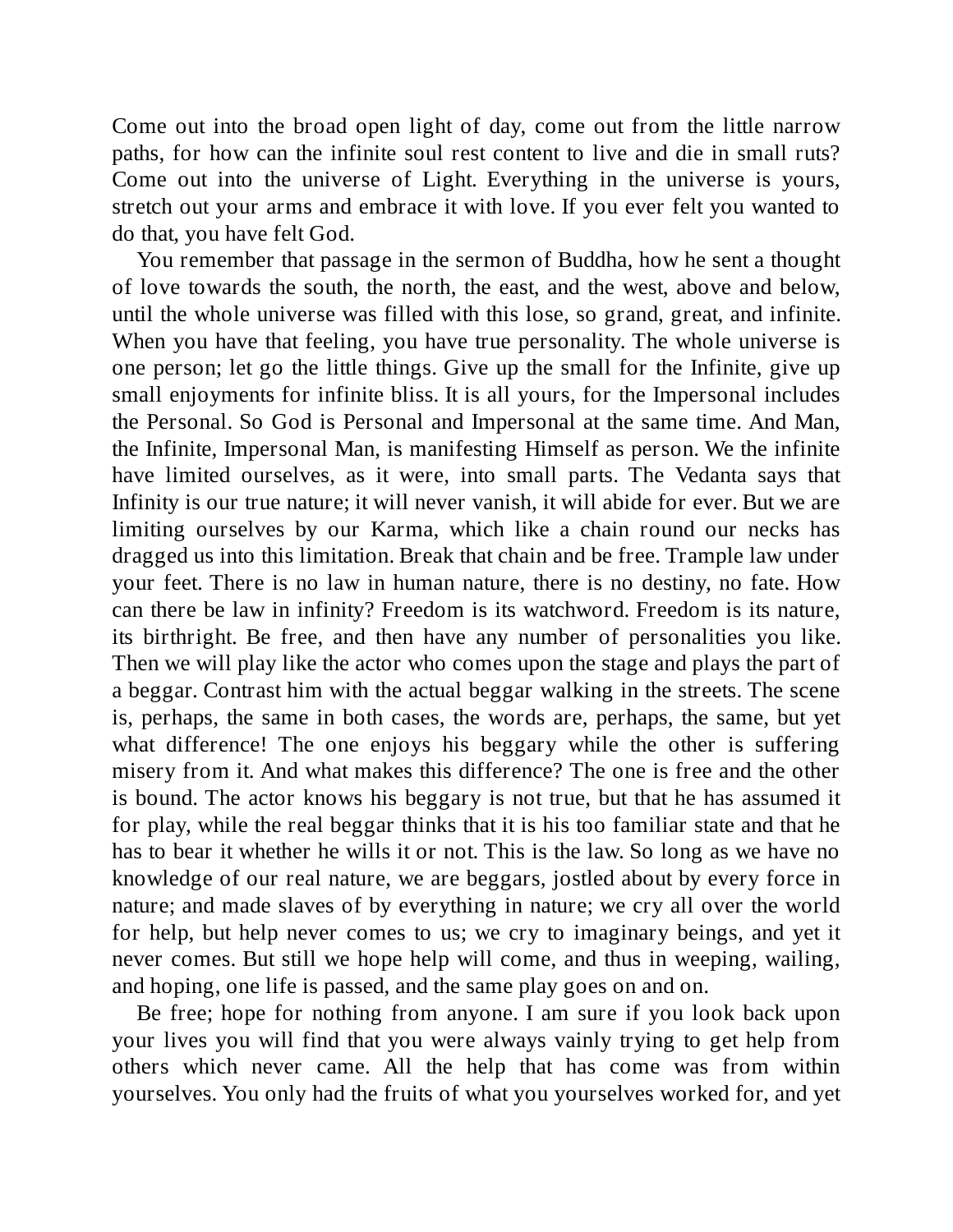Come out into the broad open light of day, come out from the little narrow paths, for how can the infinite soul rest content to live and die in small ruts? Come out into the universe of Light. Everything in the universe is yours, stretch out your arms and embrace it with love. If you ever felt you wanted to do that, you have felt God.

You remember that passage in the sermon of Buddha, how he sent a thought of love towards the south, the north, the east, and the west, above and below, until the whole universe was filled with this lose, so grand, great, and infinite. When you have that feeling, you have true personality. The whole universe is one person; let go the little things. Give up the small for the Infinite, give up small enjoyments for infinite bliss. It is all yours, for the Impersonal includes the Personal. So God is Personal and Impersonal at the same time. And Man, the Infinite, Impersonal Man, is manifesting Himself as person. We the infinite have limited ourselves, as it were, into small parts. The Vedanta says that Infinity is our true nature; it will never vanish, it will abide for ever. But we are limiting ourselves by our Karma, which like a chain round our necks has dragged us into this limitation. Break that chain and be free. Trample law under your feet. There is no law in human nature, there is no destiny, no fate. How can there be law in infinity? Freedom is its watchword. Freedom is its nature, its birthright. Be free, and then have any number of personalities you like. Then we will play like the actor who comes upon the stage and plays the part of a beggar. Contrast him with the actual beggar walking in the streets. The scene is, perhaps, the same in both cases, the words are, perhaps, the same, but yet what difference! The one enjoys his beggary while the other is suffering misery from it. And what makes this difference? The one is free and the other is bound. The actor knows his beggary is not true, but that he has assumed it for play, while the real beggar thinks that it is his too familiar state and that he has to bear it whether he wills it or not. This is the law. So long as we have no knowledge of our real nature, we are beggars, jostled about by every force in nature; and made slaves of by everything in nature; we cry all over the world for help, but help never comes to us; we cry to imaginary beings, and yet it never comes. But still we hope help will come, and thus in weeping, wailing, and hoping, one life is passed, and the same play goes on and on.

Be free; hope for nothing from anyone. I am sure if you look back upon your lives you will find that you were always vainly trying to get help from others which never came. All the help that has come was from within yourselves. You only had the fruits of what you yourselves worked for, and yet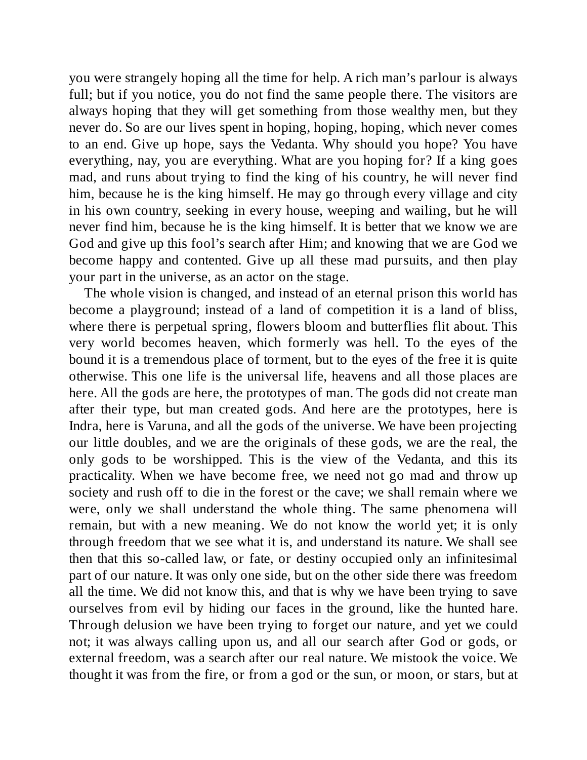you were strangely hoping all the time for help. A rich man's parlour is always full; but if you notice, you do not find the same people there. The visitors are always hoping that they will get something from those wealthy men, but they never do. So are our lives spent in hoping, hoping, hoping, which never comes to an end. Give up hope, says the Vedanta. Why should you hope? You have everything, nay, you are everything. What are you hoping for? If a king goes mad, and runs about trying to find the king of his country, he will never find him, because he is the king himself. He may go through every village and city in his own country, seeking in every house, weeping and wailing, but he will never find him, because he is the king himself. It is better that we know we are God and give up this fool's search after Him; and knowing that we are God we become happy and contented. Give up all these mad pursuits, and then play your part in the universe, as an actor on the stage.

The whole vision is changed, and instead of an eternal prison this world has become a playground; instead of a land of competition it is a land of bliss, where there is perpetual spring, flowers bloom and butterflies flit about. This very world becomes heaven, which formerly was hell. To the eyes of the bound it is a tremendous place of torment, but to the eyes of the free it is quite otherwise. This one life is the universal life, heavens and all those places are here. All the gods are here, the prototypes of man. The gods did not create man after their type, but man created gods. And here are the prototypes, here is Indra, here is Varuna, and all the gods of the universe. We have been projecting our little doubles, and we are the originals of these gods, we are the real, the only gods to be worshipped. This is the view of the Vedanta, and this its practicality. When we have become free, we need not go mad and throw up society and rush off to die in the forest or the cave; we shall remain where we were, only we shall understand the whole thing. The same phenomena will remain, but with a new meaning. We do not know the world yet; it is only through freedom that we see what it is, and understand its nature. We shall see then that this so-called law, or fate, or destiny occupied only an infinitesimal part of our nature. It was only one side, but on the other side there was freedom all the time. We did not know this, and that is why we have been trying to save ourselves from evil by hiding our faces in the ground, like the hunted hare. Through delusion we have been trying to forget our nature, and yet we could not; it was always calling upon us, and all our search after God or gods, or external freedom, was a search after our real nature. We mistook the voice. We thought it was from the fire, or from a god or the sun, or moon, or stars, but at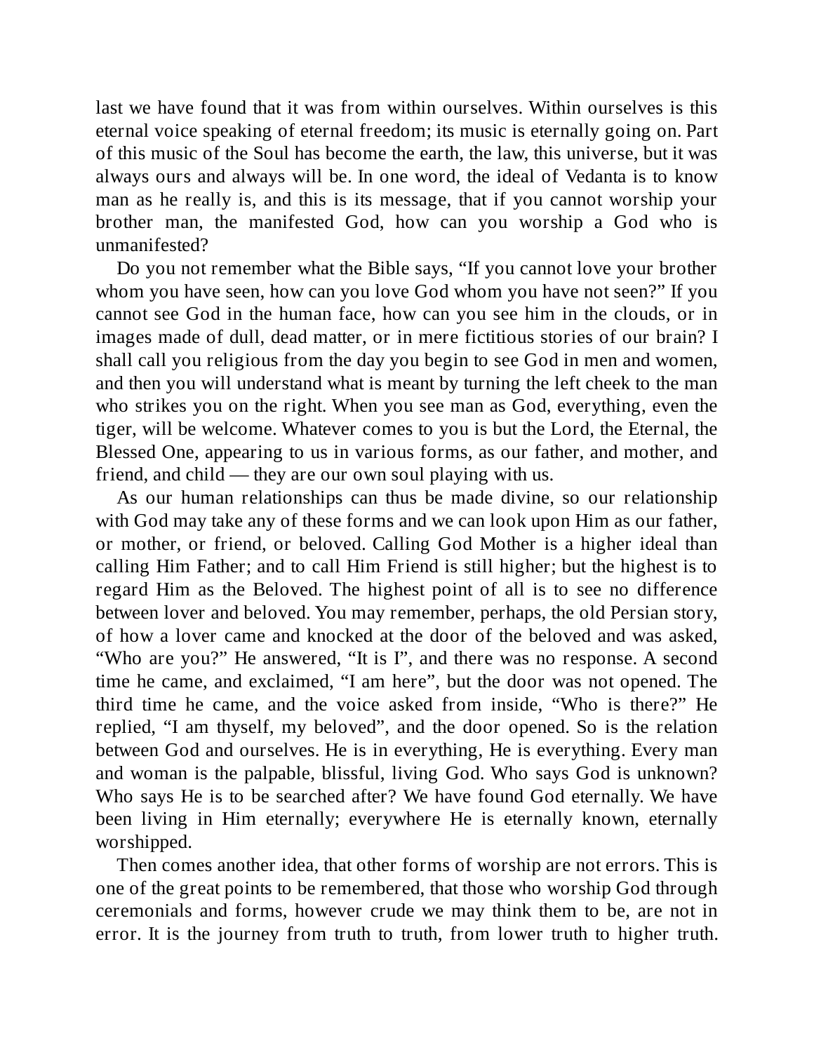last we have found that it was from within ourselves. Within ourselves is this eternal voice speaking of eternal freedom; its music is eternally going on. Part of this music of the Soul has become the earth, the law, this universe, but it was always ours and always will be. In one word, the ideal of Vedanta is to know man as he really is, and this is its message, that if you cannot worship your brother man, the manifested God, how can you worship a God who is unmanifested?

Do you not remember what the Bible says, "If you cannot love your brother whom you have seen, how can you love God whom you have not seen?" If you cannot see God in the human face, how can you see him in the clouds, or in images made of dull, dead matter, or in mere fictitious stories of our brain? I shall call you religious from the day you begin to see God in men and women, and then you will understand what is meant by turning the left cheek to the man who strikes you on the right. When you see man as God, everything, even the tiger, will be welcome. Whatever comes to you is but the Lord, the Eternal, the Blessed One, appearing to us in various forms, as our father, and mother, and friend, and child — they are our own soul playing with us.

As our human relationships can thus be made divine, so our relationship with God may take any of these forms and we can look upon Him as our father, or mother, or friend, or beloved. Calling God Mother is a higher ideal than calling Him Father; and to call Him Friend is still higher; but the highest is to regard Him as the Beloved. The highest point of all is to see no difference between lover and beloved. You may remember, perhaps, the old Persian story, of how a lover came and knocked at the door of the beloved and was asked, "Who are you?" He answered, "It is I", and there was no response. A second time he came, and exclaimed, "I am here", but the door was not opened. The third time he came, and the voice asked from inside, "Who is there?" He replied, "I am thyself, my beloved", and the door opened. So is the relation between God and ourselves. He is in everything, He is everything. Every man and woman is the palpable, blissful, living God. Who says God is unknown? Who says He is to be searched after? We have found God eternally. We have been living in Him eternally; everywhere He is eternally known, eternally worshipped.

Then comes another idea, that other forms of worship are not errors. This is one of the great points to be remembered, that those who worship God through ceremonials and forms, however crude we may think them to be, are not in error. It is the journey from truth to truth, from lower truth to higher truth.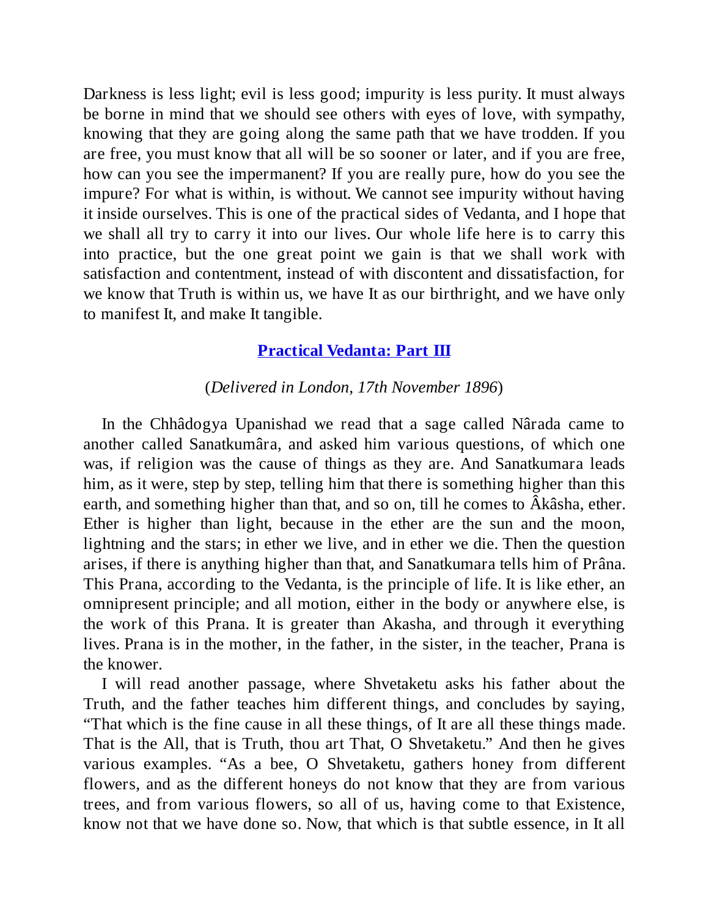Darkness is less light; evil is less good; impurity is less purity. It must always be borne in mind that we should see others with eyes of love, with sympathy, knowing that they are going along the same path that we have trodden. If you are free, you must know that all will be so sooner or later, and if you are free, how can you see the impermanent? If you are really pure, how do you see the impure? For what is within, is without. We cannot see impurity without having it inside ourselves. This is one of the practical sides of Vedanta, and I hope that we shall all try to carry it into our lives. Our whole life here is to carry this into practice, but the one great point we gain is that we shall work with satisfaction and contentment, instead of with discontent and dissatisfaction, for we know that Truth is within us, we have It as our birthright, and we have only to manifest It, and make It tangible.

## Practical Vedanta: Part III

(*Delivered in London, 17th November 1896*)

In the Chhâdogya Upanishad we read that a sage called Nârada came to another called Sanatkumâra, and asked him various questions, of which one was, if religion was the cause of things as they are. And Sanatkumara leads him, as it were, step by step, telling him that there is something higher than this earth, and something higher than that, and so on, till he comes to Âkâsha, ether. Ether is higher than light, because in the ether are the sun and the moon, lightning and the stars; in ether we live, and in ether we die. Then the question arises, if there is anything higher than that, and Sanatkumara tells him of Prâna. This Prana, according to the Vedanta, is the principle of life. It is like ether, an omnipresent principle; and all motion, either in the body or anywhere else, is the work of this Prana. It is greater than Akasha, and through it everything lives. Prana is in the mother, in the father, in the sister, in the teacher, Prana is the knower.

I will read another passage, where Shvetaketu asks his father about the Truth, and the father teaches him different things, and concludes by saying, "That which is the fine cause in all these things, of It are all these things made. That is the All, that is Truth, thou art That, O Shvetaketu." And then he gives various examples. "As a bee, O Shvetaketu, gathers honey from different flowers, and as the different honeys do not know that they are from various trees, and from various flowers, so all of us, having come to that Existence, know not that we have done so. Now, that which is that subtle essence, in It all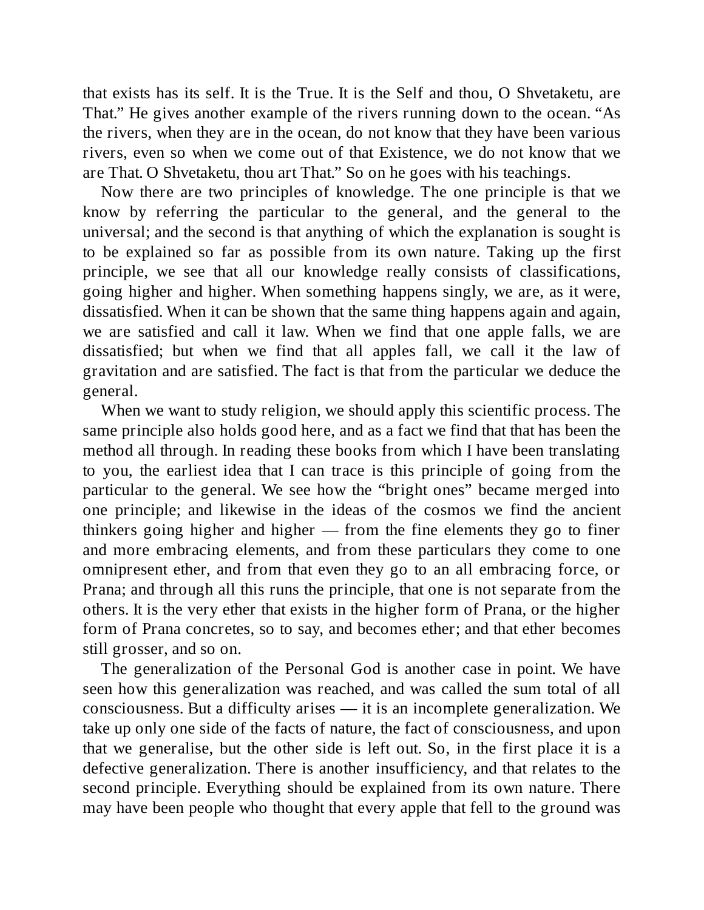that exists has its self. It is the True. It is the Self and thou, O Shvetaketu, are That." He gives another example of the rivers running down to the ocean. "As the rivers, when they are in the ocean, do not know that they have been various rivers, even so when we come out of that Existence, we do not know that we are That. O Shvetaketu, thou art That." So on he goes with his teachings.

Now there are two principles of knowledge. The one principle is that we know by referring the particular to the general, and the general to the universal; and the second is that anything of which the explanation is sought is to be explained so far as possible from its own nature. Taking up the first principle, we see that all our knowledge really consists of classifications, going higher and higher. When something happens singly, we are, as it were, dissatisfied. When it can be shown that the same thing happens again and again, we are satisfied and call it law. When we find that one apple falls, we are dissatisfied; but when we find that all apples fall, we call it the law of gravitation and are satisfied. The fact is that from the particular we deduce the general.

When we want to study religion, we should apply this scientific process. The same principle also holds good here, and as a fact we find that that has been the method all through. In reading these books from which I have been translating to you, the earliest idea that I can trace is this principle of going from the particular to the general. We see how the "bright ones" became merged into one principle; and likewise in the ideas of the cosmos we find the ancient thinkers going higher and higher — from the fine elements they go to finer and more embracing elements, and from these particulars they come to one omnipresent ether, and from that even they go to an all embracing force, or Prana; and through all this runs the principle, that one is not separate from the others. It is the very ether that exists in the higher form of Prana, or the higher form of Prana concretes, so to say, and becomes ether; and that ether becomes still grosser, and so on.

The generalization of the Personal God is another case in point. We have seen how this generalization was reached, and was called the sum total of all consciousness. But a difficulty arises — it is an incomplete generalization. We take up only one side of the facts of nature, the fact of consciousness, and upon that we generalise, but the other side is left out. So, in the first place it is a defective generalization. There is another insufficiency, and that relates to the second principle. Everything should be explained from its own nature. There may have been people who thought that every apple that fell to the ground was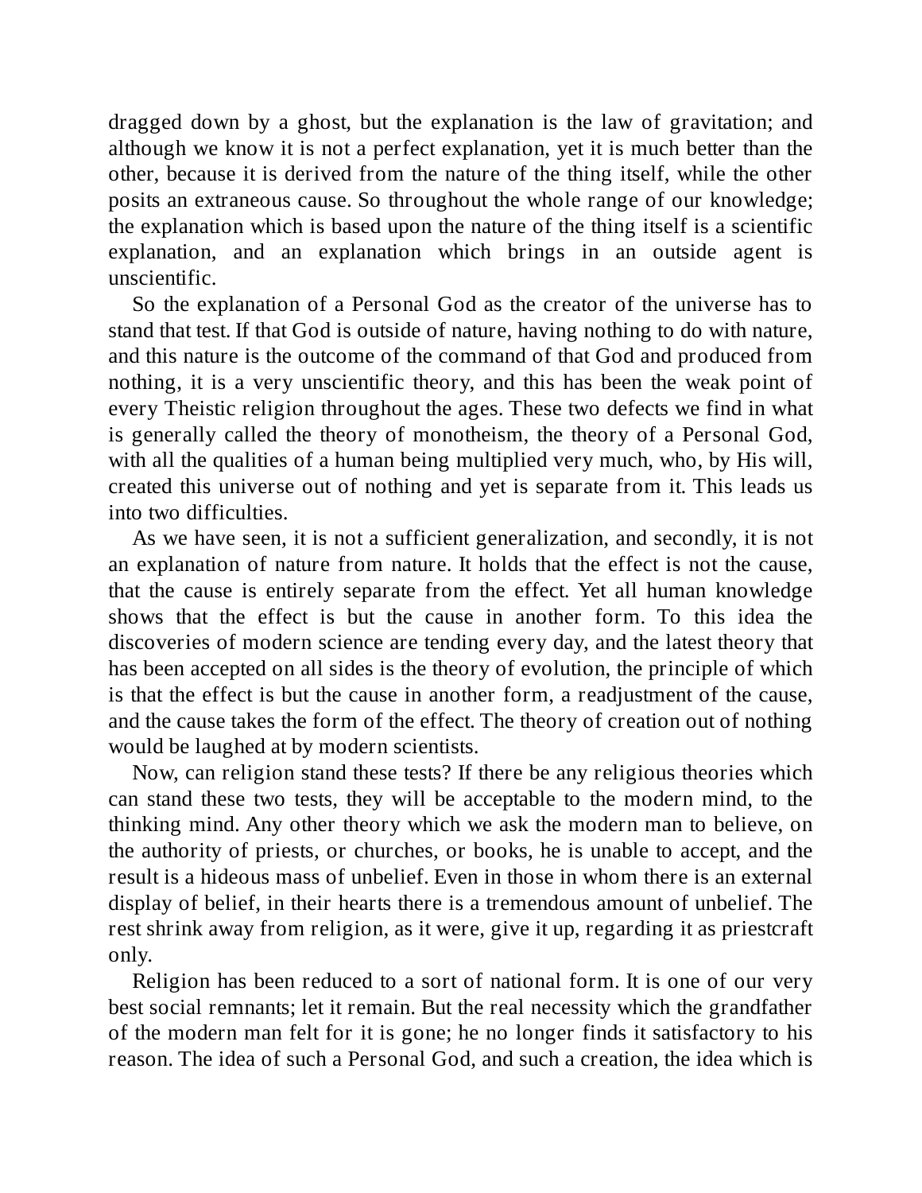dragged down by a ghost, but the explanation is the law of gravitation; and although we know it is not a perfect explanation, yet it is much better than the other, because it is derived from the nature of the thing itself, while the other posits an extraneous cause. So throughout the whole range of our knowledge; the explanation which is based upon the nature of the thing itself is a scientific explanation, and an explanation which brings in an outside agent is unscientific.

So the explanation of a Personal God as the creator of the universe has to stand that test. If that God is outside of nature, having nothing to do with nature, and this nature is the outcome of the command of that God and produced from nothing, it is a very unscientific theory, and this has been the weak point of every Theistic religion throughout the ages. These two defects we find in what is generally called the theory of monotheism, the theory of a Personal God, with all the qualities of a human being multiplied very much, who, by His will, created this universe out of nothing and yet is separate from it. This leads us into two difficulties.

As we have seen, it is not a sufficient generalization, and secondly, it is not an explanation of nature from nature. It holds that the effect is not the cause, that the cause is entirely separate from the effect. Yet all human knowledge shows that the effect is but the cause in another form. To this idea the discoveries of modern science are tending every day, and the latest theory that has been accepted on all sides is the theory of evolution, the principle of which is that the effect is but the cause in another form, a readjustment of the cause, and the cause takes the form of the effect. The theory of creation out of nothing would be laughed at by modern scientists.

Now, can religion stand these tests? If there be any religious theories which can stand these two tests, they will be acceptable to the modern mind, to the thinking mind. Any other theory which we ask the modern man to believe, on the authority of priests, or churches, or books, he is unable to accept, and the result is a hideous mass of unbelief. Even in those in whom there is an external display of belief, in their hearts there is a tremendous amount of unbelief. The rest shrink away from religion, as it were, give it up, regarding it as priestcraft only.

Religion has been reduced to a sort of national form. It is one of our very best social remnants; let it remain. But the real necessity which the grandfather of the modern man felt for it is gone; he no longer finds it satisfactory to his reason. The idea of such a Personal God, and such a creation, the idea which is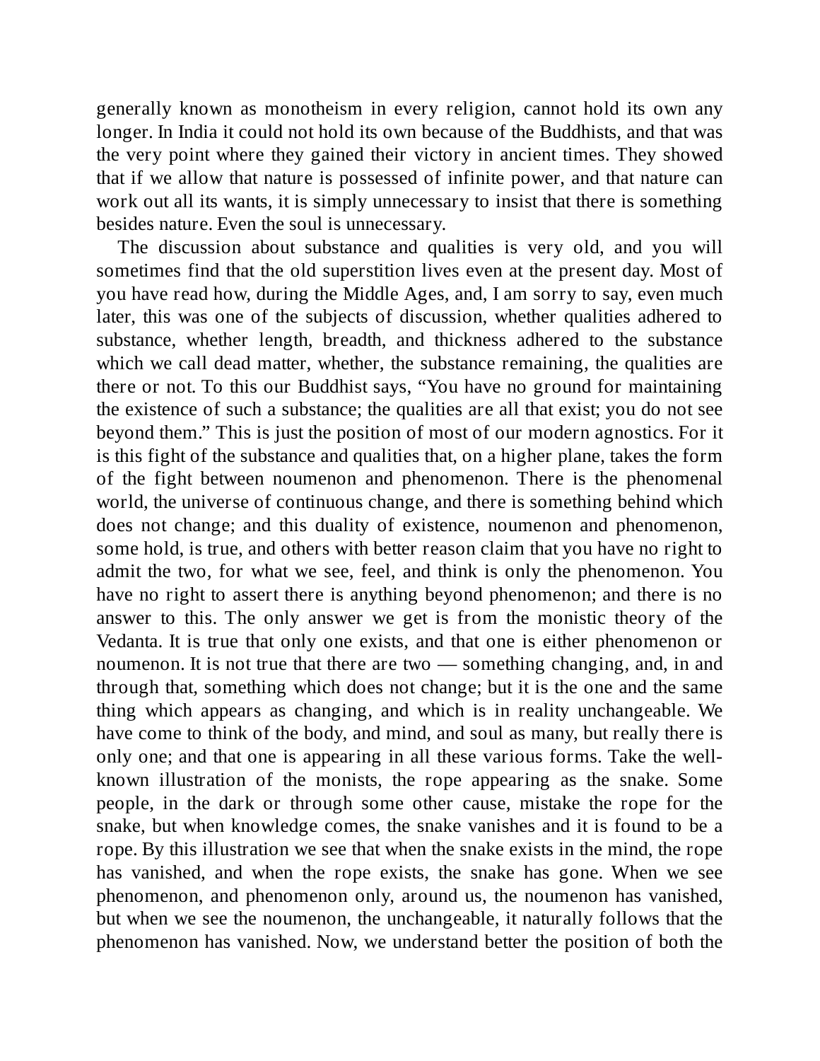generally known as monotheism in every religion, cannot hold its own any longer. In India it could not hold its own because of the Buddhists, and that was the very point where they gained their victory in ancient times. They showed that if we allow that nature is possessed of infinite power, and that nature can work out all its wants, it is simply unnecessary to insist that there is something besides nature. Even the soul is unnecessary.

The discussion about substance and qualities is very old, and you will sometimes find that the old superstition lives even at the present day. Most of you have read how, during the Middle Ages, and, I am sorry to say, even much later, this was one of the subjects of discussion, whether qualities adhered to substance, whether length, breadth, and thickness adhered to the substance which we call dead matter, whether, the substance remaining, the qualities are there or not. To this our Buddhist says, "You have no ground for maintaining the existence of such a substance; the qualities are all that exist; you do not see beyond them." This is just the position of most of our modern agnostics. For it is this fight of the substance and qualities that, on a higher plane, takes the form of the fight between noumenon and phenomenon. There is the phenomenal world, the universe of continuous change, and there is something behind which does not change; and this duality of existence, noumenon and phenomenon, some hold, is true, and others with better reason claim that you have no right to admit the two, for what we see, feel, and think is only the phenomenon. You have no right to assert there is anything beyond phenomenon; and there is no answer to this. The only answer we get is from the monistic theory of the Vedanta. It is true that only one exists, and that one is either phenomenon or noumenon. It is not true that there are two — something changing, and, in and through that, something which does not change; but it is the one and the same thing which appears as changing, and which is in reality unchangeable. We have come to think of the body, and mind, and soul as many, but really there is only one; and that one is appearing in all these various forms. Take the well-known illustration of the monists, the rope appearing as the snake. Some people, in the dark or through some other cause, mistake the rope for the snake, but when knowledge comes, the snake vanishes and it is found to be a rope. By this illustration we see that when the snake exists in the mind, the rope has vanished, and when the rope exists, the snake has gone. When we see phenomenon, and phenomenon only, around us, the noumenon has vanished, but when we see the noumenon, the unchangeable, it naturally follows that the phenomenon has vanished. Now, we understand better the position of both the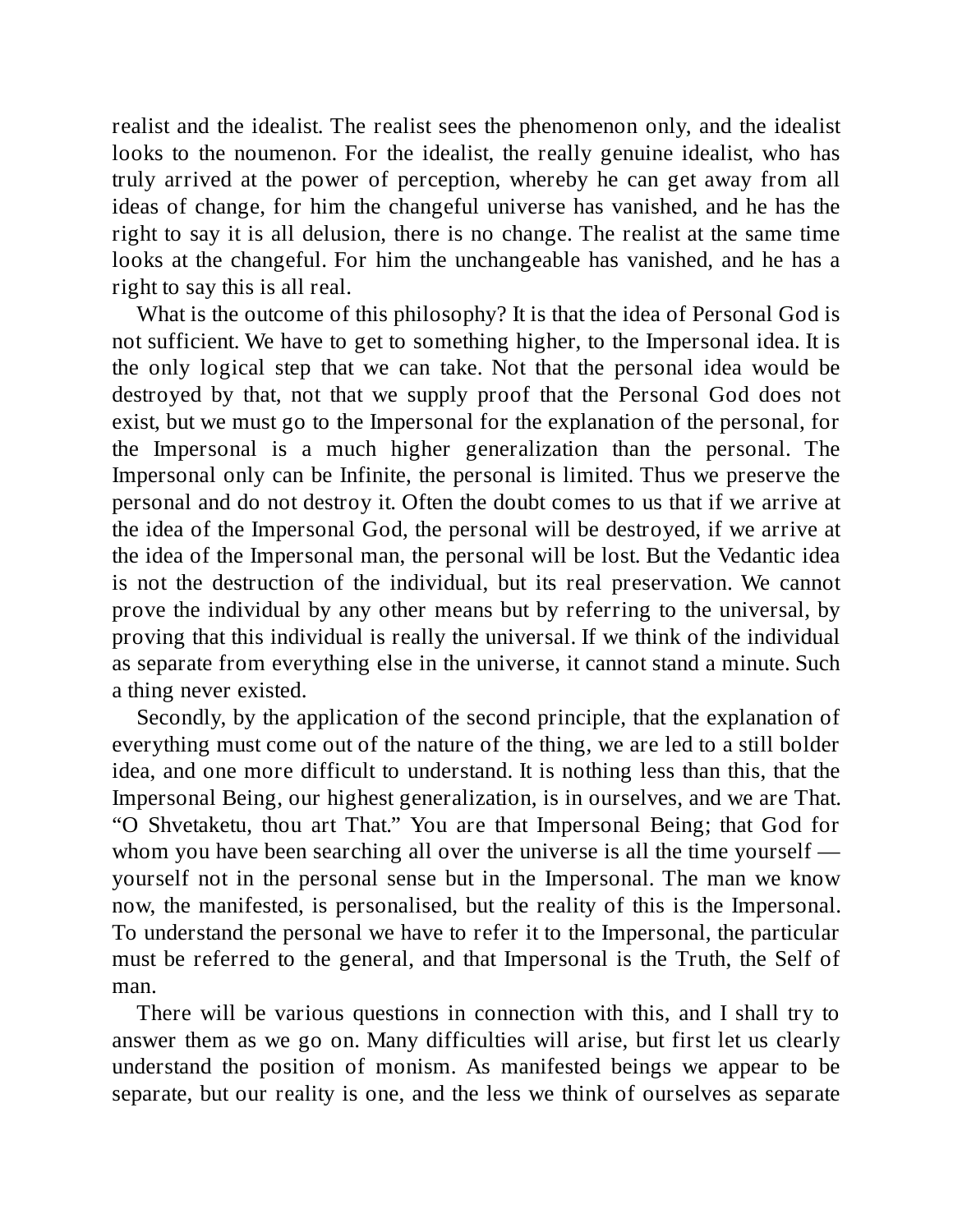realist and the idealist. The realist sees the phenomenon only, and the idealist looks to the noumenon. For the idealist, the really genuine idealist, who has truly arrived at the power of perception, whereby he can get away from all ideas of change, for him the changeful universe has vanished, and he has the right to say it is all delusion, there is no change. The realist at the same time looks at the changeful. For him the unchangeable has vanished, and he has a right to say this is all real.

What is the outcome of this philosophy? It is that the idea of Personal God is not sufficient. We have to get to something higher, to the Impersonal idea. It is the only logical step that we can take. Not that the personal idea would be destroyed by that, not that we supply proof that the Personal God does not exist, but we must go to the Impersonal for the explanation of the personal, for the Impersonal is a much higher generalization than the personal. The Impersonal only can be Infinite, the personal is limited. Thus we preserve the personal and do not destroy it. Often the doubt comes to us that if we arrive at the idea of the Impersonal God, the personal will be destroyed, if we arrive at the idea of the Impersonal man, the personal will be lost. But the Vedantic idea is not the destruction of the individual, but its real preservation. We cannot prove the individual by any other means but by referring to the universal, by proving that this individual is really the universal. If we think of the individual as separate from everything else in the universe, it cannot stand a minute. Such a thing never existed.

Secondly, by the application of the second principle, that the explanation of everything must come out of the nature of the thing, we are led to a still bolder idea, and one more difficult to understand. It is nothing less than this, that the Impersonal Being, our highest generalization, is in ourselves, and we are That. "O Shvetaketu, thou art That." You are that Impersonal Being; that God for whom you have been searching all over the universe is all the time yourself — yourself not in the personal sense but in the Impersonal. The man we know now, the manifested, is personalised, but the reality of this is the Impersonal. To understand the personal we have to refer it to the Impersonal, the particular must be referred to the general, and that Impersonal is the Truth, the Self of man.

There will be various questions in connection with this, and I shall try to answer them as we go on. Many difficulties will arise, but first let us clearly understand the position of monism. As manifested beings we appear to be separate, but our reality is one, and the less we think of ourselves as separate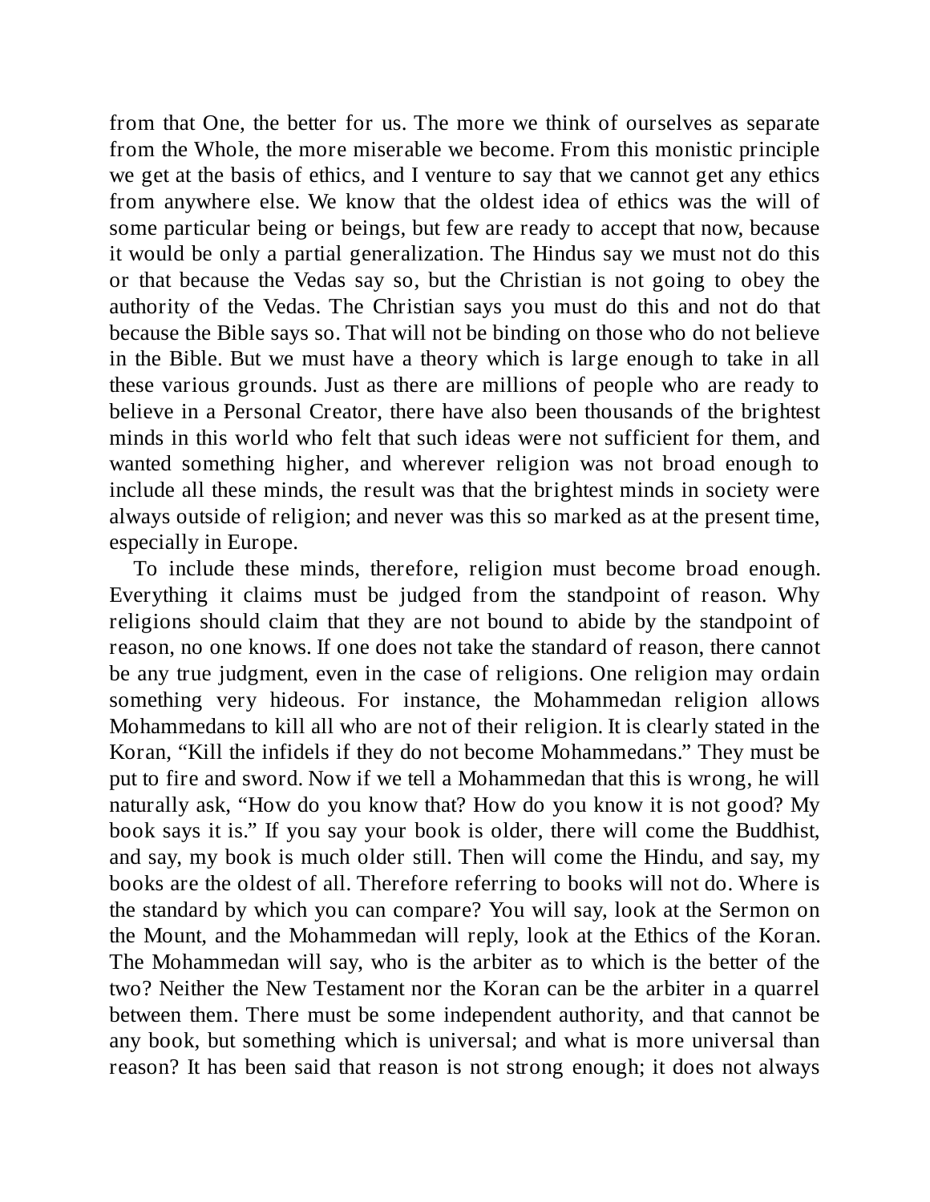from that One, the better for us. The more we think of ourselves as separate from the Whole, the more miserable we become. From this monistic principle we get at the basis of ethics, and I venture to say that we cannot get any ethics from anywhere else. We know that the oldest idea of ethics was the will of some particular being or beings, but few are ready to accept that now, because it would be only a partial generalization. The Hindus say we must not do this or that because the Vedas say so, but the Christian is not going to obey the authority of the Vedas. The Christian says you must do this and not do that because the Bible says so. That will not be binding on those who do not believe in the Bible. But we must have a theory which is large enough to take in all these various grounds. Just as there are millions of people who are ready to believe in a Personal Creator, there have also been thousands of the brightest minds in this world who felt that such ideas were not sufficient for them, and wanted something higher, and wherever religion was not broad enough to include all these minds, the result was that the brightest minds in society were always outside of religion; and never was this so marked as at the present time, especially in Europe.

To include these minds, therefore, religion must become broad enough. Everything it claims must be judged from the standpoint of reason. Why religions should claim that they are not bound to abide by the standpoint of reason, no one knows. If one does not take the standard of reason, there cannot be any true judgment, even in the case of religions. One religion may ordain something very hideous. For instance, the Mohammedan religion allows Mohammedans to kill all who are not of their religion. It is clearly stated in the Koran, "Kill the infidels if they do not become Mohammedans." They must be put to fire and sword. Now if we tell a Mohammedan that this is wrong, he will naturally ask, "How do you know that? How do you know it is not good? My book says it is." If you say your book is older, there will come the Buddhist, and say, my book is much older still. Then will come the Hindu, and say, my books are the oldest of all. Therefore referring to books will not do. Where is the standard by which you can compare? You will say, look at the Sermon on the Mount, and the Mohammedan will reply, look at the Ethics of the Koran. The Mohammedan will say, who is the arbiter as to which is the better of the two? Neither the New Testament nor the Koran can be the arbiter in a quarrel between them. There must be some independent authority, and that cannot be any book, but something which is universal; and what is more universal than reason? It has been said that reason is not strong enough; it does not always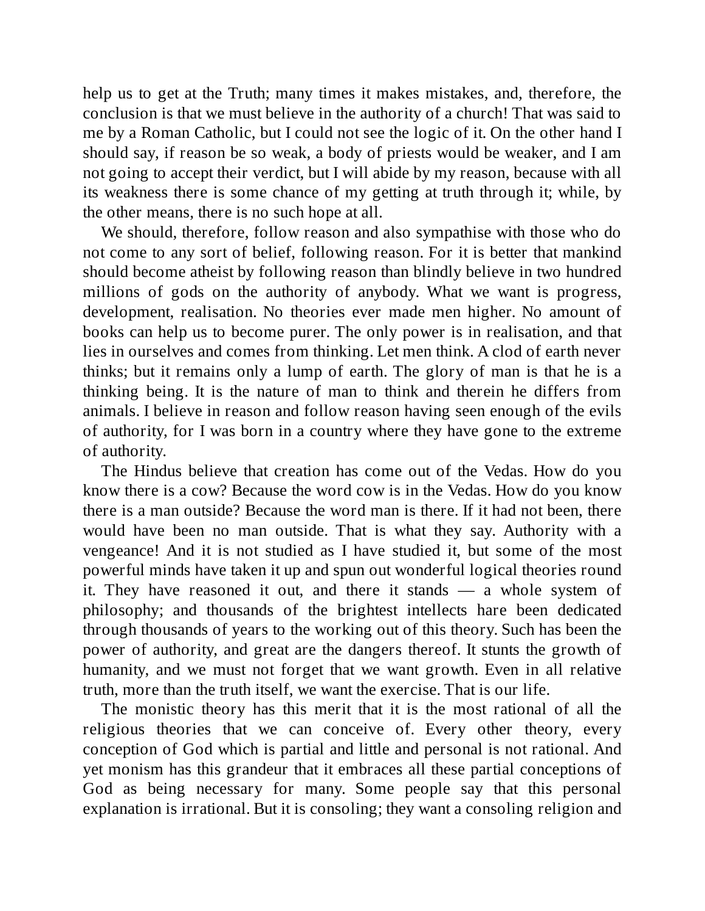help us to get at the Truth; many times it makes mistakes, and, therefore, the conclusion is that we must believe in the authority of a church! That was said to me by a Roman Catholic, but I could not see the logic of it. On the other hand I should say, if reason be so weak, a body of priests would be weaker, and I am not going to accept their verdict, but I will abide by my reason, because with all its weakness there is some chance of my getting at truth through it; while, by the other means, there is no such hope at all.

We should, therefore, follow reason and also sympathise with those who do not come to any sort of belief, following reason. For it is better that mankind should become atheist by following reason than blindly believe in two hundred millions of gods on the authority of anybody. What we want is progress, development, realisation. No theories ever made men higher. No amount of books can help us to become purer. The only power is in realisation, and that lies in ourselves and comes from thinking. Let men think. A clod of earth never thinks; but it remains only a lump of earth. The glory of man is that he is a thinking being. It is the nature of man to think and therein he differs from animals. I believe in reason and follow reason having seen enough of the evils of authority, for I was born in a country where they have gone to the extreme of authority.

The Hindus believe that creation has come out of the Vedas. How do you know there is a cow? Because the word cow is in the Vedas. How do you know there is a man outside? Because the word man is there. If it had not been, there would have been no man outside. That is what they say. Authority with a vengeance! And it is not studied as I have studied it, but some of the most powerful minds have taken it up and spun out wonderful logical theories round it. They have reasoned it out, and there it stands — a whole system of philosophy; and thousands of the brightest intellects hare been dedicated through thousands of years to the working out of this theory. Such has been the power of authority, and great are the dangers thereof. It stunts the growth of humanity, and we must not forget that we want growth. Even in all relative truth, more than the truth itself, we want the exercise. That is our life.

The monistic theory has this merit that it is the most rational of all the religious theories that we can conceive of. Every other theory, every conception of God which is partial and little and personal is not rational. And yet monism has this grandeur that it embraces all these partial conceptions of God as being necessary for many. Some people say that this personal explanation is irrational. But it is consoling; they want a consoling religion and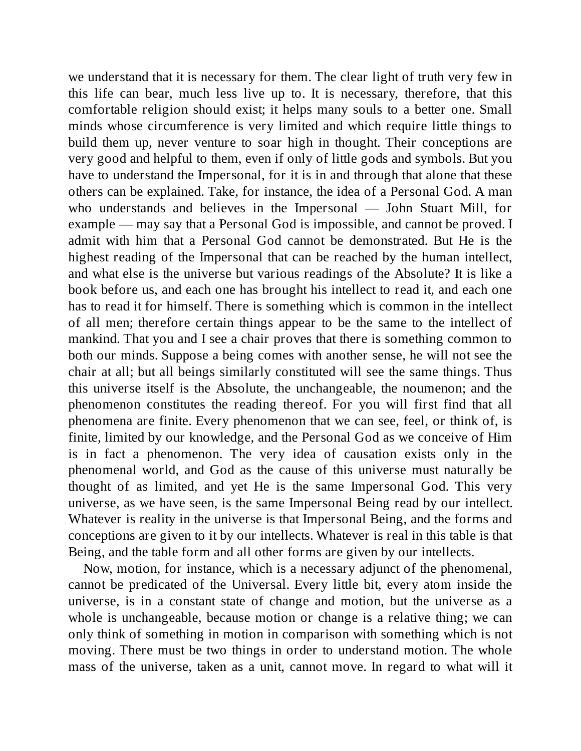we understand that it is necessary for them. The clear light of truth very few in this life can bear, much less live up to. It is necessary, therefore, that this comfortable religion should exist; it helps many souls to a better one. Small minds whose circumference is very limited and which require little things to build them up, never venture to soar high in thought. Their conceptions are very good and helpful to them, even if only of little gods and symbols. But you have to understand the Impersonal, for it is in and through that alone that these others can be explained. Take, for instance, the idea of a Personal God. A man who understands and believes in the Impersonal — John Stuart Mill, for example — may say that a Personal God is impossible, and cannot be proved. I admit with him that a Personal God cannot be demonstrated. But He is the highest reading of the Impersonal that can be reached by the human intellect, and what else is the universe but various readings of the Absolute? It is like a book before us, and each one has brought his intellect to read it, and each one has to read it for himself. There is something which is common in the intellect of all men; therefore certain things appear to be the same to the intellect of mankind. That you and I see a chair proves that there is something common to both our minds. Suppose a being comes with another sense, he will not see the chair at all; but all beings similarly constituted will see the same things. Thus this universe itself is the Absolute, the unchangeable, the noumenon; and the phenomenon constitutes the reading thereof. For you will first find that all phenomena are finite. Every phenomenon that we can see, feel, or think of, is finite, limited by our knowledge, and the Personal God as we conceive of Him is in fact a phenomenon. The very idea of causation exists only in the phenomenal world, and God as the cause of this universe must naturally be thought of as limited, and yet He is the same Impersonal God. This very universe, as we have seen, is the same Impersonal Being read by our intellect. Whatever is reality in the universe is that Impersonal Being, and the forms and conceptions are given to it by our intellects. Whatever is real in this table is that Being, and the table form and all other forms are given by our intellects.

Now, motion, for instance, which is a necessary adjunct of the phenomenal, cannot be predicated of the Universal. Every little bit, every atom inside the universe, is in a constant state of change and motion, but the universe as a whole is unchangeable, because motion or change is a relative thing; we can only think of something in motion in comparison with something which is not moving. There must be two things in order to understand motion. The whole mass of the universe, taken as a unit, cannot move. In regard to what will it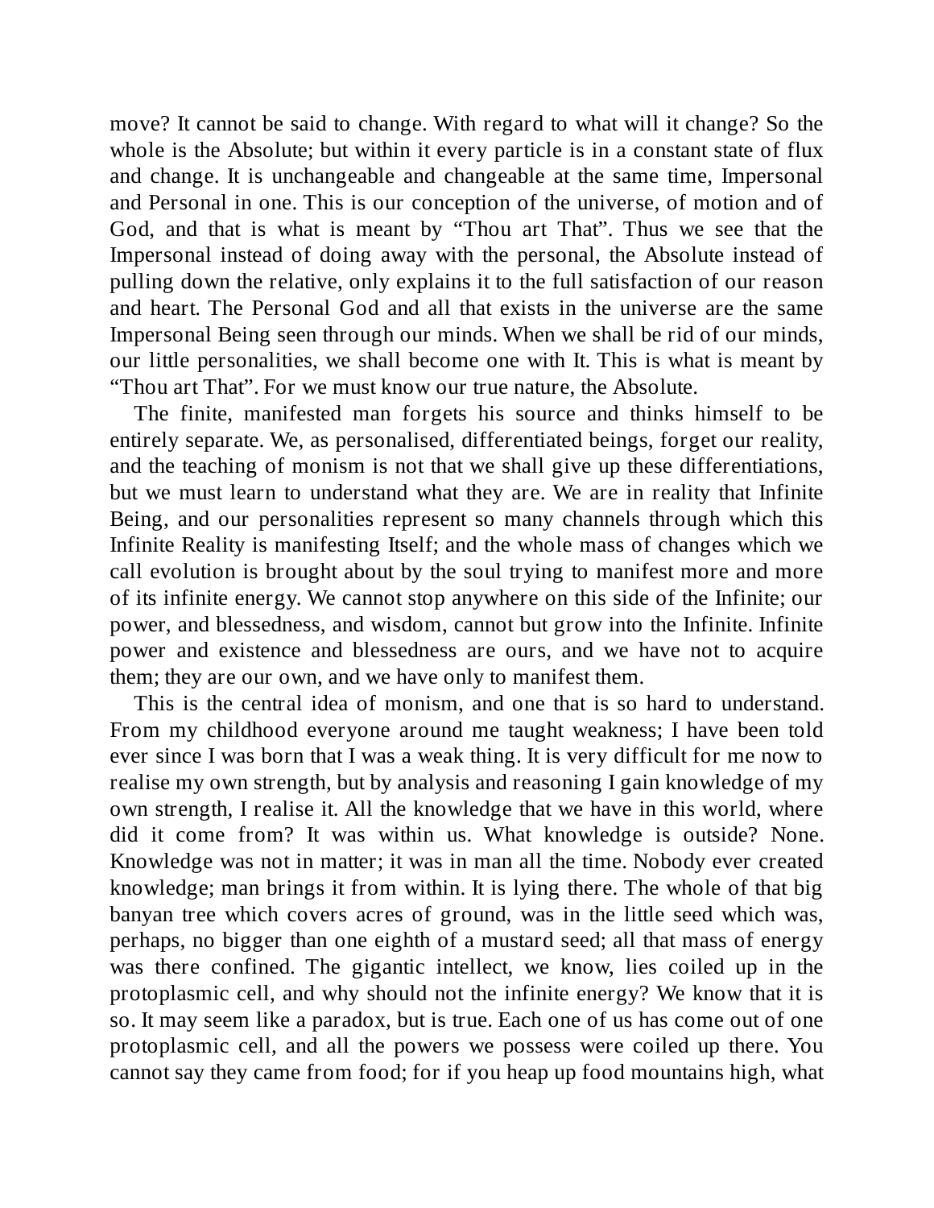move? It cannot be said to change. With regard to what will it change? So the whole is the Absolute; but within it every particle is in a constant state of flux and change. It is unchangeable and changeable at the same time, Impersonal and Personal in one. This is our conception of the universe, of motion and of God, and that is what is meant by "Thou art That". Thus we see that the Impersonal instead of doing away with the personal, the Absolute instead of pulling down the relative, only explains it to the full satisfaction of our reason and heart. The Personal God and all that exists in the universe are the same Impersonal Being seen through our minds. When we shall be rid of our minds, our little personalities, we shall become one with It. This is what is meant by "Thou art That". For we must know our true nature, the Absolute.

The finite, manifested man forgets his source and thinks himself to be entirely separate. We, as personalised, differentiated beings, forget our reality, and the teaching of monism is not that we shall give up these differentiations, but we must learn to understand what they are. We are in reality that Infinite Being, and our personalities represent so many channels through which this Infinite Reality is manifesting Itself; and the whole mass of changes which we call evolution is brought about by the soul trying to manifest more and more of its infinite energy. We cannot stop anywhere on this side of the Infinite; our power, and blessedness, and wisdom, cannot but grow into the Infinite. Infinite power and existence and blessedness are ours, and we have not to acquire them; they are our own, and we have only to manifest them.

This is the central idea of monism, and one that is so hard to understand. From my childhood everyone around me taught weakness; I have been told ever since I was born that I was a weak thing. It is very difficult for me now to realise my own strength, but by analysis and reasoning I gain knowledge of my own strength, I realise it. All the knowledge that we have in this world, where did it come from? It was within us. What knowledge is outside? None. Knowledge was not in matter; it was in man all the time. Nobody ever created knowledge; man brings it from within. It is lying there. The whole of that big banyan tree which covers acres of ground, was in the little seed which was, perhaps, no bigger than one eighth of a mustard seed; all that mass of energy was there confined. The gigantic intellect, we know, lies coiled up in the protoplasmic cell, and why should not the infinite energy? We know that it is so. It may seem like a paradox, but is true. Each one of us has come out of one protoplasmic cell, and all the powers we possess were coiled up there. You cannot say they came from food; for if you heap up food mountains high, what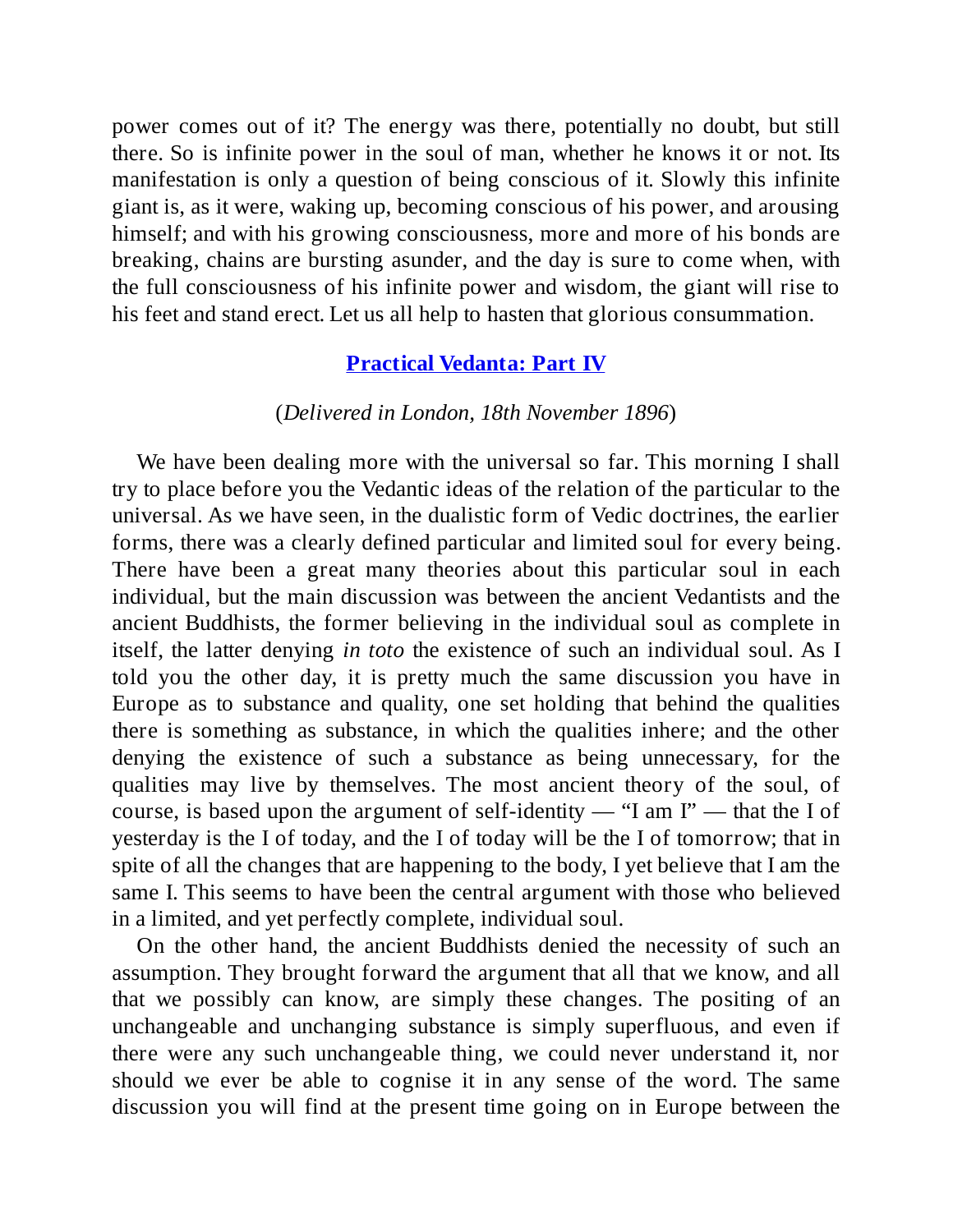power comes out of it? The energy was there, potentially no doubt, but still there. So is infinite power in the soul of man, whether he knows it or not. Its manifestation is only a question of being conscious of it. Slowly this infinite giant is, as it were, waking up, becoming conscious of his power, and arousing himself; and with his growing consciousness, more and more of his bonds are breaking, chains are bursting asunder, and the day is sure to come when, with the full consciousness of his infinite power and wisdom, the giant will rise to his feet and stand erect. Let us all help to hasten that glorious consummation.

## Practical Vedanta: Part IV

(*Delivered in London, 18th November 1896*)

We have been dealing more with the universal so far. This morning I shall try to place before you the Vedantic ideas of the relation of the particular to the universal. As we have seen, in the dualistic form of Vedic doctrines, the earlier forms, there was a clearly defined particular and limited soul for every being. There have been a great many theories about this particular soul in each individual, but the main discussion was between the ancient Vedantists and the ancient Buddhists, the former believing in the individual soul as complete in itself, the latter denying *in toto* the existence of such an individual soul. As I told you the other day, it is pretty much the same discussion you have in Europe as to substance and quality, one set holding that behind the qualities there is something as substance, in which the qualities inhere; and the other denying the existence of such a substance as being unnecessary, for the qualities may live by themselves. The most ancient theory of the soul, of course, is based upon the argument of self-identity — "I am I" — that the I of yesterday is the I of today, and the I of today will be the I of tomorrow; that in spite of all the changes that are happening to the body, I yet believe that I am the same I. This seems to have been the central argument with those who believed in a limited, and yet perfectly complete, individual soul.

On the other hand, the ancient Buddhists denied the necessity of such an assumption. They brought forward the argument that all that we know, and all that we possibly can know, are simply these changes. The positing of an unchangeable and unchanging substance is simply superfluous, and even if there were any such unchangeable thing, we could never understand it, nor should we ever be able to cognise it in any sense of the word. The same discussion you will find at the present time going on in Europe between the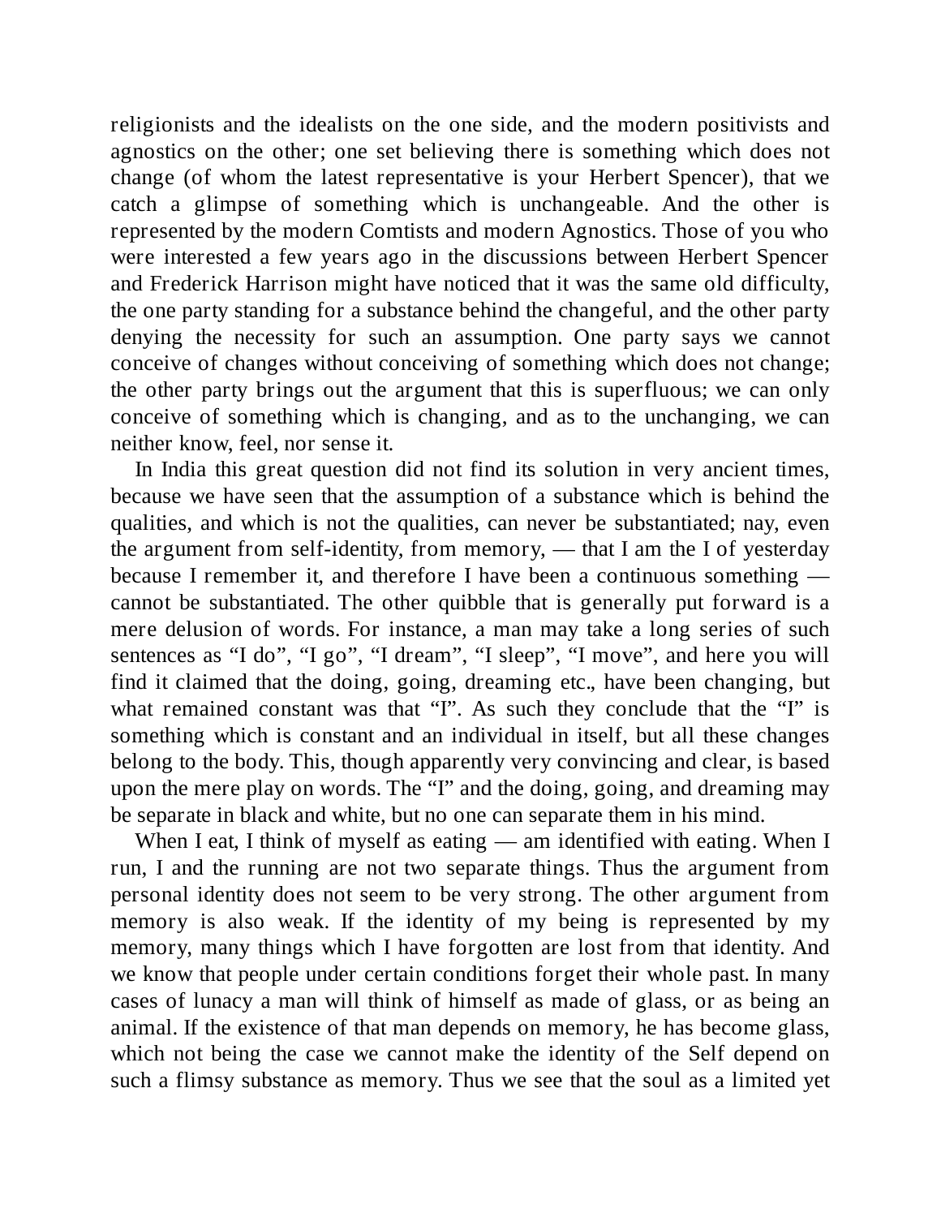religionists and the idealists on the one side, and the modern positivists and agnostics on the other; one set believing there is something which does not change (of whom the latest representative is your Herbert Spencer), that we catch a glimpse of something which is unchangeable. And the other is represented by the modern Comtists and modern Agnostics. Those of you who were interested a few years ago in the discussions between Herbert Spencer and Frederick Harrison might have noticed that it was the same old difficulty, the one party standing for a substance behind the changeful, and the other party denying the necessity for such an assumption. One party says we cannot conceive of changes without conceiving of something which does not change; the other party brings out the argument that this is superfluous; we can only conceive of something which is changing, and as to the unchanging, we can neither know, feel, nor sense it.

In India this great question did not find its solution in very ancient times, because we have seen that the assumption of a substance which is behind the qualities, and which is not the qualities, can never be substantiated; nay, even the argument from self-identity, from memory, — that I am the I of yesterday because I remember it, and therefore I have been a continuous something — cannot be substantiated. The other quibble that is generally put forward is a mere delusion of words. For instance, a man may take a long series of such sentences as "I do", "I go", "I dream", "I sleep", "I move", and here you will find it claimed that the doing, going, dreaming etc., have been changing, but what remained constant was that "I". As such they conclude that the "I" is something which is constant and an individual in itself, but all these changes belong to the body. This, though apparently very convincing and clear, is based upon the mere play on words. The "I" and the doing, going, and dreaming may be separate in black and white, but no one can separate them in his mind.

When I eat, I think of myself as eating — am identified with eating. When I run, I and the running are not two separate things. Thus the argument from personal identity does not seem to be very strong. The other argument from memory is also weak. If the identity of my being is represented by my memory, many things which I have forgotten are lost from that identity. And we know that people under certain conditions forget their whole past. In many cases of lunacy a man will think of himself as made of glass, or as being an animal. If the existence of that man depends on memory, he has become glass, which not being the case we cannot make the identity of the Self depend on such a flimsy substance as memory. Thus we see that the soul as a limited yet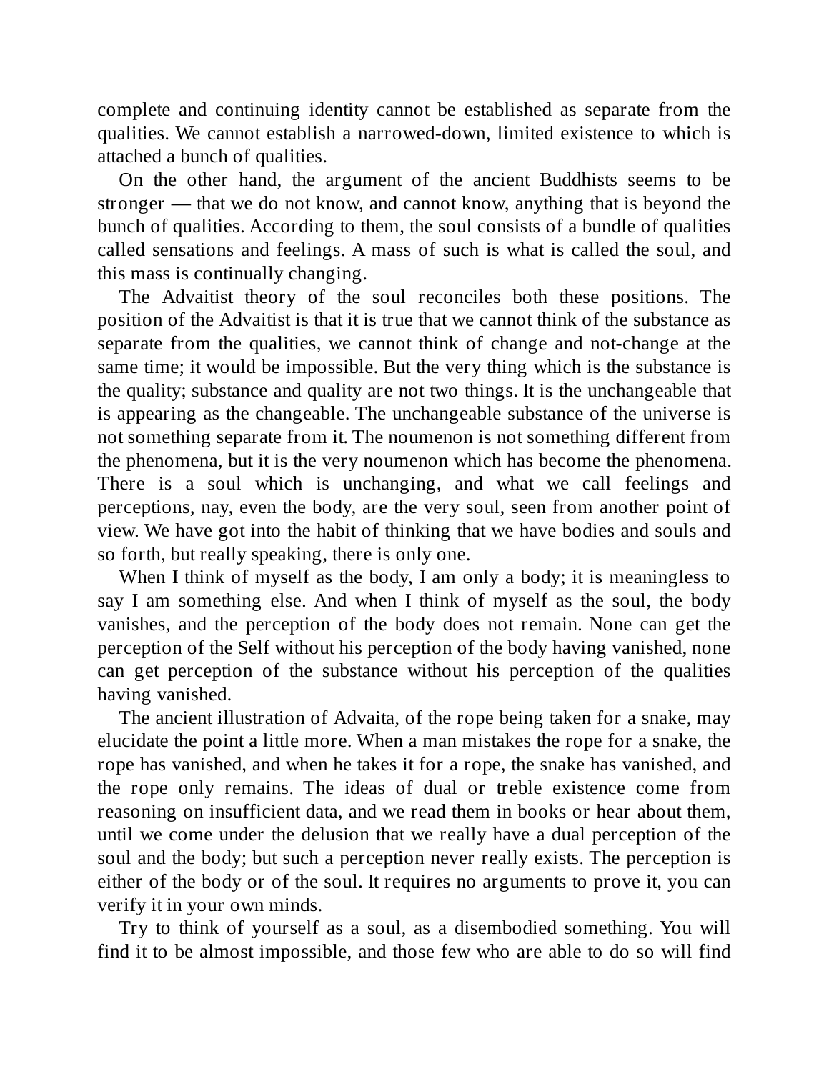complete and continuing identity cannot be established as separate from the qualities. We cannot establish a narrowed-down, limited existence to which is attached a bunch of qualities.

On the other hand, the argument of the ancient Buddhists seems to be stronger — that we do not know, and cannot know, anything that is beyond the bunch of qualities. According to them, the soul consists of a bundle of qualities called sensations and feelings. A mass of such is what is called the soul, and this mass is continually changing.

The Advaitist theory of the soul reconciles both these positions. The position of the Advaitist is that it is true that we cannot think of the substance as separate from the qualities, we cannot think of change and not-change at the same time; it would be impossible. But the very thing which is the substance is the quality; substance and quality are not two things. It is the unchangeable that is appearing as the changeable. The unchangeable substance of the universe is not something separate from it. The noumenon is not something different from the phenomena, but it is the very noumenon which has become the phenomena. There is a soul which is unchanging, and what we call feelings and perceptions, nay, even the body, are the very soul, seen from another point of view. We have got into the habit of thinking that we have bodies and souls and so forth, but really speaking, there is only one.

When I think of myself as the body, I am only a body; it is meaningless to say I am something else. And when I think of myself as the soul, the body vanishes, and the perception of the body does not remain. None can get the perception of the Self without his perception of the body having vanished, none can get perception of the substance without his perception of the qualities having vanished.

The ancient illustration of Advaita, of the rope being taken for a snake, may elucidate the point a little more. When a man mistakes the rope for a snake, the rope has vanished, and when he takes it for a rope, the snake has vanished, and the rope only remains. The ideas of dual or treble existence come from reasoning on insufficient data, and we read them in books or hear about them, until we come under the delusion that we really have a dual perception of the soul and the body; but such a perception never really exists. The perception is either of the body or of the soul. It requires no arguments to prove it, you can verify it in your own minds.

Try to think of yourself as a soul, as a disembodied something. You will find it to be almost impossible, and those few who are able to do so will find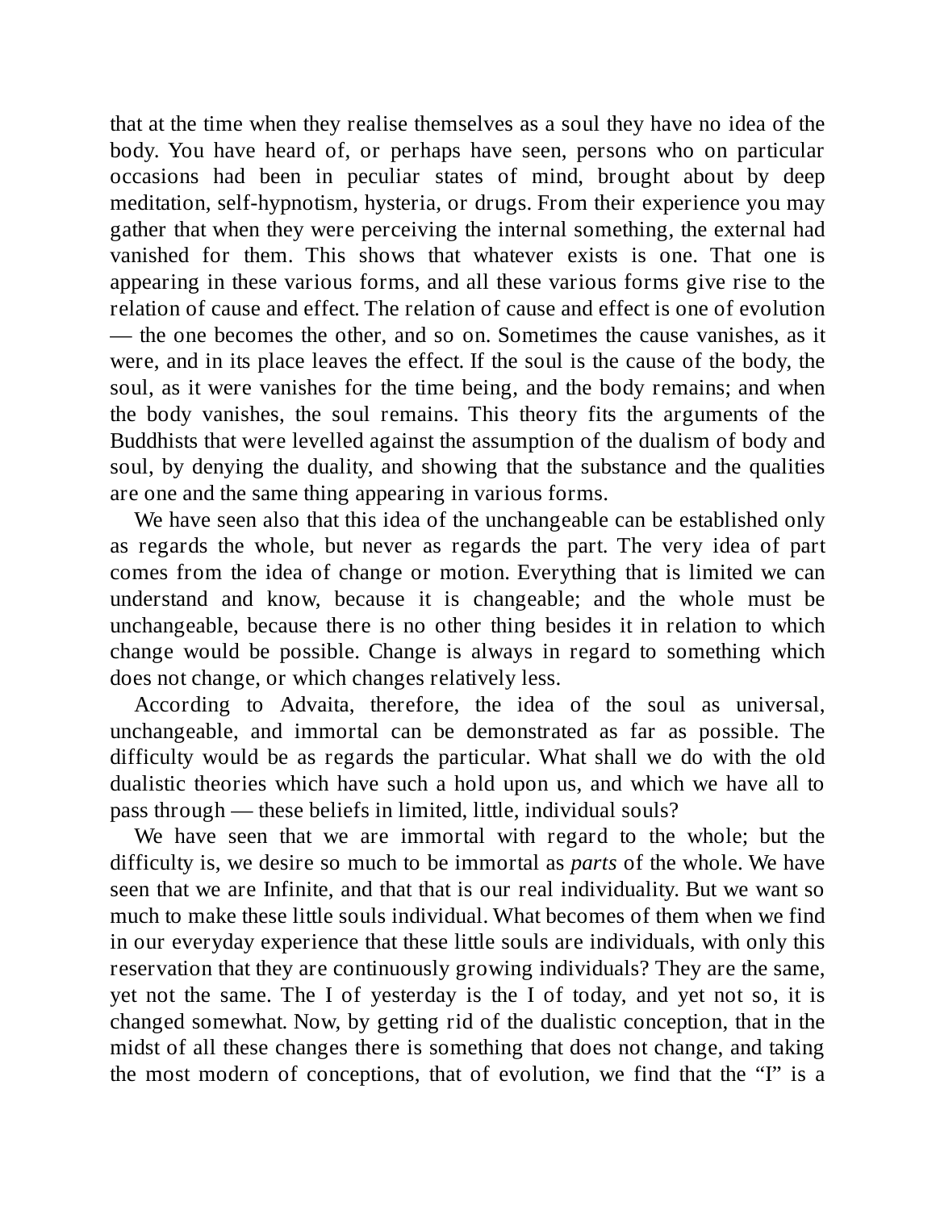that at the time when they realise themselves as a soul they have no idea of the body. You have heard of, or perhaps have seen, persons who on particular occasions had been in peculiar states of mind, brought about by deep meditation, self-hypnotism, hysteria, or drugs. From their experience you may gather that when they were perceiving the internal something, the external had vanished for them. This shows that whatever exists is one. That one is appearing in these various forms, and all these various forms give rise to the relation of cause and effect. The relation of cause and effect is one of evolution — the one becomes the other, and so on. Sometimes the cause vanishes, as it were, and in its place leaves the effect. If the soul is the cause of the body, the soul, as it were vanishes for the time being, and the body remains; and when the body vanishes, the soul remains. This theory fits the arguments of the Buddhists that were levelled against the assumption of the dualism of body and soul, by denying the duality, and showing that the substance and the qualities are one and the same thing appearing in various forms.

We have seen also that this idea of the unchangeable can be established only as regards the whole, but never as regards the part. The very idea of part comes from the idea of change or motion. Everything that is limited we can understand and know, because it is changeable; and the whole must be unchangeable, because there is no other thing besides it in relation to which change would be possible. Change is always in regard to something which does not change, or which changes relatively less.

According to Advaita, therefore, the idea of the soul as universal, unchangeable, and immortal can be demonstrated as far as possible. The difficulty would be as regards the particular. What shall we do with the old dualistic theories which have such a hold upon us, and which we have all to pass through — these beliefs in limited, little, individual souls?

We have seen that we are immortal with regard to the whole; but the difficulty is, we desire so much to be immortal as *parts* of the whole. We have seen that we are Infinite, and that that is our real individuality. But we want so much to make these little souls individual. What becomes of them when we find in our everyday experience that these little souls are individuals, with only this reservation that they are continuously growing individuals? They are the same, yet not the same. The I of yesterday is the I of today, and yet not so, it is changed somewhat. Now, by getting rid of the dualistic conception, that in the midst of all these changes there is something that does not change, and taking the most modern of conceptions, that of evolution, we find that the "I" is a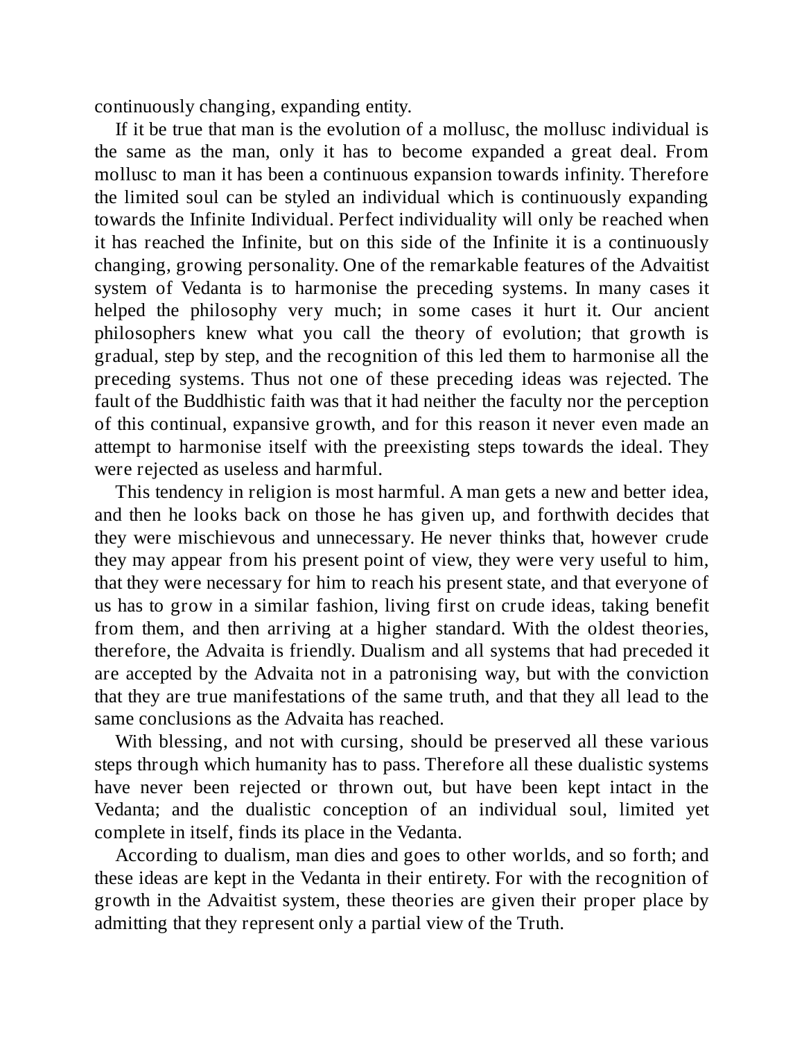continuously changing, expanding entity.

If it be true that man is the evolution of a mollusc, the mollusc individual is the same as the man, only it has to become expanded a great deal. From mollusc to man it has been a continuous expansion towards infinity. Therefore the limited soul can be styled an individual which is continuously expanding towards the Infinite Individual. Perfect individuality will only be reached when it has reached the Infinite, but on this side of the Infinite it is a continuously changing, growing personality. One of the remarkable features of the Advaitist system of Vedanta is to harmonise the preceding systems. In many cases it helped the philosophy very much; in some cases it hurt it. Our ancient philosophers knew what you call the theory of evolution; that growth is gradual, step by step, and the recognition of this led them to harmonise all the preceding systems. Thus not one of these preceding ideas was rejected. The fault of the Buddhistic faith was that it had neither the faculty nor the perception of this continual, expansive growth, and for this reason it never even made an attempt to harmonise itself with the preexisting steps towards the ideal. They were rejected as useless and harmful.

This tendency in religion is most harmful. A man gets a new and better idea, and then he looks back on those he has given up, and forthwith decides that they were mischievous and unnecessary. He never thinks that, however crude they may appear from his present point of view, they were very useful to him, that they were necessary for him to reach his present state, and that everyone of us has to grow in a similar fashion, living first on crude ideas, taking benefit from them, and then arriving at a higher standard. With the oldest theories, therefore, the Advaita is friendly. Dualism and all systems that had preceded it are accepted by the Advaita not in a patronising way, but with the conviction that they are true manifestations of the same truth, and that they all lead to the same conclusions as the Advaita has reached.

With blessing, and not with cursing, should be preserved all these various steps through which humanity has to pass. Therefore all these dualistic systems have never been rejected or thrown out, but have been kept intact in the Vedanta; and the dualistic conception of an individual soul, limited yet complete in itself, finds its place in the Vedanta.

According to dualism, man dies and goes to other worlds, and so forth; and these ideas are kept in the Vedanta in their entirety. For with the recognition of growth in the Advaitist system, these theories are given their proper place by admitting that they represent only a partial view of the Truth.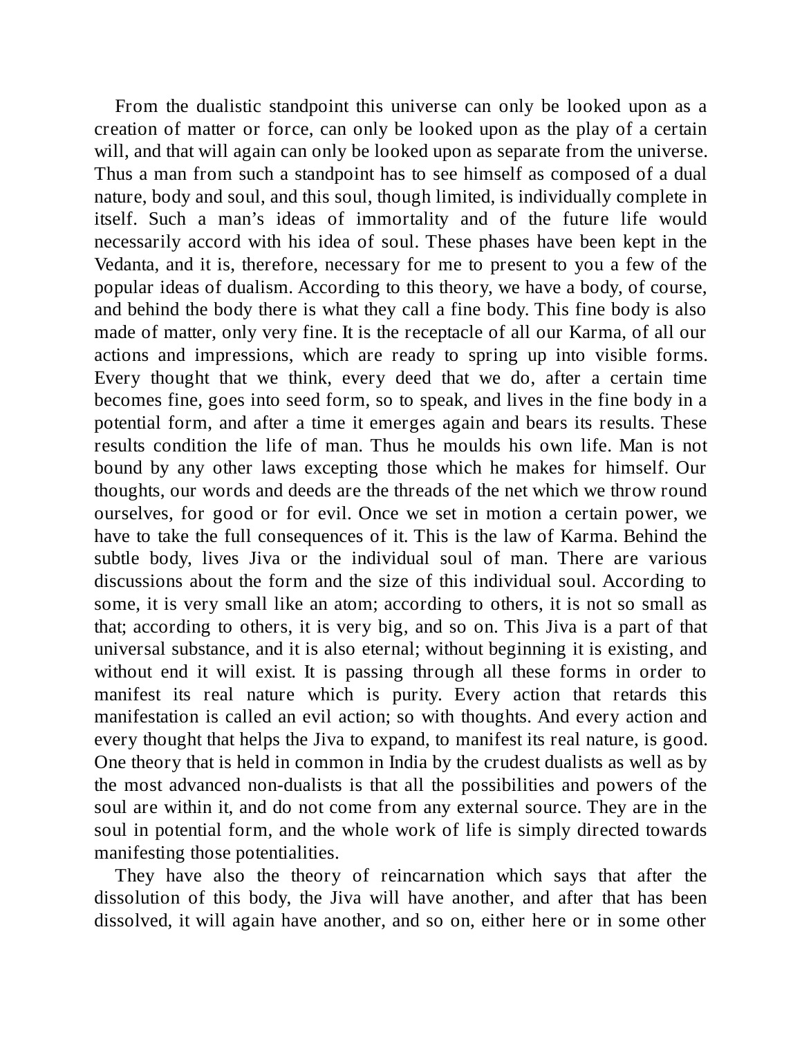From the dualistic standpoint this universe can only be looked upon as a creation of matter or force, can only be looked upon as the play of a certain will, and that will again can only be looked upon as separate from the universe. Thus a man from such a standpoint has to see himself as composed of a dual nature, body and soul, and this soul, though limited, is individually complete in itself. Such a man's ideas of immortality and of the future life would necessarily accord with his idea of soul. These phases have been kept in the Vedanta, and it is, therefore, necessary for me to present to you a few of the popular ideas of dualism. According to this theory, we have a body, of course, and behind the body there is what they call a fine body. This fine body is also made of matter, only very fine. It is the receptacle of all our Karma, of all our actions and impressions, which are ready to spring up into visible forms. Every thought that we think, every deed that we do, after a certain time becomes fine, goes into seed form, so to speak, and lives in the fine body in a potential form, and after a time it emerges again and bears its results. These results condition the life of man. Thus he moulds his own life. Man is not bound by any other laws excepting those which he makes for himself. Our thoughts, our words and deeds are the threads of the net which we throw round ourselves, for good or for evil. Once we set in motion a certain power, we have to take the full consequences of it. This is the law of Karma. Behind the subtle body, lives Jiva or the individual soul of man. There are various discussions about the form and the size of this individual soul. According to some, it is very small like an atom; according to others, it is not so small as that; according to others, it is very big, and so on. This Jiva is a part of that universal substance, and it is also eternal; without beginning it is existing, and without end it will exist. It is passing through all these forms in order to manifest its real nature which is purity. Every action that retards this manifestation is called an evil action; so with thoughts. And every action and every thought that helps the Jiva to expand, to manifest its real nature, is good. One theory that is held in common in India by the crudest dualists as well as by the most advanced non-dualists is that all the possibilities and powers of the soul are within it, and do not come from any external source. They are in the soul in potential form, and the whole work of life is simply directed towards manifesting those potentialities.

They have also the theory of reincarnation which says that after the dissolution of this body, the Jiva will have another, and after that has been dissolved, it will again have another, and so on, either here or in some other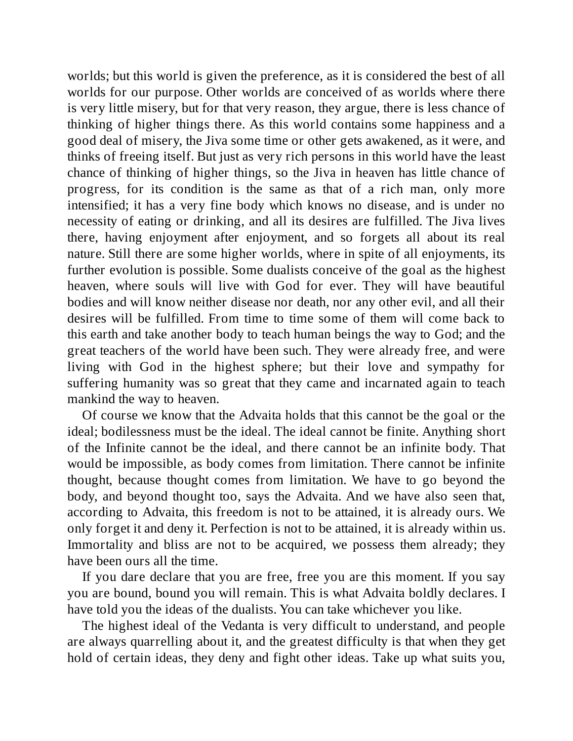worlds; but this world is given the preference, as it is considered the best of all worlds for our purpose. Other worlds are conceived of as worlds where there is very little misery, but for that very reason, they argue, there is less chance of thinking of higher things there. As this world contains some happiness and a good deal of misery, the Jiva some time or other gets awakened, as it were, and thinks of freeing itself. But just as very rich persons in this world have the least chance of thinking of higher things, so the Jiva in heaven has little chance of progress, for its condition is the same as that of a rich man, only more intensified; it has a very fine body which knows no disease, and is under no necessity of eating or drinking, and all its desires are fulfilled. The Jiva lives there, having enjoyment after enjoyment, and so forgets all about its real nature. Still there are some higher worlds, where in spite of all enjoyments, its further evolution is possible. Some dualists conceive of the goal as the highest heaven, where souls will live with God for ever. They will have beautiful bodies and will know neither disease nor death, nor any other evil, and all their desires will be fulfilled. From time to time some of them will come back to this earth and take another body to teach human beings the way to God; and the great teachers of the world have been such. They were already free, and were living with God in the highest sphere; but their love and sympathy for suffering humanity was so great that they came and incarnated again to teach mankind the way to heaven.

Of course we know that the Advaita holds that this cannot be the goal or the ideal; bodilessness must be the ideal. The ideal cannot be finite. Anything short of the Infinite cannot be the ideal, and there cannot be an infinite body. That would be impossible, as body comes from limitation. There cannot be infinite thought, because thought comes from limitation. We have to go beyond the body, and beyond thought too, says the Advaita. And we have also seen that, according to Advaita, this freedom is not to be attained, it is already ours. We only forget it and deny it. Perfection is not to be attained, it is already within us. Immortality and bliss are not to be acquired, we possess them already; they have been ours all the time.

If you dare declare that you are free, free you are this moment. If you say you are bound, bound you will remain. This is what Advaita boldly declares. I have told you the ideas of the dualists. You can take whichever you like.

The highest ideal of the Vedanta is very difficult to understand, and people are always quarrelling about it, and the greatest difficulty is that when they get hold of certain ideas, they deny and fight other ideas. Take up what suits you,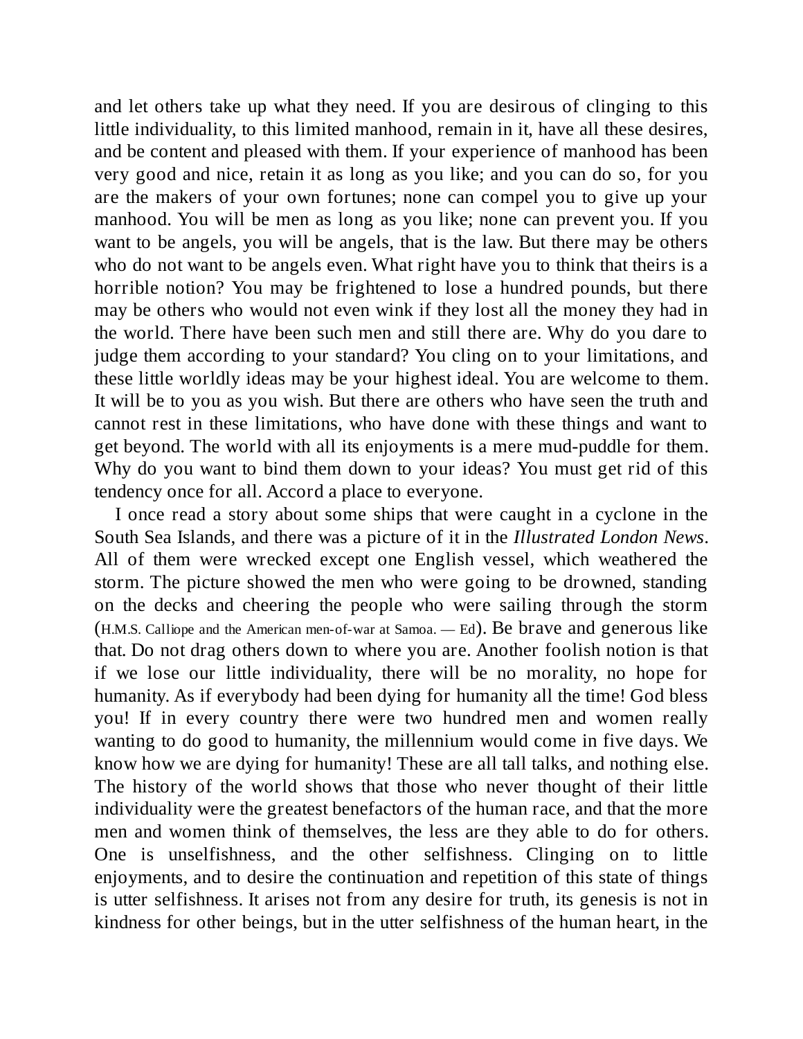and let others take up what they need. If you are desirous of clinging to this little individuality, to this limited manhood, remain in it, have all these desires, and be content and pleased with them. If your experience of manhood has been very good and nice, retain it as long as you like; and you can do so, for you are the makers of your own fortunes; none can compel you to give up your manhood. You will be men as long as you like; none can prevent you. If you want to be angels, you will be angels, that is the law. But there may be others who do not want to be angels even. What right have you to think that theirs is a horrible notion? You may be frightened to lose a hundred pounds, but there may be others who would not even wink if they lost all the money they had in the world. There have been such men and still there are. Why do you dare to judge them according to your standard? You cling on to your limitations, and these little worldly ideas may be your highest ideal. You are welcome to them. It will be to you as you wish. But there are others who have seen the truth and cannot rest in these limitations, who have done with these things and want to get beyond. The world with all its enjoyments is a mere mud-puddle for them. Why do you want to bind them down to your ideas? You must get rid of this tendency once for all. Accord a place to everyone.

I once read a story about some ships that were caught in a cyclone in the South Sea Islands, and there was a picture of it in the *Illustrated London News*. All of them were wrecked except one English vessel, which weathered the storm. The picture showed the men who were going to be drowned, standing on the decks and cheering the people who were sailing through the storm (H.M.S. Calliope and the American men-of-war at Samoa. — Ed). Be brave and generous like that. Do not drag others down to where you are. Another foolish notion is that if we lose our little individuality, there will be no morality, no hope for humanity. As if everybody had been dying for humanity all the time! God bless you! If in every country there were two hundred men and women really wanting to do good to humanity, the millennium would come in five days. We know how we are dying for humanity! These are all tall talks, and nothing else. The history of the world shows that those who never thought of their little individuality were the greatest benefactors of the human race, and that the more men and women think of themselves, the less are they able to do for others. One is unselfishness, and the other selfishness. Clinging on to little enjoyments, and to desire the continuation and repetition of this state of things is utter selfishness. It arises not from any desire for truth, its genesis is not in kindness for other beings, but in the utter selfishness of the human heart, in the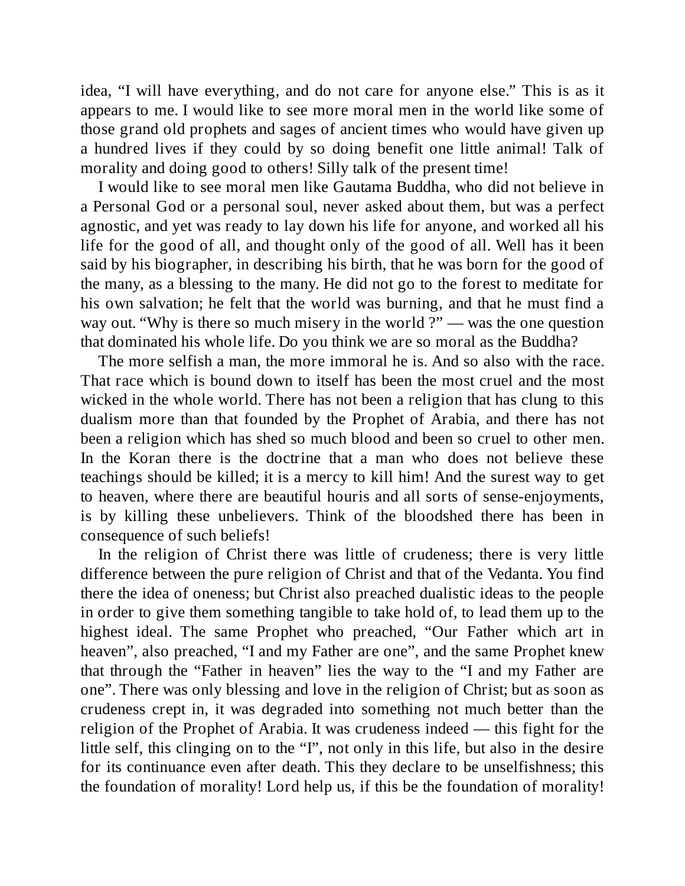idea, "I will have everything, and do not care for anyone else." This is as it appears to me. I would like to see more moral men in the world like some of those grand old prophets and sages of ancient times who would have given up a hundred lives if they could by so doing benefit one little animal! Talk of morality and doing good to others! Silly talk of the present time!

I would like to see moral men like Gautama Buddha, who did not believe in a Personal God or a personal soul, never asked about them, but was a perfect agnostic, and yet was ready to lay down his life for anyone, and worked all his life for the good of all, and thought only of the good of all. Well has it been said by his biographer, in describing his birth, that he was born for the good of the many, as a blessing to the many. He did not go to the forest to meditate for his own salvation; he felt that the world was burning, and that he must find a way out. "Why is there so much misery in the world ?" — was the one question that dominated his whole life. Do you think we are so moral as the Buddha?

The more selfish a man, the more immoral he is. And so also with the race. That race which is bound down to itself has been the most cruel and the most wicked in the whole world. There has not been a religion that has clung to this dualism more than that founded by the Prophet of Arabia, and there has not been a religion which has shed so much blood and been so cruel to other men. In the Koran there is the doctrine that a man who does not believe these teachings should be killed; it is a mercy to kill him! And the surest way to get to heaven, where there are beautiful houris and all sorts of sense-enjoyments, is by killing these unbelievers. Think of the bloodshed there has been in consequence of such beliefs!

In the religion of Christ there was little of crudeness; there is very little difference between the pure religion of Christ and that of the Vedanta. You find there the idea of oneness; but Christ also preached dualistic ideas to the people in order to give them something tangible to take hold of, to lead them up to the highest ideal. The same Prophet who preached, "Our Father which art in heaven", also preached, "I and my Father are one", and the same Prophet knew that through the "Father in heaven" lies the way to the "I and my Father are one". There was only blessing and love in the religion of Christ; but as soon as crudeness crept in, it was degraded into something not much better than the religion of the Prophet of Arabia. It was crudeness indeed — this fight for the little self, this clinging on to the "I", not only in this life, but also in the desire for its continuance even after death. This they declare to be unselfishness; this the foundation of morality! Lord help us, if this be the foundation of morality!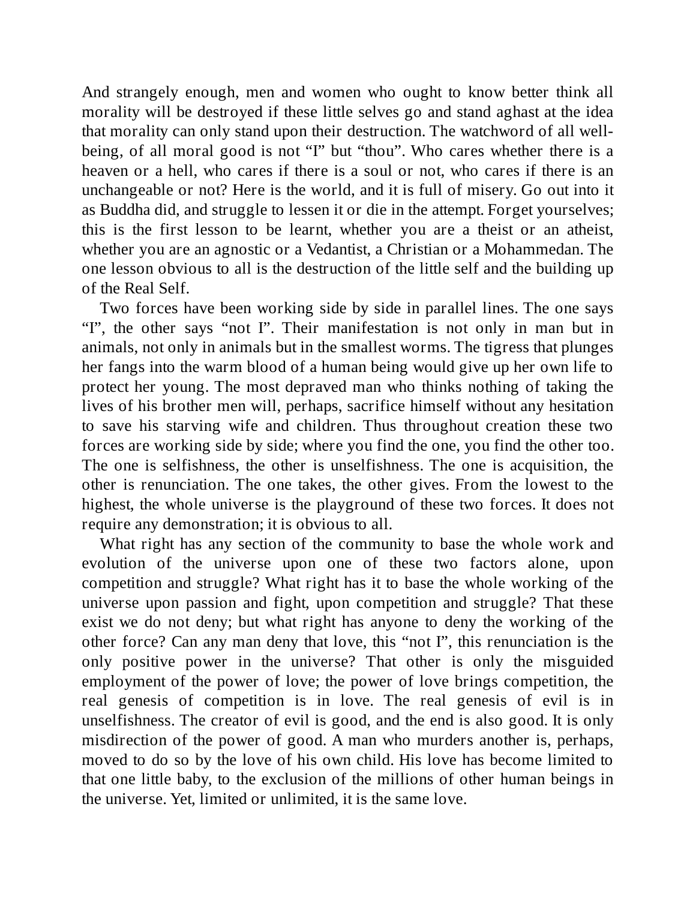And strangely enough, men and women who ought to know better think all morality will be destroyed if these little selves go and stand aghast at the idea that morality can only stand upon their destruction. The watchword of all well-being, of all moral good is not "I" but "thou". Who cares whether there is a heaven or a hell, who cares if there is a soul or not, who cares if there is an unchangeable or not? Here is the world, and it is full of misery. Go out into it as Buddha did, and struggle to lessen it or die in the attempt. Forget yourselves; this is the first lesson to be learnt, whether you are a theist or an atheist, whether you are an agnostic or a Vedantist, a Christian or a Mohammedan. The one lesson obvious to all is the destruction of the little self and the building up of the Real Self.

Two forces have been working side by side in parallel lines. The one says "I", the other says "not I". Their manifestation is not only in man but in animals, not only in animals but in the smallest worms. The tigress that plunges her fangs into the warm blood of a human being would give up her own life to protect her young. The most depraved man who thinks nothing of taking the lives of his brother men will, perhaps, sacrifice himself without any hesitation to save his starving wife and children. Thus throughout creation these two forces are working side by side; where you find the one, you find the other too. The one is selfishness, the other is unselfishness. The one is acquisition, the other is renunciation. The one takes, the other gives. From the lowest to the highest, the whole universe is the playground of these two forces. It does not require any demonstration; it is obvious to all.

What right has any section of the community to base the whole work and evolution of the universe upon one of these two factors alone, upon competition and struggle? What right has it to base the whole working of the universe upon passion and fight, upon competition and struggle? That these exist we do not deny; but what right has anyone to deny the working of the other force? Can any man deny that love, this "not I", this renunciation is the only positive power in the universe? That other is only the misguided employment of the power of love; the power of love brings competition, the real genesis of competition is in love. The real genesis of evil is in unselfishness. The creator of evil is good, and the end is also good. It is only misdirection of the power of good. A man who murders another is, perhaps, moved to do so by the love of his own child. His love has become limited to that one little baby, to the exclusion of the millions of other human beings in the universe. Yet, limited or unlimited, it is the same love.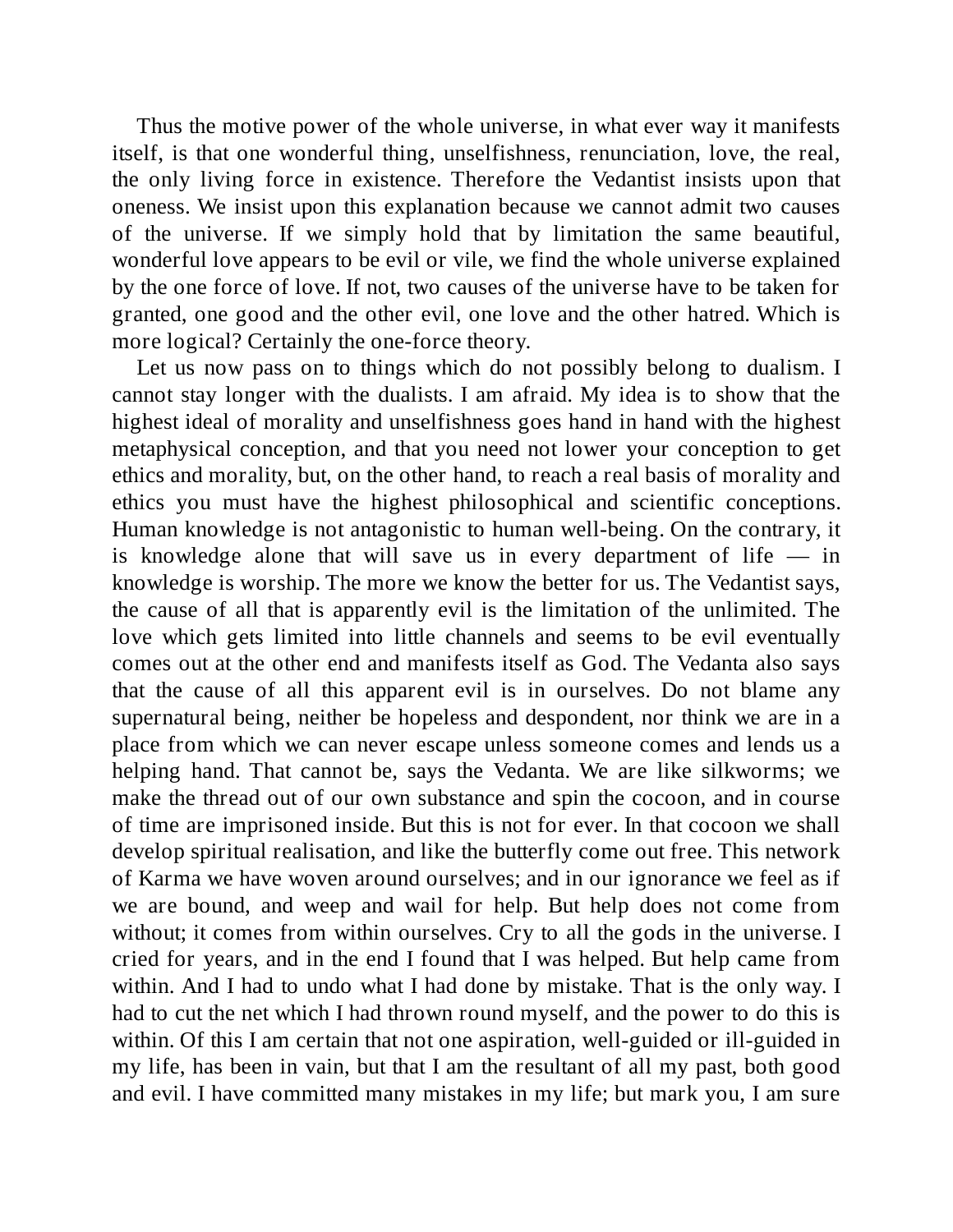Thus the motive power of the whole universe, in what ever way it manifests itself, is that one wonderful thing, unselfishness, renunciation, love, the real, the only living force in existence. Therefore the Vedantist insists upon that oneness. We insist upon this explanation because we cannot admit two causes of the universe. If we simply hold that by limitation the same beautiful, wonderful love appears to be evil or vile, we find the whole universe explained by the one force of love. If not, two causes of the universe have to be taken for granted, one good and the other evil, one love and the other hatred. Which is more logical? Certainly the one-force theory.

Let us now pass on to things which do not possibly belong to dualism. I cannot stay longer with the dualists. I am afraid. My idea is to show that the highest ideal of morality and unselfishness goes hand in hand with the highest metaphysical conception, and that you need not lower your conception to get ethics and morality, but, on the other hand, to reach a real basis of morality and ethics you must have the highest philosophical and scientific conceptions. Human knowledge is not antagonistic to human well-being. On the contrary, it is knowledge alone that will save us in every department of life — in knowledge is worship. The more we know the better for us. The Vedantist says, the cause of all that is apparently evil is the limitation of the unlimited. The love which gets limited into little channels and seems to be evil eventually comes out at the other end and manifests itself as God. The Vedanta also says that the cause of all this apparent evil is in ourselves. Do not blame any supernatural being, neither be hopeless and despondent, nor think we are in a place from which we can never escape unless someone comes and lends us a helping hand. That cannot be, says the Vedanta. We are like silkworms; we make the thread out of our own substance and spin the cocoon, and in course of time are imprisoned inside. But this is not for ever. In that cocoon we shall develop spiritual realisation, and like the butterfly come out free. This network of Karma we have woven around ourselves; and in our ignorance we feel as if we are bound, and weep and wail for help. But help does not come from without; it comes from within ourselves. Cry to all the gods in the universe. I cried for years, and in the end I found that I was helped. But help came from within. And I had to undo what I had done by mistake. That is the only way. I had to cut the net which I had thrown round myself, and the power to do this is within. Of this I am certain that not one aspiration, well-guided or ill-guided in my life, has been in vain, but that I am the resultant of all my past, both good and evil. I have committed many mistakes in my life; but mark you, I am sure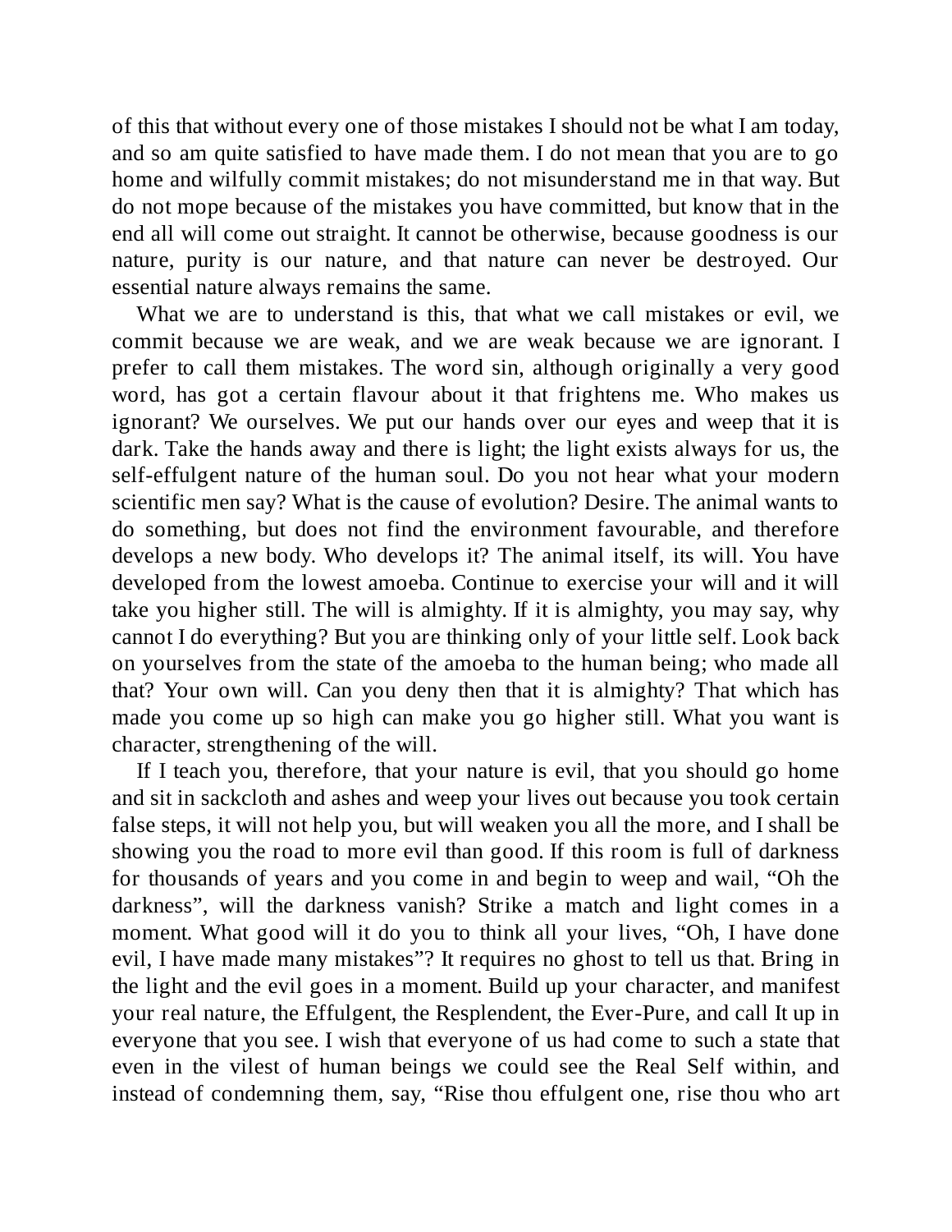of this that without every one of those mistakes I should not be what I am today, and so am quite satisfied to have made them. I do not mean that you are to go home and wilfully commit mistakes; do not misunderstand me in that way. But do not mope because of the mistakes you have committed, but know that in the end all will come out straight. It cannot be otherwise, because goodness is our nature, purity is our nature, and that nature can never be destroyed. Our essential nature always remains the same.

What we are to understand is this, that what we call mistakes or evil, we commit because we are weak, and we are weak because we are ignorant. I prefer to call them mistakes. The word sin, although originally a very good word, has got a certain flavour about it that frightens me. Who makes us ignorant? We ourselves. We put our hands over our eyes and weep that it is dark. Take the hands away and there is light; the light exists always for us, the self-effulgent nature of the human soul. Do you not hear what your modern scientific men say? What is the cause of evolution? Desire. The animal wants to do something, but does not find the environment favourable, and therefore develops a new body. Who develops it? The animal itself, its will. You have developed from the lowest amoeba. Continue to exercise your will and it will take you higher still. The will is almighty. If it is almighty, you may say, why cannot I do everything? But you are thinking only of your little self. Look back on yourselves from the state of the amoeba to the human being; who made all that? Your own will. Can you deny then that it is almighty? That which has made you come up so high can make you go higher still. What you want is character, strengthening of the will.

If I teach you, therefore, that your nature is evil, that you should go home and sit in sackcloth and ashes and weep your lives out because you took certain false steps, it will not help you, but will weaken you all the more, and I shall be showing you the road to more evil than good. If this room is full of darkness for thousands of years and you come in and begin to weep and wail, "Oh the darkness", will the darkness vanish? Strike a match and light comes in a moment. What good will it do you to think all your lives, "Oh, I have done evil, I have made many mistakes"? It requires no ghost to tell us that. Bring in the light and the evil goes in a moment. Build up your character, and manifest your real nature, the Effulgent, the Resplendent, the Ever-Pure, and call It up in everyone that you see. I wish that everyone of us had come to such a state that even in the vilest of human beings we could see the Real Self within, and instead of condemning them, say, "Rise thou effulgent one, rise thou who art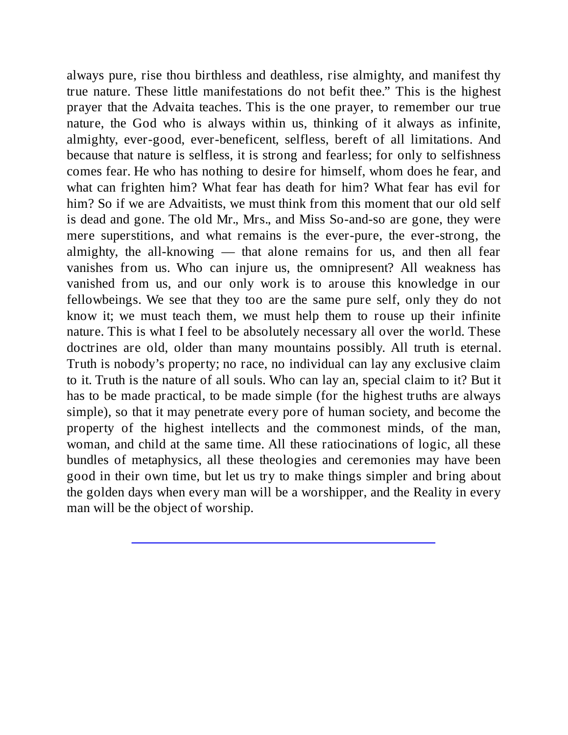always pure, rise thou birthless and deathless, rise almighty, and manifest thy true nature. These little manifestations do not befit thee." This is the highest prayer that the Advaita teaches. This is the one prayer, to remember our true nature, the God who is always within us, thinking of it always as infinite, almighty, ever-good, ever-beneficent, selfless, bereft of all limitations. And because that nature is selfless, it is strong and fearless; for only to selfishness comes fear. He who has nothing to desire for himself, whom does he fear, and what can frighten him? What fear has death for him? What fear has evil for him? So if we are Advaitists, we must think from this moment that our old self is dead and gone. The old Mr., Mrs., and Miss So-and-so are gone, they were mere superstitions, and what remains is the ever-pure, the ever-strong, the almighty, the all-knowing — that alone remains for us, and then all fear vanishes from us. Who can injure us, the omnipresent? All weakness has vanished from us, and our only work is to arouse this knowledge in our fellowbeings. We see that they too are the same pure self, only they do not know it; we must teach them, we must help them to rouse up their infinite nature. This is what I feel to be absolutely necessary all over the world. These doctrines are old, older than many mountains possibly. All truth is eternal. Truth is nobody's property; no race, no individual can lay any exclusive claim to it. Truth is the nature of all souls. Who can lay an, special claim to it? But it has to be made practical, to be made simple (for the highest truths are always simple), so that it may penetrate every pore of human society, and become the property of the highest intellects and the commonest minds, of the man, woman, and child at the same time. All these ratiocinations of logic, all these bundles of metaphysics, all these theologies and ceremonies may have been good in their own time, but let us try to make things simpler and bring about the golden days when every man will be a worshipper, and the Reality in every man will be the object of worship.

---